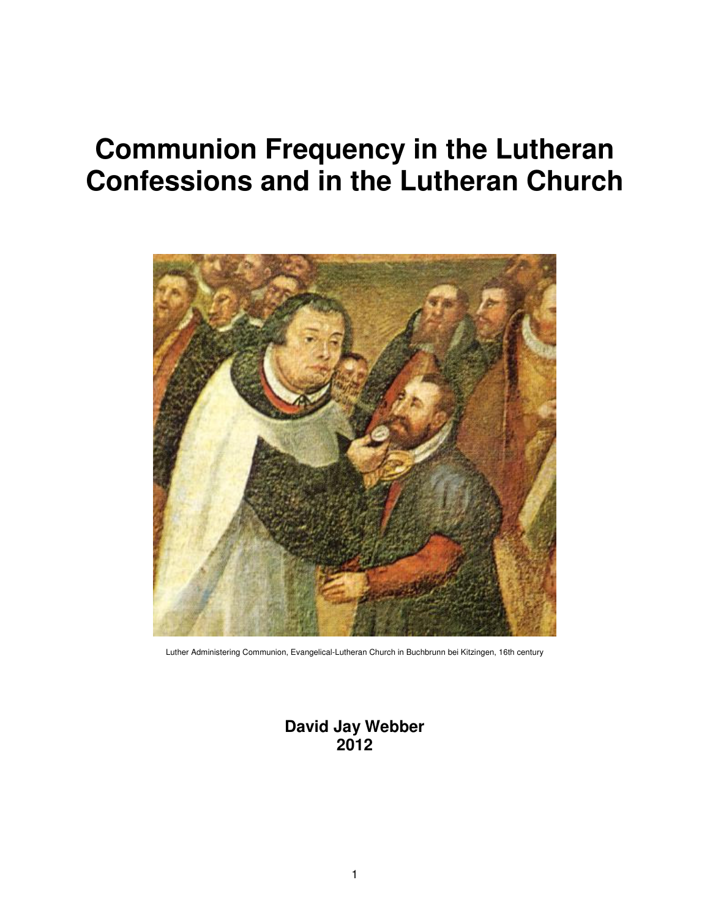# Communion Frequency in the Lutheran Confessions and in the Lutheran Church

Luther Administering Communion, Evangelical-Lutheran Church in Buchbrunn bei Kitzingen, 16th century

**David Jay Webber**
**2012**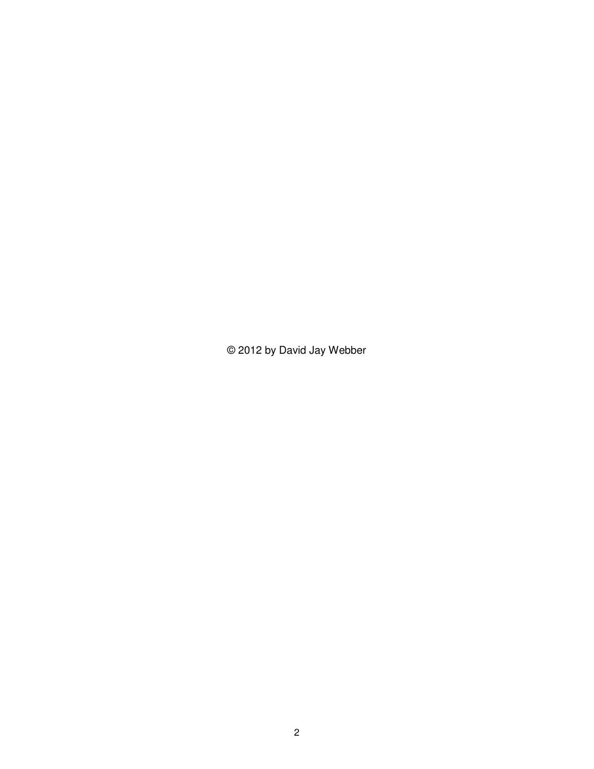© 2012 by David Jay Webber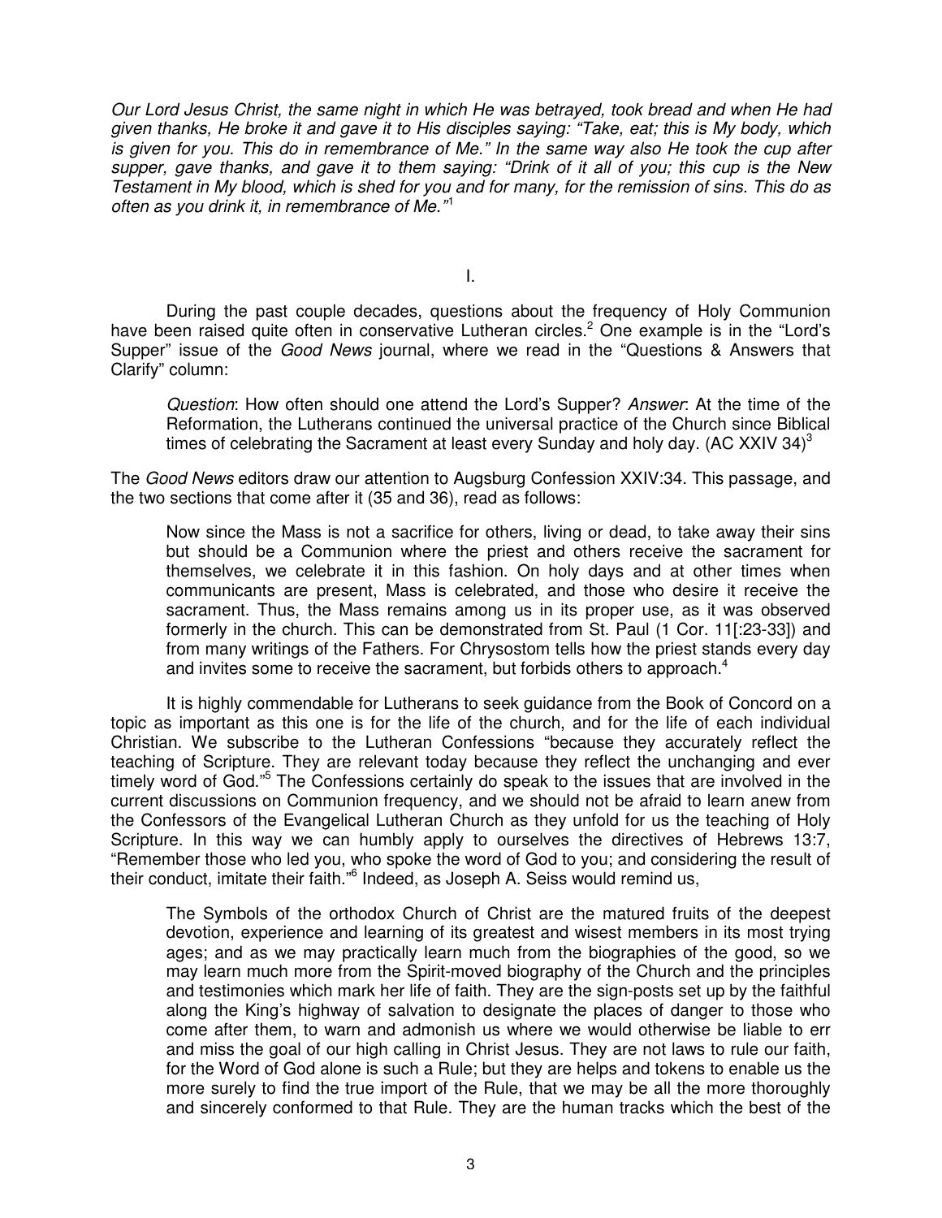*Our Lord Jesus Christ, the same night in which He was betrayed, took bread and when He had given thanks, He broke it and gave it to His disciples saying: "Take, eat; this is My body, which is given for you. This do in remembrance of Me." In the same way also He took the cup after supper, gave thanks, and gave it to them saying: "Drink of it all of you; this cup is the New Testament in My blood, which is shed for you and for many, for the remission of sins. This do as often as you drink it, in remembrance of Me."*[1]

## I.

During the past couple decades, questions about the frequency of Holy Communion have been raised quite often in conservative Lutheran circles.[2] One example is in the "Lord's Supper" issue of the *Good News* journal, where we read in the "Questions & Answers that Clarify" column:

> *Question*: How often should one attend the Lord's Supper? *Answer*: At the time of the Reformation, the Lutherans continued the universal practice of the Church since Biblical times of celebrating the Sacrament at least every Sunday and holy day. (AC XXIV 34)[3]

The *Good News* editors draw our attention to Augsburg Confession XXIV:34. This passage, and the two sections that come after it (35 and 36), read as follows:

> Now since the Mass is not a sacrifice for others, living or dead, to take away their sins but should be a Communion where the priest and others receive the sacrament for themselves, we celebrate it in this fashion. On holy days and at other times when communicants are present, Mass is celebrated, and those who desire it receive the sacrament. Thus, the Mass remains among us in its proper use, as it was observed formerly in the church. This can be demonstrated from St. Paul (1 Cor. 11[:23-33]) and from many writings of the Fathers. For Chrysostom tells how the priest stands every day and invites some to receive the sacrament, but forbids others to approach.[4]

It is highly commendable for Lutherans to seek guidance from the Book of Concord on a topic as important as this one is for the life of the church, and for the life of each individual Christian. We subscribe to the Lutheran Confessions "because they accurately reflect the teaching of Scripture. They are relevant today because they reflect the unchanging and ever timely word of God."[5] The Confessions certainly do speak to the issues that are involved in the current discussions on Communion frequency, and we should not be afraid to learn anew from the Confessors of the Evangelical Lutheran Church as they unfold for us the teaching of Holy Scripture. In this way we can humbly apply to ourselves the directives of Hebrews 13:7, "Remember those who led you, who spoke the word of God to you; and considering the result of their conduct, imitate their faith."[6] Indeed, as Joseph A. Seiss would remind us,

> The Symbols of the orthodox Church of Christ are the matured fruits of the deepest devotion, experience and learning of its greatest and wisest members in its most trying ages; and as we may practically learn much from the biographies of the good, so we may learn much more from the Spirit-moved biography of the Church and the principles and testimonies which mark her life of faith. They are the sign-posts set up by the faithful along the King's highway of salvation to designate the places of danger to those who come after them, to warn and admonish us where we would otherwise be liable to err and miss the goal of our high calling in Christ Jesus. They are not laws to rule our faith, for the Word of God alone is such a Rule; but they are helps and tokens to enable us the more surely to find the true import of the Rule, that we may be all the more thoroughly and sincerely conformed to that Rule. They are the human tracks which the best of the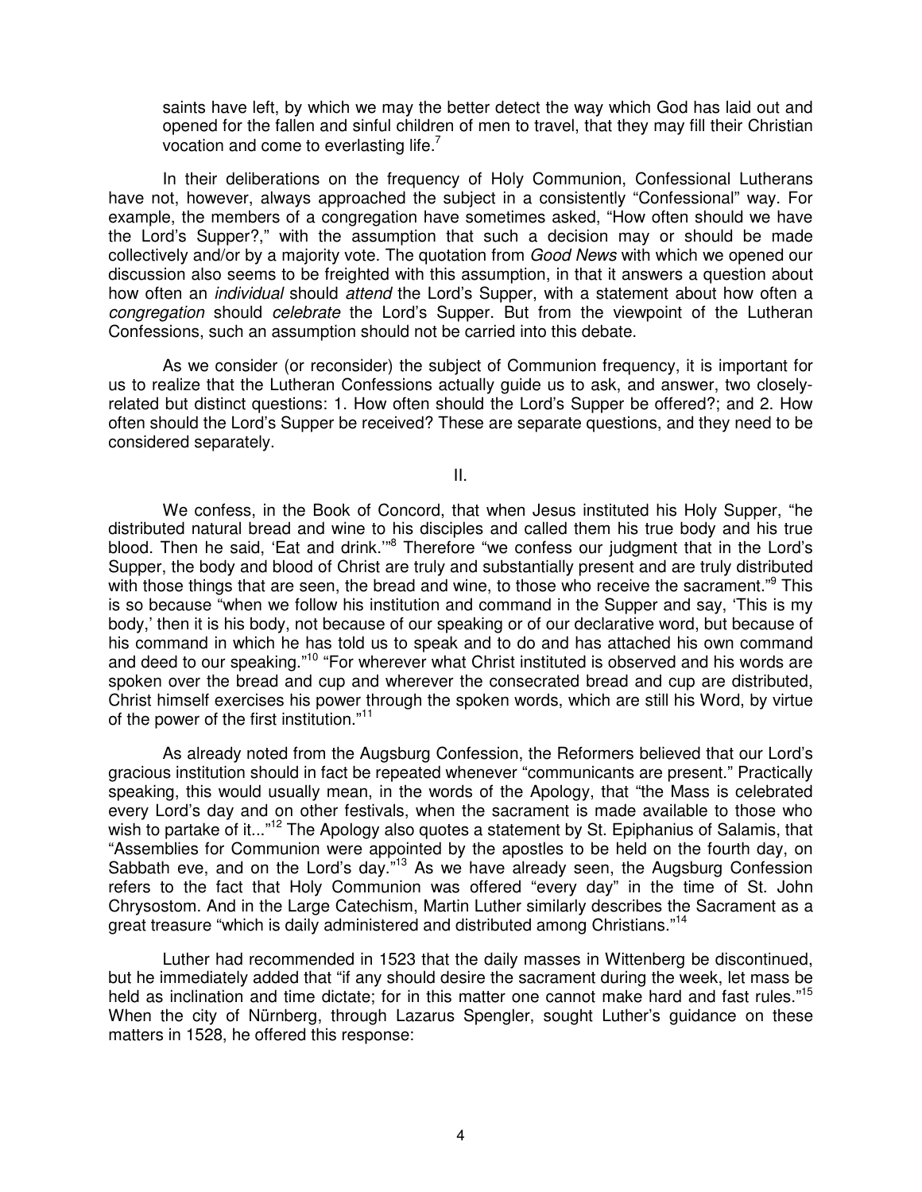saints have left, by which we may the better detect the way which God has laid out and opened for the fallen and sinful children of men to travel, that they may fill their Christian vocation and come to everlasting life.[7]

In their deliberations on the frequency of Holy Communion, Confessional Lutherans have not, however, always approached the subject in a consistently "Confessional" way. For example, the members of a congregation have sometimes asked, "How often should we have the Lord's Supper?," with the assumption that such a decision may or should be made collectively and/or by a majority vote. The quotation from *Good News* with which we opened our discussion also seems to be freighted with this assumption, in that it answers a question about how often an *individual* should *attend* the Lord's Supper, with a statement about how often a *congregation* should *celebrate* the Lord's Supper. But from the viewpoint of the Lutheran Confessions, such an assumption should not be carried into this debate.

As we consider (or reconsider) the subject of Communion frequency, it is important for us to realize that the Lutheran Confessions actually guide us to ask, and answer, two closely-related but distinct questions: 1. How often should the Lord's Supper be offered?; and 2. How often should the Lord's Supper be received? These are separate questions, and they need to be considered separately.

II.

We confess, in the Book of Concord, that when Jesus instituted his Holy Supper, "he distributed natural bread and wine to his disciples and called them his true body and his true blood. Then he said, 'Eat and drink.'"[8] Therefore "we confess our judgment that in the Lord's Supper, the body and blood of Christ are truly and substantially present and are truly distributed with those things that are seen, the bread and wine, to those who receive the sacrament."[9] This is so because "when we follow his institution and command in the Supper and say, 'This is my body,' then it is his body, not because of our speaking or of our declarative word, but because of his command in which he has told us to speak and to do and has attached his own command and deed to our speaking."[10] "For wherever what Christ instituted is observed and his words are spoken over the bread and cup and wherever the consecrated bread and cup are distributed, Christ himself exercises his power through the spoken words, which are still his Word, by virtue of the power of the first institution."[11]

As already noted from the Augsburg Confession, the Reformers believed that our Lord's gracious institution should in fact be repeated whenever "communicants are present." Practically speaking, this would usually mean, in the words of the Apology, that "the Mass is celebrated every Lord's day and on other festivals, when the sacrament is made available to those who wish to partake of it..."[12] The Apology also quotes a statement by St. Epiphanius of Salamis, that "Assemblies for Communion were appointed by the apostles to be held on the fourth day, on Sabbath eve, and on the Lord's day."[13] As we have already seen, the Augsburg Confession refers to the fact that Holy Communion was offered "every day" in the time of St. John Chrysostom. And in the Large Catechism, Martin Luther similarly describes the Sacrament as a great treasure "which is daily administered and distributed among Christians."[14]

Luther had recommended in 1523 that the daily masses in Wittenberg be discontinued, but he immediately added that "if any should desire the sacrament during the week, let mass be held as inclination and time dictate; for in this matter one cannot make hard and fast rules."[15] When the city of Nürnberg, through Lazarus Spengler, sought Luther's guidance on these matters in 1528, he offered this response: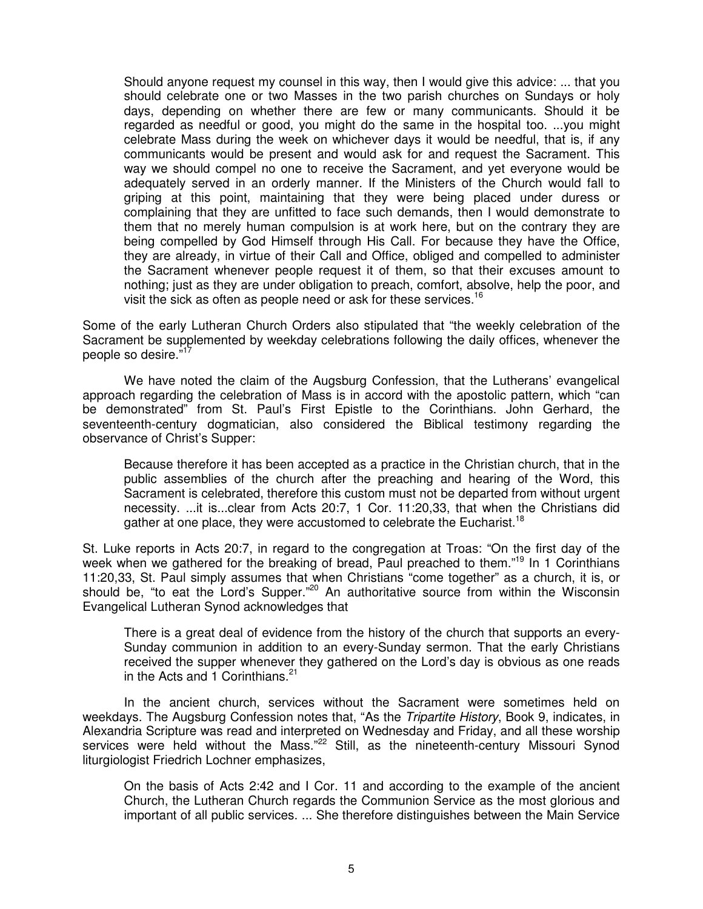> Should anyone request my counsel in this way, then I would give this advice: ... that you should celebrate one or two Masses in the two parish churches on Sundays or holy days, depending on whether there are few or many communicants. Should it be regarded as needful or good, you might do the same in the hospital too. ...you might celebrate Mass during the week on whichever days it would be needful, that is, if any communicants would be present and would ask for and request the Sacrament. This way we should compel no one to receive the Sacrament, and yet everyone would be adequately served in an orderly manner. If the Ministers of the Church would fall to griping at this point, maintaining that they were being placed under duress or complaining that they are unfitted to face such demands, then I would demonstrate to them that no merely human compulsion is at work here, but on the contrary they are being compelled by God Himself through His Call. For because they have the Office, they are already, in virtue of their Call and Office, obliged and compelled to administer the Sacrament whenever people request it of them, so that their excuses amount to nothing; just as they are under obligation to preach, comfort, absolve, help the poor, and visit the sick as often as people need or ask for these services.[16]

Some of the early Lutheran Church Orders also stipulated that "the weekly celebration of the Sacrament be supplemented by weekday celebrations following the daily offices, whenever the people so desire."[17]

We have noted the claim of the Augsburg Confession, that the Lutherans' evangelical approach regarding the celebration of Mass is in accord with the apostolic pattern, which "can be demonstrated" from St. Paul's First Epistle to the Corinthians. John Gerhard, the seventeenth-century dogmatician, also considered the Biblical testimony regarding the observance of Christ's Supper:

> Because therefore it has been accepted as a practice in the Christian church, that in the public assemblies of the church after the preaching and hearing of the Word, this Sacrament is celebrated, therefore this custom must not be departed from without urgent necessity. ...it is...clear from Acts 20:7, 1 Cor. 11:20,33, that when the Christians did gather at one place, they were accustomed to celebrate the Eucharist.[18]

St. Luke reports in Acts 20:7, in regard to the congregation at Troas: "On the first day of the week when we gathered for the breaking of bread, Paul preached to them."[19] In 1 Corinthians 11:20,33, St. Paul simply assumes that when Christians "come together" as a church, it is, or should be, "to eat the Lord's Supper."[20] An authoritative source from within the Wisconsin Evangelical Lutheran Synod acknowledges that

> There is a great deal of evidence from the history of the church that supports an every-Sunday communion in addition to an every-Sunday sermon. That the early Christians received the supper whenever they gathered on the Lord's day is obvious as one reads in the Acts and 1 Corinthians.[21]

In the ancient church, services without the Sacrament were sometimes held on weekdays. The Augsburg Confession notes that, "As the *Tripartite History*, Book 9, indicates, in Alexandria Scripture was read and interpreted on Wednesday and Friday, and all these worship services were held without the Mass."[22] Still, as the nineteenth-century Missouri Synod liturgiologist Friedrich Lochner emphasizes,

> On the basis of Acts 2:42 and I Cor. 11 and according to the example of the ancient Church, the Lutheran Church regards the Communion Service as the most glorious and important of all public services. ... She therefore distinguishes between the Main Service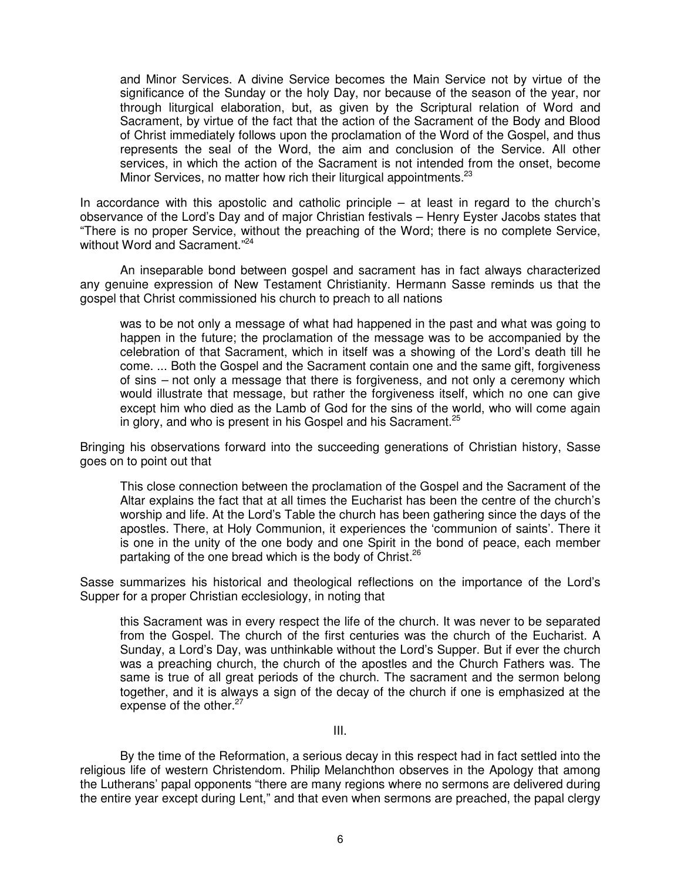> and Minor Services. A divine Service becomes the Main Service not by virtue of the significance of the Sunday or the holy Day, nor because of the season of the year, nor through liturgical elaboration, but, as given by the Scriptural relation of Word and Sacrament, by virtue of the fact that the action of the Sacrament of the Body and Blood of Christ immediately follows upon the proclamation of the Word of the Gospel, and thus represents the seal of the Word, the aim and conclusion of the Service. All other services, in which the action of the Sacrament is not intended from the onset, become Minor Services, no matter how rich their liturgical appointments.[23]

In accordance with this apostolic and catholic principle – at least in regard to the church's observance of the Lord's Day and of major Christian festivals – Henry Eyster Jacobs states that "There is no proper Service, without the preaching of the Word; there is no complete Service, without Word and Sacrament."[24]

An inseparable bond between gospel and sacrament has in fact always characterized any genuine expression of New Testament Christianity. Hermann Sasse reminds us that the gospel that Christ commissioned his church to preach to all nations

> was to be not only a message of what had happened in the past and what was going to happen in the future; the proclamation of the message was to be accompanied by the celebration of that Sacrament, which in itself was a showing of the Lord's death till he come. ... Both the Gospel and the Sacrament contain one and the same gift, forgiveness of sins – not only a message that there is forgiveness, and not only a ceremony which would illustrate that message, but rather the forgiveness itself, which no one can give except him who died as the Lamb of God for the sins of the world, who will come again in glory, and who is present in his Gospel and his Sacrament.[25]

Bringing his observations forward into the succeeding generations of Christian history, Sasse goes on to point out that

> This close connection between the proclamation of the Gospel and the Sacrament of the Altar explains the fact that at all times the Eucharist has been the centre of the church's worship and life. At the Lord's Table the church has been gathering since the days of the apostles. There, at Holy Communion, it experiences the 'communion of saints'. There it is one in the unity of the one body and one Spirit in the bond of peace, each member partaking of the one bread which is the body of Christ.[26]

Sasse summarizes his historical and theological reflections on the importance of the Lord's Supper for a proper Christian ecclesiology, in noting that

> this Sacrament was in every respect the life of the church. It was never to be separated from the Gospel. The church of the first centuries was the church of the Eucharist. A Sunday, a Lord's Day, was unthinkable without the Lord's Supper. But if ever the church was a preaching church, the church of the apostles and the Church Fathers was. The same is true of all great periods of the church. The sacrament and the sermon belong together, and it is always a sign of the decay of the church if one is emphasized at the expense of the other.[27]

III.

By the time of the Reformation, a serious decay in this respect had in fact settled into the religious life of western Christendom. Philip Melanchthon observes in the Apology that among the Lutherans' papal opponents "there are many regions where no sermons are delivered during the entire year except during Lent," and that even when sermons are preached, the papal clergy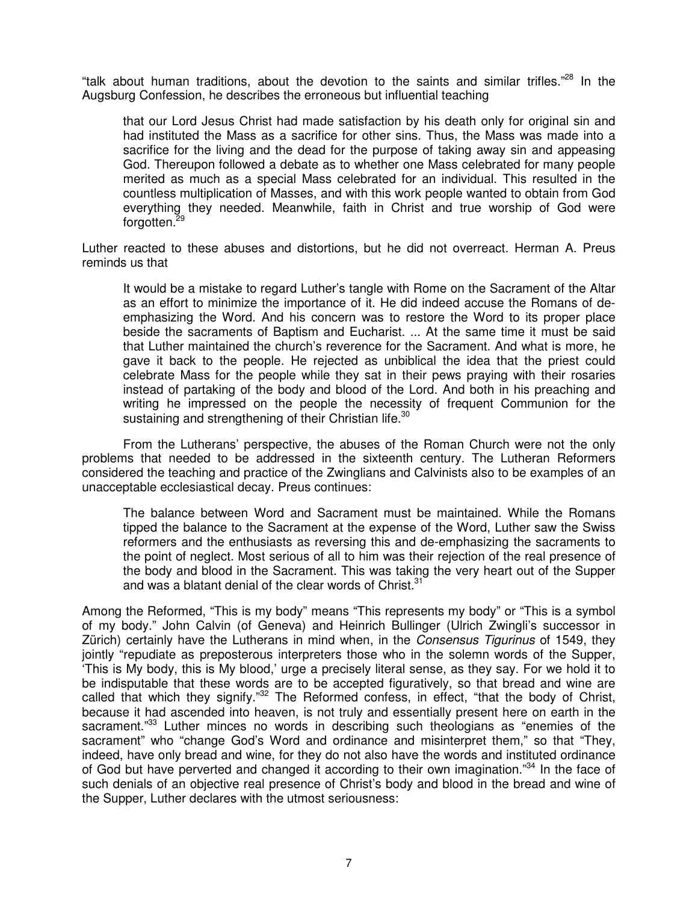"talk about human traditions, about the devotion to the saints and similar trifles."[28] In the Augsburg Confession, he describes the erroneous but influential teaching

> that our Lord Jesus Christ had made satisfaction by his death only for original sin and had instituted the Mass as a sacrifice for other sins. Thus, the Mass was made into a sacrifice for the living and the dead for the purpose of taking away sin and appeasing God. Thereupon followed a debate as to whether one Mass celebrated for many people merited as much as a special Mass celebrated for an individual. This resulted in the countless multiplication of Masses, and with this work people wanted to obtain from God everything they needed. Meanwhile, faith in Christ and true worship of God were forgotten.[29]

Luther reacted to these abuses and distortions, but he did not overreact. Herman A. Preus reminds us that

> It would be a mistake to regard Luther's tangle with Rome on the Sacrament of the Altar as an effort to minimize the importance of it. He did indeed accuse the Romans of de-emphasizing the Word. And his concern was to restore the Word to its proper place beside the sacraments of Baptism and Eucharist. ... At the same time it must be said that Luther maintained the church's reverence for the Sacrament. And what is more, he gave it back to the people. He rejected as unbiblical the idea that the priest could celebrate Mass for the people while they sat in their pews praying with their rosaries instead of partaking of the body and blood of the Lord. And both in his preaching and writing he impressed on the people the necessity of frequent Communion for the sustaining and strengthening of their Christian life.[30]

From the Lutherans' perspective, the abuses of the Roman Church were not the only problems that needed to be addressed in the sixteenth century. The Lutheran Reformers considered the teaching and practice of the Zwinglians and Calvinists also to be examples of an unacceptable ecclesiastical decay. Preus continues:

> The balance between Word and Sacrament must be maintained. While the Romans tipped the balance to the Sacrament at the expense of the Word, Luther saw the Swiss reformers and the enthusiasts as reversing this and de-emphasizing the sacraments to the point of neglect. Most serious of all to him was their rejection of the real presence of the body and blood in the Sacrament. This was taking the very heart out of the Supper and was a blatant denial of the clear words of Christ.[31]

Among the Reformed, "This is my body" means "This represents my body" or "This is a symbol of my body." John Calvin (of Geneva) and Heinrich Bullinger (Ulrich Zwingli's successor in Zürich) certainly have the Lutherans in mind when, in the *Consensus Tigurinus* of 1549, they jointly "repudiate as preposterous interpreters those who in the solemn words of the Supper, 'This is My body, this is My blood,' urge a precisely literal sense, as they say. For we hold it to be indisputable that these words are to be accepted figuratively, so that bread and wine are called that which they signify."[32] The Reformed confess, in effect, "that the body of Christ, because it had ascended into heaven, is not truly and essentially present here on earth in the sacrament."[33] Luther minces no words in describing such theologians as "enemies of the sacrament" who "change God's Word and ordinance and misinterpret them," so that "They, indeed, have only bread and wine, for they do not also have the words and instituted ordinance of God but have perverted and changed it according to their own imagination."[34] In the face of such denials of an objective real presence of Christ's body and blood in the bread and wine of the Supper, Luther declares with the utmost seriousness: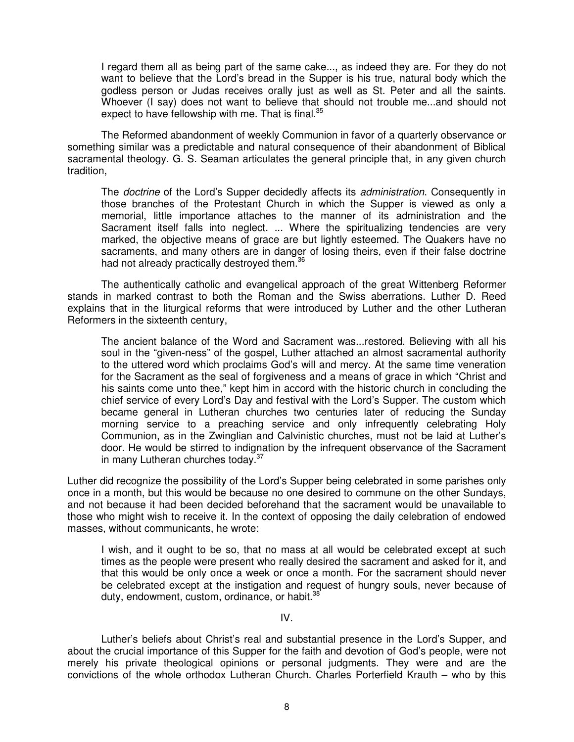> I regard them all as being part of the same cake..., as indeed they are. For they do not want to believe that the Lord's bread in the Supper is his true, natural body which the godless person or Judas receives orally just as well as St. Peter and all the saints. Whoever (I say) does not want to believe that should not trouble me...and should not expect to have fellowship with me. That is final.[35]

The Reformed abandonment of weekly Communion in favor of a quarterly observance or something similar was a predictable and natural consequence of their abandonment of Biblical sacramental theology. G. S. Seaman articulates the general principle that, in any given church tradition,

> The *doctrine* of the Lord's Supper decidedly affects its *administration*. Consequently in those branches of the Protestant Church in which the Supper is viewed as only a memorial, little importance attaches to the manner of its administration and the Sacrament itself falls into neglect. ... Where the spiritualizing tendencies are very marked, the objective means of grace are but lightly esteemed. The Quakers have no sacraments, and many others are in danger of losing theirs, even if their false doctrine had not already practically destroyed them.[36]

The authentically catholic and evangelical approach of the great Wittenberg Reformer stands in marked contrast to both the Roman and the Swiss aberrations. Luther D. Reed explains that in the liturgical reforms that were introduced by Luther and the other Lutheran Reformers in the sixteenth century,

> The ancient balance of the Word and Sacrament was...restored. Believing with all his soul in the "given-ness" of the gospel, Luther attached an almost sacramental authority to the uttered word which proclaims God's will and mercy. At the same time veneration for the Sacrament as the seal of forgiveness and a means of grace in which "Christ and his saints come unto thee," kept him in accord with the historic church in concluding the chief service of every Lord's Day and festival with the Lord's Supper. The custom which became general in Lutheran churches two centuries later of reducing the Sunday morning service to a preaching service and only infrequently celebrating Holy Communion, as in the Zwinglian and Calvinistic churches, must not be laid at Luther's door. He would be stirred to indignation by the infrequent observance of the Sacrament in many Lutheran churches today.[37]

Luther did recognize the possibility of the Lord's Supper being celebrated in some parishes only once in a month, but this would be because no one desired to commune on the other Sundays, and not because it had been decided beforehand that the sacrament would be unavailable to those who might wish to receive it. In the context of opposing the daily celebration of endowed masses, without communicants, he wrote:

> I wish, and it ought to be so, that no mass at all would be celebrated except at such times as the people were present who really desired the sacrament and asked for it, and that this would be only once a week or once a month. For the sacrament should never be celebrated except at the instigation and request of hungry souls, never because of duty, endowment, custom, ordinance, or habit.[38]

## IV.

Luther's beliefs about Christ's real and substantial presence in the Lord's Supper, and about the crucial importance of this Supper for the faith and devotion of God's people, were not merely his private theological opinions or personal judgments. They were and are the convictions of the whole orthodox Lutheran Church. Charles Porterfield Krauth – who by this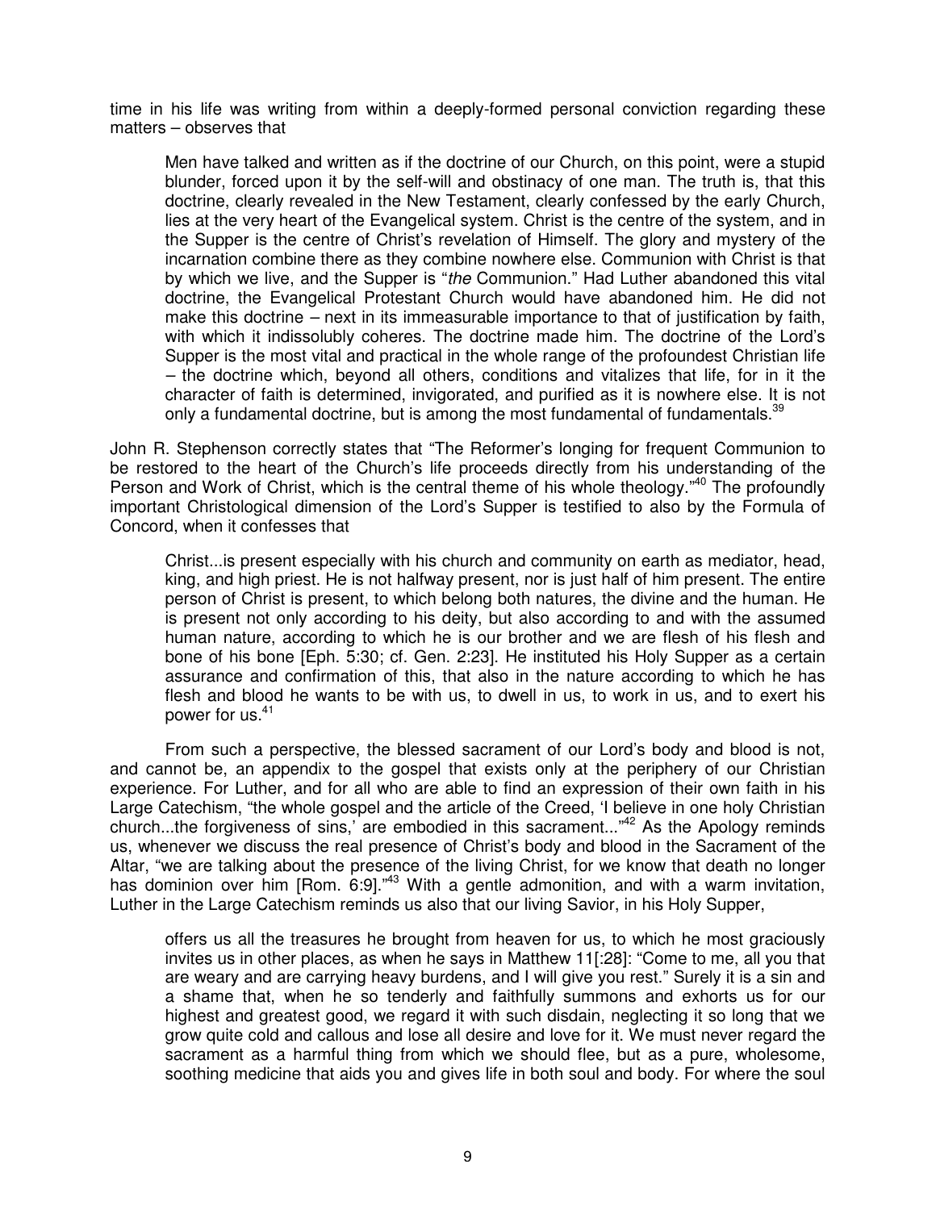time in his life was writing from within a deeply-formed personal conviction regarding these matters – observes that

> Men have talked and written as if the doctrine of our Church, on this point, were a stupid blunder, forced upon it by the self-will and obstinacy of one man. The truth is, that this doctrine, clearly revealed in the New Testament, clearly confessed by the early Church, lies at the very heart of the Evangelical system. Christ is the centre of the system, and in the Supper is the centre of Christ's revelation of Himself. The glory and mystery of the incarnation combine there as they combine nowhere else. Communion with Christ is that by which we live, and the Supper is "*the* Communion." Had Luther abandoned this vital doctrine, the Evangelical Protestant Church would have abandoned him. He did not make this doctrine – next in its immeasurable importance to that of justification by faith, with which it indissolubly coheres. The doctrine made him. The doctrine of the Lord's Supper is the most vital and practical in the whole range of the profoundest Christian life – the doctrine which, beyond all others, conditions and vitalizes that life, for in it the character of faith is determined, invigorated, and purified as it is nowhere else. It is not only a fundamental doctrine, but is among the most fundamental of fundamentals.[39]

John R. Stephenson correctly states that "The Reformer's longing for frequent Communion to be restored to the heart of the Church's life proceeds directly from his understanding of the Person and Work of Christ, which is the central theme of his whole theology."[40] The profoundly important Christological dimension of the Lord's Supper is testified to also by the Formula of Concord, when it confesses that

> Christ...is present especially with his church and community on earth as mediator, head, king, and high priest. He is not halfway present, nor is just half of him present. The entire person of Christ is present, to which belong both natures, the divine and the human. He is present not only according to his deity, but also according to and with the assumed human nature, according to which he is our brother and we are flesh of his flesh and bone of his bone [Eph. 5:30; cf. Gen. 2:23]. He instituted his Holy Supper as a certain assurance and confirmation of this, that also in the nature according to which he has flesh and blood he wants to be with us, to dwell in us, to work in us, and to exert his power for us.[41]

From such a perspective, the blessed sacrament of our Lord's body and blood is not, and cannot be, an appendix to the gospel that exists only at the periphery of our Christian experience. For Luther, and for all who are able to find an expression of their own faith in his Large Catechism, "the whole gospel and the article of the Creed, 'I believe in one holy Christian church...the forgiveness of sins,' are embodied in this sacrament..."[42] As the Apology reminds us, whenever we discuss the real presence of Christ's body and blood in the Sacrament of the Altar, "we are talking about the presence of the living Christ, for we know that death no longer has dominion over him [Rom. 6:9]."[43] With a gentle admonition, and with a warm invitation, Luther in the Large Catechism reminds us also that our living Savior, in his Holy Supper,

> offers us all the treasures he brought from heaven for us, to which he most graciously invites us in other places, as when he says in Matthew 11[:28]: "Come to me, all you that are weary and are carrying heavy burdens, and I will give you rest." Surely it is a sin and a shame that, when he so tenderly and faithfully summons and exhorts us for our highest and greatest good, we regard it with such disdain, neglecting it so long that we grow quite cold and callous and lose all desire and love for it. We must never regard the sacrament as a harmful thing from which we should flee, but as a pure, wholesome, soothing medicine that aids you and gives life in both soul and body. For where the soul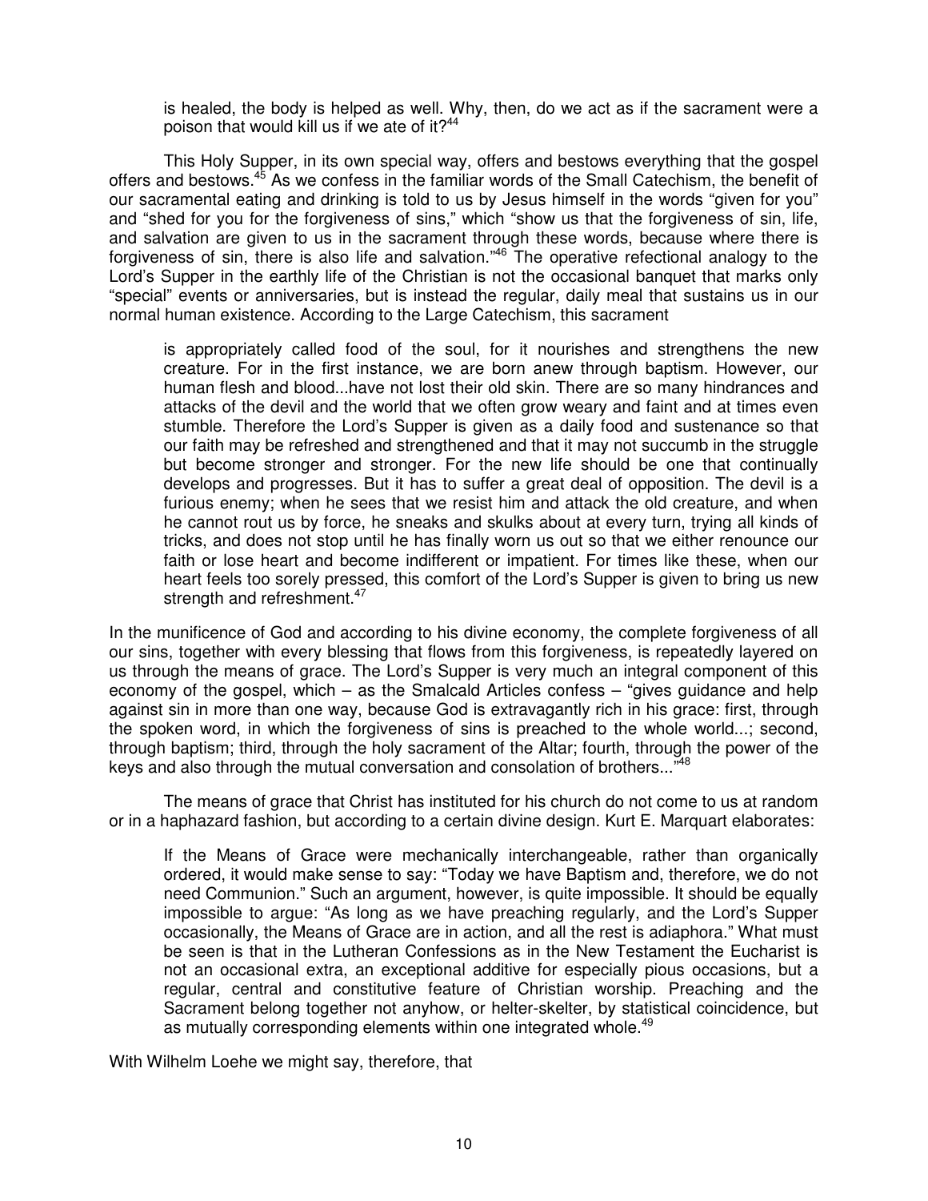> is healed, the body is helped as well. Why, then, do we act as if the sacrament were a poison that would kill us if we ate of it?[44]

This Holy Supper, in its own special way, offers and bestows everything that the gospel offers and bestows.[45] As we confess in the familiar words of the Small Catechism, the benefit of our sacramental eating and drinking is told to us by Jesus himself in the words "given for you" and "shed for you for the forgiveness of sins," which "show us that the forgiveness of sin, life, and salvation are given to us in the sacrament through these words, because where there is forgiveness of sin, there is also life and salvation."[46] The operative refectional analogy to the Lord's Supper in the earthly life of the Christian is not the occasional banquet that marks only "special" events or anniversaries, but is instead the regular, daily meal that sustains us in our normal human existence. According to the Large Catechism, this sacrament

> is appropriately called food of the soul, for it nourishes and strengthens the new creature. For in the first instance, we are born anew through baptism. However, our human flesh and blood...have not lost their old skin. There are so many hindrances and attacks of the devil and the world that we often grow weary and faint and at times even stumble. Therefore the Lord's Supper is given as a daily food and sustenance so that our faith may be refreshed and strengthened and that it may not succumb in the struggle but become stronger and stronger. For the new life should be one that continually develops and progresses. But it has to suffer a great deal of opposition. The devil is a furious enemy; when he sees that we resist him and attack the old creature, and when he cannot rout us by force, he sneaks and skulks about at every turn, trying all kinds of tricks, and does not stop until he has finally worn us out so that we either renounce our faith or lose heart and become indifferent or impatient. For times like these, when our heart feels too sorely pressed, this comfort of the Lord's Supper is given to bring us new strength and refreshment.[47]

In the munificence of God and according to his divine economy, the complete forgiveness of all our sins, together with every blessing that flows from this forgiveness, is repeatedly layered on us through the means of grace. The Lord's Supper is very much an integral component of this economy of the gospel, which – as the Smalcald Articles confess – "gives guidance and help against sin in more than one way, because God is extravagantly rich in his grace: first, through the spoken word, in which the forgiveness of sins is preached to the whole world...; second, through baptism; third, through the holy sacrament of the Altar; fourth, through the power of the keys and also through the mutual conversation and consolation of brothers..."[48]

The means of grace that Christ has instituted for his church do not come to us at random or in a haphazard fashion, but according to a certain divine design. Kurt E. Marquart elaborates:

> If the Means of Grace were mechanically interchangeable, rather than organically ordered, it would make sense to say: "Today we have Baptism and, therefore, we do not need Communion." Such an argument, however, is quite impossible. It should be equally impossible to argue: "As long as we have preaching regularly, and the Lord's Supper occasionally, the Means of Grace are in action, and all the rest is adiaphora." What must be seen is that in the Lutheran Confessions as in the New Testament the Eucharist is not an occasional extra, an exceptional additive for especially pious occasions, but a regular, central and constitutive feature of Christian worship. Preaching and the Sacrament belong together not anyhow, or helter-skelter, by statistical coincidence, but as mutually corresponding elements within one integrated whole.[49]

With Wilhelm Loehe we might say, therefore, that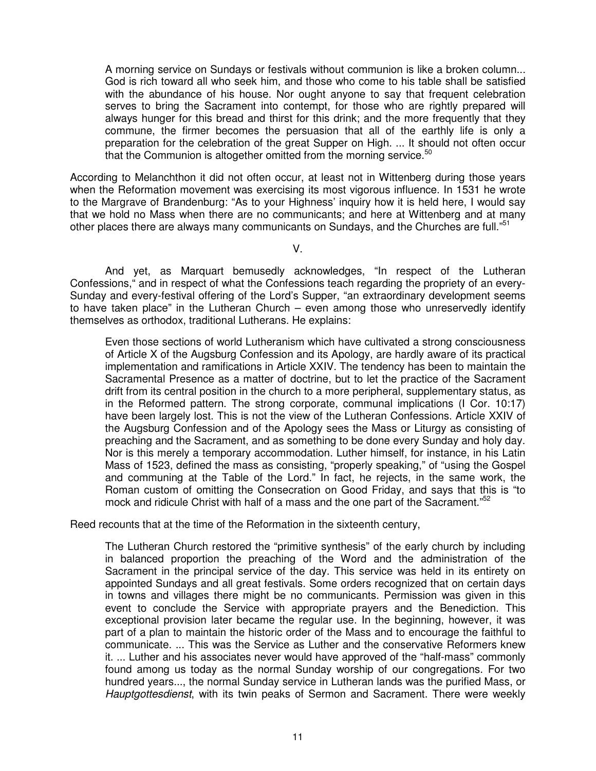> A morning service on Sundays or festivals without communion is like a broken column... God is rich toward all who seek him, and those who come to his table shall be satisfied with the abundance of his house. Nor ought anyone to say that frequent celebration serves to bring the Sacrament into contempt, for those who are rightly prepared will always hunger for this bread and thirst for this drink; and the more frequently that they commune, the firmer becomes the persuasion that all of the earthly life is only a preparation for the celebration of the great Supper on High. ... It should not often occur that the Communion is altogether omitted from the morning service.[50]

According to Melanchthon it did not often occur, at least not in Wittenberg during those years when the Reformation movement was exercising its most vigorous influence. In 1531 he wrote to the Margrave of Brandenburg: "As to your Highness' inquiry how it is held here, I would say that we hold no Mass when there are no communicants; and here at Wittenberg and at many other places there are always many communicants on Sundays, and the Churches are full."[51]

V.

And yet, as Marquart bemusedly acknowledges, "In respect of the Lutheran Confessions," and in respect of what the Confessions teach regarding the propriety of an every-Sunday and every-festival offering of the Lord's Supper, "an extraordinary development seems to have taken place" in the Lutheran Church – even among those who unreservedly identify themselves as orthodox, traditional Lutherans. He explains:

> Even those sections of world Lutheranism which have cultivated a strong consciousness of Article X of the Augsburg Confession and its Apology, are hardly aware of its practical implementation and ramifications in Article XXIV. The tendency has been to maintain the Sacramental Presence as a matter of doctrine, but to let the practice of the Sacrament drift from its central position in the church to a more peripheral, supplementary status, as in the Reformed pattern. The strong corporate, communal implications (I Cor. 10:17) have been largely lost. This is not the view of the Lutheran Confessions. Article XXIV of the Augsburg Confession and of the Apology sees the Mass or Liturgy as consisting of preaching and the Sacrament, and as something to be done every Sunday and holy day. Nor is this merely a temporary accommodation. Luther himself, for instance, in his Latin Mass of 1523, defined the mass as consisting, "properly speaking," of "using the Gospel and communing at the Table of the Lord." In fact, he rejects, in the same work, the Roman custom of omitting the Consecration on Good Friday, and says that this is "to mock and ridicule Christ with half of a mass and the one part of the Sacrament."[52]

Reed recounts that at the time of the Reformation in the sixteenth century,

> The Lutheran Church restored the "primitive synthesis" of the early church by including in balanced proportion the preaching of the Word and the administration of the Sacrament in the principal service of the day. This service was held in its entirety on appointed Sundays and all great festivals. Some orders recognized that on certain days in towns and villages there might be no communicants. Permission was given in this event to conclude the Service with appropriate prayers and the Benediction. This exceptional provision later became the regular use. In the beginning, however, it was part of a plan to maintain the historic order of the Mass and to encourage the faithful to communicate. ... This was the Service as Luther and the conservative Reformers knew it. ... Luther and his associates never would have approved of the "half-mass" commonly found among us today as the normal Sunday worship of our congregations. For two hundred years..., the normal Sunday service in Lutheran lands was the purified Mass, or *Hauptgottesdienst*, with its twin peaks of Sermon and Sacrament. There were weekly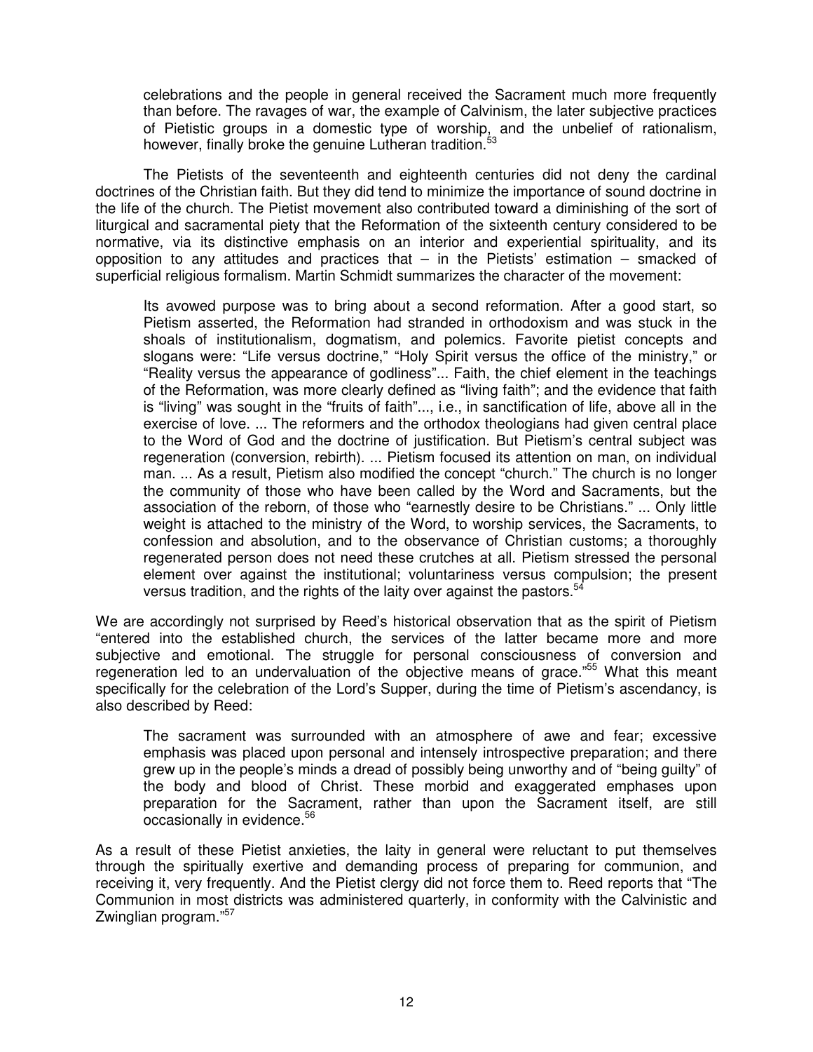celebrations and the people in general received the Sacrament much more frequently than before. The ravages of war, the example of Calvinism, the later subjective practices of Pietistic groups in a domestic type of worship, and the unbelief of rationalism, however, finally broke the genuine Lutheran tradition.[53]

The Pietists of the seventeenth and eighteenth centuries did not deny the cardinal doctrines of the Christian faith. But they did tend to minimize the importance of sound doctrine in the life of the church. The Pietist movement also contributed toward a diminishing of the sort of liturgical and sacramental piety that the Reformation of the sixteenth century considered to be normative, via its distinctive emphasis on an interior and experiential spirituality, and its opposition to any attitudes and practices that – in the Pietists' estimation – smacked of superficial religious formalism. Martin Schmidt summarizes the character of the movement:

> Its avowed purpose was to bring about a second reformation. After a good start, so Pietism asserted, the Reformation had stranded in orthodoxism and was stuck in the shoals of institutionalism, dogmatism, and polemics. Favorite pietist concepts and slogans were: "Life versus doctrine," "Holy Spirit versus the office of the ministry," or "Reality versus the appearance of godliness"... Faith, the chief element in the teachings of the Reformation, was more clearly defined as "living faith"; and the evidence that faith is "living" was sought in the "fruits of faith"..., i.e., in sanctification of life, above all in the exercise of love. ... The reformers and the orthodox theologians had given central place to the Word of God and the doctrine of justification. But Pietism's central subject was regeneration (conversion, rebirth). ... Pietism focused its attention on man, on individual man. ... As a result, Pietism also modified the concept "church." The church is no longer the community of those who have been called by the Word and Sacraments, but the association of the reborn, of those who "earnestly desire to be Christians." ... Only little weight is attached to the ministry of the Word, to worship services, the Sacraments, to confession and absolution, and to the observance of Christian customs; a thoroughly regenerated person does not need these crutches at all. Pietism stressed the personal element over against the institutional; voluntariness versus compulsion; the present versus tradition, and the rights of the laity over against the pastors.[54]

We are accordingly not surprised by Reed's historical observation that as the spirit of Pietism "entered into the established church, the services of the latter became more and more subjective and emotional. The struggle for personal consciousness of conversion and regeneration led to an undervaluation of the objective means of grace."[55] What this meant specifically for the celebration of the Lord's Supper, during the time of Pietism's ascendancy, is also described by Reed:

> The sacrament was surrounded with an atmosphere of awe and fear; excessive emphasis was placed upon personal and intensely introspective preparation; and there grew up in the people's minds a dread of possibly being unworthy and of "being guilty" of the body and blood of Christ. These morbid and exaggerated emphases upon preparation for the Sacrament, rather than upon the Sacrament itself, are still occasionally in evidence.[56]

As a result of these Pietist anxieties, the laity in general were reluctant to put themselves through the spiritually exertive and demanding process of preparing for communion, and receiving it, very frequently. And the Pietist clergy did not force them to. Reed reports that "The Communion in most districts was administered quarterly, in conformity with the Calvinistic and Zwinglian program."[57]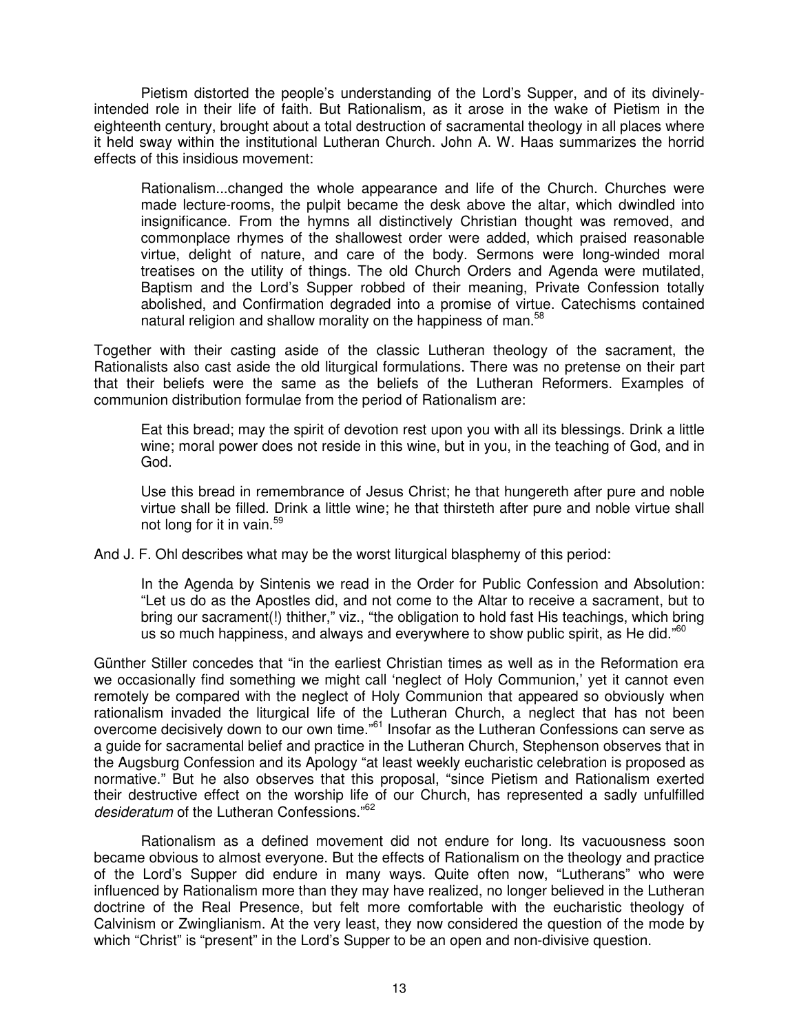Pietism distorted the people's understanding of the Lord's Supper, and of its divinely-intended role in their life of faith. But Rationalism, as it arose in the wake of Pietism in the eighteenth century, brought about a total destruction of sacramental theology in all places where it held sway within the institutional Lutheran Church. John A. W. Haas summarizes the horrid effects of this insidious movement:

> Rationalism...changed the whole appearance and life of the Church. Churches were made lecture-rooms, the pulpit became the desk above the altar, which dwindled into insignificance. From the hymns all distinctively Christian thought was removed, and commonplace rhymes of the shallowest order were added, which praised reasonable virtue, delight of nature, and care of the body. Sermons were long-winded moral treatises on the utility of things. The old Church Orders and Agenda were mutilated, Baptism and the Lord's Supper robbed of their meaning, Private Confession totally abolished, and Confirmation degraded into a promise of virtue. Catechisms contained natural religion and shallow morality on the happiness of man.[58]

Together with their casting aside of the classic Lutheran theology of the sacrament, the Rationalists also cast aside the old liturgical formulations. There was no pretense on their part that their beliefs were the same as the beliefs of the Lutheran Reformers. Examples of communion distribution formulae from the period of Rationalism are:

> Eat this bread; may the spirit of devotion rest upon you with all its blessings. Drink a little wine; moral power does not reside in this wine, but in you, in the teaching of God, and in God.
>
> Use this bread in remembrance of Jesus Christ; he that hungereth after pure and noble virtue shall be filled. Drink a little wine; he that thirsteth after pure and noble virtue shall not long for it in vain.[59]

And J. F. Ohl describes what may be the worst liturgical blasphemy of this period:

> In the Agenda by Sintenis we read in the Order for Public Confession and Absolution: "Let us do as the Apostles did, and not come to the Altar to receive a sacrament, but to bring our sacrament(!) thither," viz., "the obligation to hold fast His teachings, which bring us so much happiness, and always and everywhere to show public spirit, as He did."[60]

Günther Stiller concedes that "in the earliest Christian times as well as in the Reformation era we occasionally find something we might call 'neglect of Holy Communion,' yet it cannot even remotely be compared with the neglect of Holy Communion that appeared so obviously when rationalism invaded the liturgical life of the Lutheran Church, a neglect that has not been overcome decisively down to our own time."[61] Insofar as the Lutheran Confessions can serve as a guide for sacramental belief and practice in the Lutheran Church, Stephenson observes that in the Augsburg Confession and its Apology "at least weekly eucharistic celebration is proposed as normative." But he also observes that this proposal, "since Pietism and Rationalism exerted their destructive effect on the worship life of our Church, has represented a sadly unfulfilled *desideratum* of the Lutheran Confessions."[62]

Rationalism as a defined movement did not endure for long. Its vacuousness soon became obvious to almost everyone. But the effects of Rationalism on the theology and practice of the Lord's Supper did endure in many ways. Quite often now, "Lutherans" who were influenced by Rationalism more than they may have realized, no longer believed in the Lutheran doctrine of the Real Presence, but felt more comfortable with the eucharistic theology of Calvinism or Zwinglianism. At the very least, they now considered the question of the mode by which "Christ" is "present" in the Lord's Supper to be an open and non-divisive question.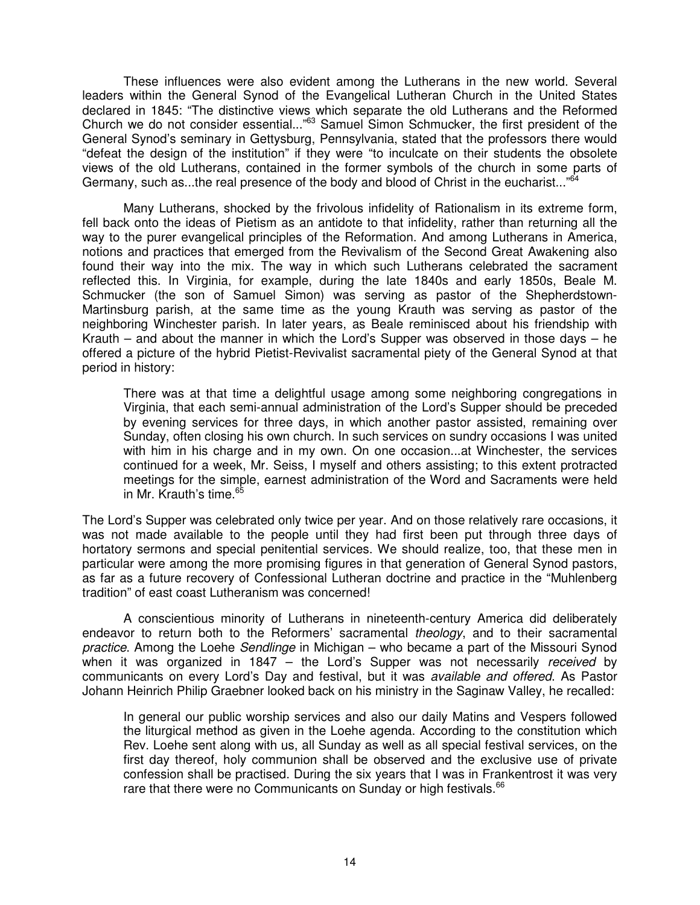These influences were also evident among the Lutherans in the new world. Several leaders within the General Synod of the Evangelical Lutheran Church in the United States declared in 1845: "The distinctive views which separate the old Lutherans and the Reformed Church we do not consider essential..."[63] Samuel Simon Schmucker, the first president of the General Synod's seminary in Gettysburg, Pennsylvania, stated that the professors there would "defeat the design of the institution" if they were "to inculcate on their students the obsolete views of the old Lutherans, contained in the former symbols of the church in some parts of Germany, such as...the real presence of the body and blood of Christ in the eucharist..."[64]

Many Lutherans, shocked by the frivolous infidelity of Rationalism in its extreme form, fell back onto the ideas of Pietism as an antidote to that infidelity, rather than returning all the way to the purer evangelical principles of the Reformation. And among Lutherans in America, notions and practices that emerged from the Revivalism of the Second Great Awakening also found their way into the mix. The way in which such Lutherans celebrated the sacrament reflected this. In Virginia, for example, during the late 1840s and early 1850s, Beale M. Schmucker (the son of Samuel Simon) was serving as pastor of the Shepherdstown-Martinsburg parish, at the same time as the young Krauth was serving as pastor of the neighboring Winchester parish. In later years, as Beale reminisced about his friendship with Krauth – and about the manner in which the Lord's Supper was observed in those days – he offered a picture of the hybrid Pietist-Revivalist sacramental piety of the General Synod at that period in history:

> There was at that time a delightful usage among some neighboring congregations in Virginia, that each semi-annual administration of the Lord's Supper should be preceded by evening services for three days, in which another pastor assisted, remaining over Sunday, often closing his own church. In such services on sundry occasions I was united with him in his charge and in my own. On one occasion...at Winchester, the services continued for a week, Mr. Seiss, I myself and others assisting; to this extent protracted meetings for the simple, earnest administration of the Word and Sacraments were held in Mr. Krauth's time.[65]

The Lord's Supper was celebrated only twice per year. And on those relatively rare occasions, it was not made available to the people until they had first been put through three days of hortatory sermons and special penitential services. We should realize, too, that these men in particular were among the more promising figures in that generation of General Synod pastors, as far as a future recovery of Confessional Lutheran doctrine and practice in the "Muhlenberg tradition" of east coast Lutheranism was concerned!

A conscientious minority of Lutherans in nineteenth-century America did deliberately endeavor to return both to the Reformers' sacramental *theology*, and to their sacramental *practice*. Among the Loehe *Sendlinge* in Michigan – who became a part of the Missouri Synod when it was organized in 1847 – the Lord's Supper was not necessarily *received* by communicants on every Lord's Day and festival, but it was *available and offered*. As Pastor Johann Heinrich Philip Graebner looked back on his ministry in the Saginaw Valley, he recalled:

> In general our public worship services and also our daily Matins and Vespers followed the liturgical method as given in the Loehe agenda. According to the constitution which Rev. Loehe sent along with us, all Sunday as well as all special festival services, on the first day thereof, holy communion shall be observed and the exclusive use of private confession shall be practised. During the six years that I was in Frankentrost it was very rare that there were no Communicants on Sunday or high festivals.[66]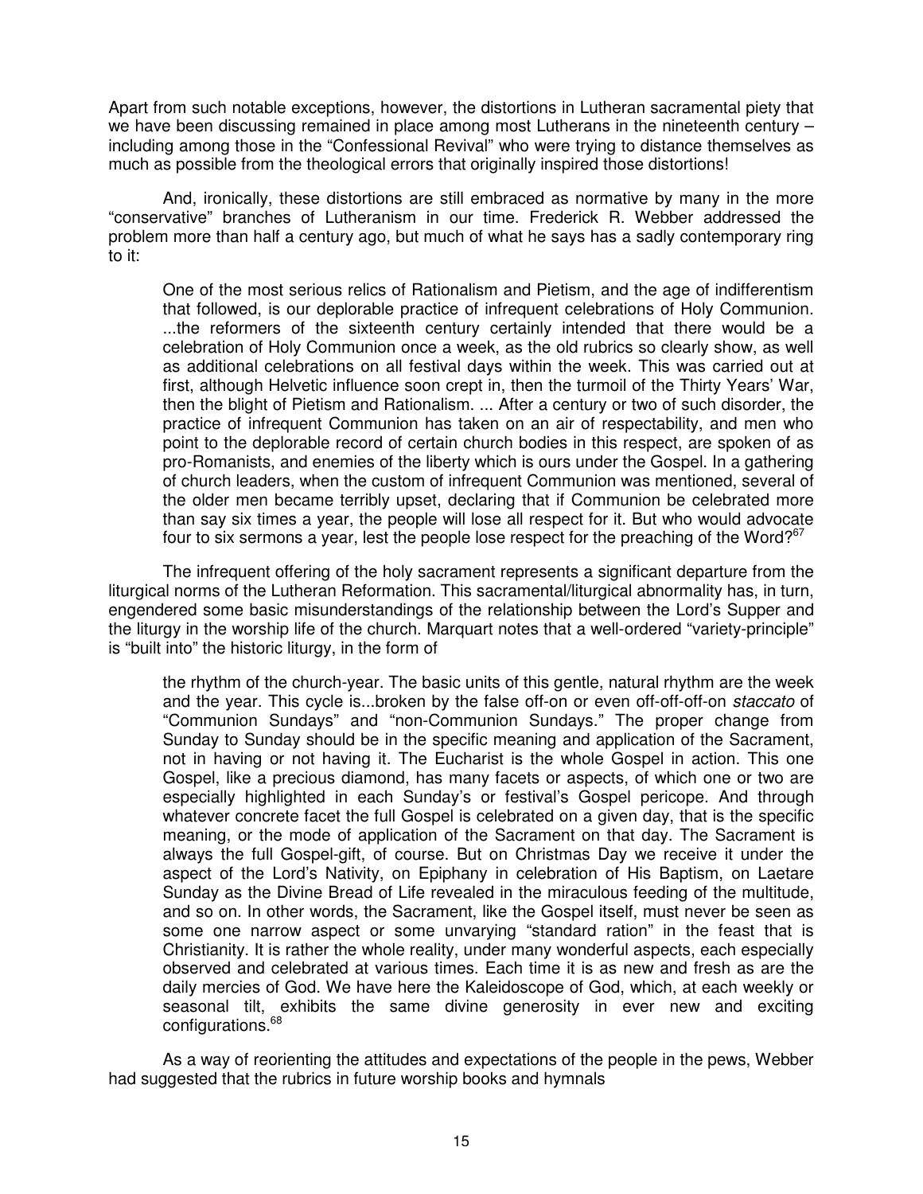Apart from such notable exceptions, however, the distortions in Lutheran sacramental piety that we have been discussing remained in place among most Lutherans in the nineteenth century – including among those in the "Confessional Revival" who were trying to distance themselves as much as possible from the theological errors that originally inspired those distortions!

And, ironically, these distortions are still embraced as normative by many in the more "conservative" branches of Lutheranism in our time. Frederick R. Webber addressed the problem more than half a century ago, but much of what he says has a sadly contemporary ring to it:

> One of the most serious relics of Rationalism and Pietism, and the age of indifferentism that followed, is our deplorable practice of infrequent celebrations of Holy Communion. ...the reformers of the sixteenth century certainly intended that there would be a celebration of Holy Communion once a week, as the old rubrics so clearly show, as well as additional celebrations on all festival days within the week. This was carried out at first, although Helvetic influence soon crept in, then the turmoil of the Thirty Years' War, then the blight of Pietism and Rationalism. ... After a century or two of such disorder, the practice of infrequent Communion has taken on an air of respectability, and men who point to the deplorable record of certain church bodies in this respect, are spoken of as pro-Romanists, and enemies of the liberty which is ours under the Gospel. In a gathering of church leaders, when the custom of infrequent Communion was mentioned, several of the older men became terribly upset, declaring that if Communion be celebrated more than say six times a year, the people will lose all respect for it. But who would advocate four to six sermons a year, lest the people lose respect for the preaching of the Word?[67]

The infrequent offering of the holy sacrament represents a significant departure from the liturgical norms of the Lutheran Reformation. This sacramental/liturgical abnormality has, in turn, engendered some basic misunderstandings of the relationship between the Lord's Supper and the liturgy in the worship life of the church. Marquart notes that a well-ordered "variety-principle" is "built into" the historic liturgy, in the form of

> the rhythm of the church-year. The basic units of this gentle, natural rhythm are the week and the year. This cycle is...broken by the false off-on or even off-off-off-on *staccato* of "Communion Sundays" and "non-Communion Sundays." The proper change from Sunday to Sunday should be in the specific meaning and application of the Sacrament, not in having or not having it. The Eucharist is the whole Gospel in action. This one Gospel, like a precious diamond, has many facets or aspects, of which one or two are especially highlighted in each Sunday's or festival's Gospel pericope. And through whatever concrete facet the full Gospel is celebrated on a given day, that is the specific meaning, or the mode of application of the Sacrament on that day. The Sacrament is always the full Gospel-gift, of course. But on Christmas Day we receive it under the aspect of the Lord's Nativity, on Epiphany in celebration of His Baptism, on Laetare Sunday as the Divine Bread of Life revealed in the miraculous feeding of the multitude, and so on. In other words, the Sacrament, like the Gospel itself, must never be seen as some one narrow aspect or some unvarying "standard ration" in the feast that is Christianity. It is rather the whole reality, under many wonderful aspects, each especially observed and celebrated at various times. Each time it is as new and fresh as are the daily mercies of God. We have here the Kaleidoscope of God, which, at each weekly or seasonal tilt, exhibits the same divine generosity in ever new and exciting configurations.[68]

As a way of reorienting the attitudes and expectations of the people in the pews, Webber had suggested that the rubrics in future worship books and hymnals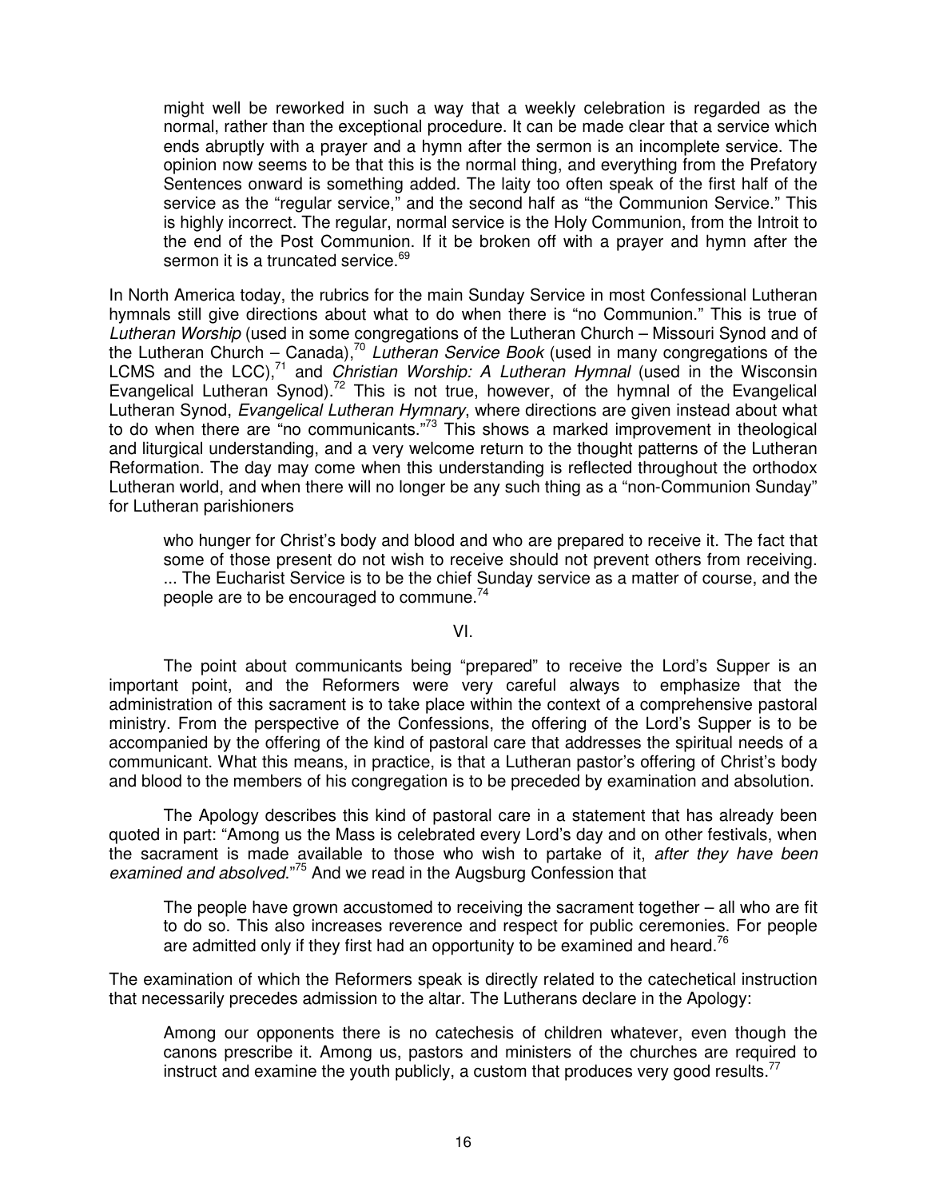> might well be reworked in such a way that a weekly celebration is regarded as the normal, rather than the exceptional procedure. It can be made clear that a service which ends abruptly with a prayer and a hymn after the sermon is an incomplete service. The opinion now seems to be that this is the normal thing, and everything from the Prefatory Sentences onward is something added. The laity too often speak of the first half of the service as the "regular service," and the second half as "the Communion Service." This is highly incorrect. The regular, normal service is the Holy Communion, from the Introit to the end of the Post Communion. If it be broken off with a prayer and hymn after the sermon it is a truncated service.[69]

In North America today, the rubrics for the main Sunday Service in most Confessional Lutheran hymnals still give directions about what to do when there is "no Communion." This is true of *Lutheran Worship* (used in some congregations of the Lutheran Church – Missouri Synod and of the Lutheran Church – Canada),[70] *Lutheran Service Book* (used in many congregations of the LCMS and the LCC),[71] and *Christian Worship: A Lutheran Hymnal* (used in the Wisconsin Evangelical Lutheran Synod).[72] This is not true, however, of the hymnal of the Evangelical Lutheran Synod, *Evangelical Lutheran Hymnary*, where directions are given instead about what to do when there are "no communicants."[73] This shows a marked improvement in theological and liturgical understanding, and a very welcome return to the thought patterns of the Lutheran Reformation. The day may come when this understanding is reflected throughout the orthodox Lutheran world, and when there will no longer be any such thing as a "non-Communion Sunday" for Lutheran parishioners

> who hunger for Christ's body and blood and who are prepared to receive it. The fact that some of those present do not wish to receive should not prevent others from receiving. ... The Eucharist Service is to be the chief Sunday service as a matter of course, and the people are to be encouraged to commune.[74]

## VI.

The point about communicants being "prepared" to receive the Lord's Supper is an important point, and the Reformers were very careful always to emphasize that the administration of this sacrament is to take place within the context of a comprehensive pastoral ministry. From the perspective of the Confessions, the offering of the Lord's Supper is to be accompanied by the offering of the kind of pastoral care that addresses the spiritual needs of a communicant. What this means, in practice, is that a Lutheran pastor's offering of Christ's body and blood to the members of his congregation is to be preceded by examination and absolution.

The Apology describes this kind of pastoral care in a statement that has already been quoted in part: "Among us the Mass is celebrated every Lord's day and on other festivals, when the sacrament is made available to those who wish to partake of it, *after they have been examined and absolved*."[75] And we read in the Augsburg Confession that

> The people have grown accustomed to receiving the sacrament together – all who are fit to do so. This also increases reverence and respect for public ceremonies. For people are admitted only if they first had an opportunity to be examined and heard.[76]

The examination of which the Reformers speak is directly related to the catechetical instruction that necessarily precedes admission to the altar. The Lutherans declare in the Apology:

> Among our opponents there is no catechesis of children whatever, even though the canons prescribe it. Among us, pastors and ministers of the churches are required to instruct and examine the youth publicly, a custom that produces very good results.[77]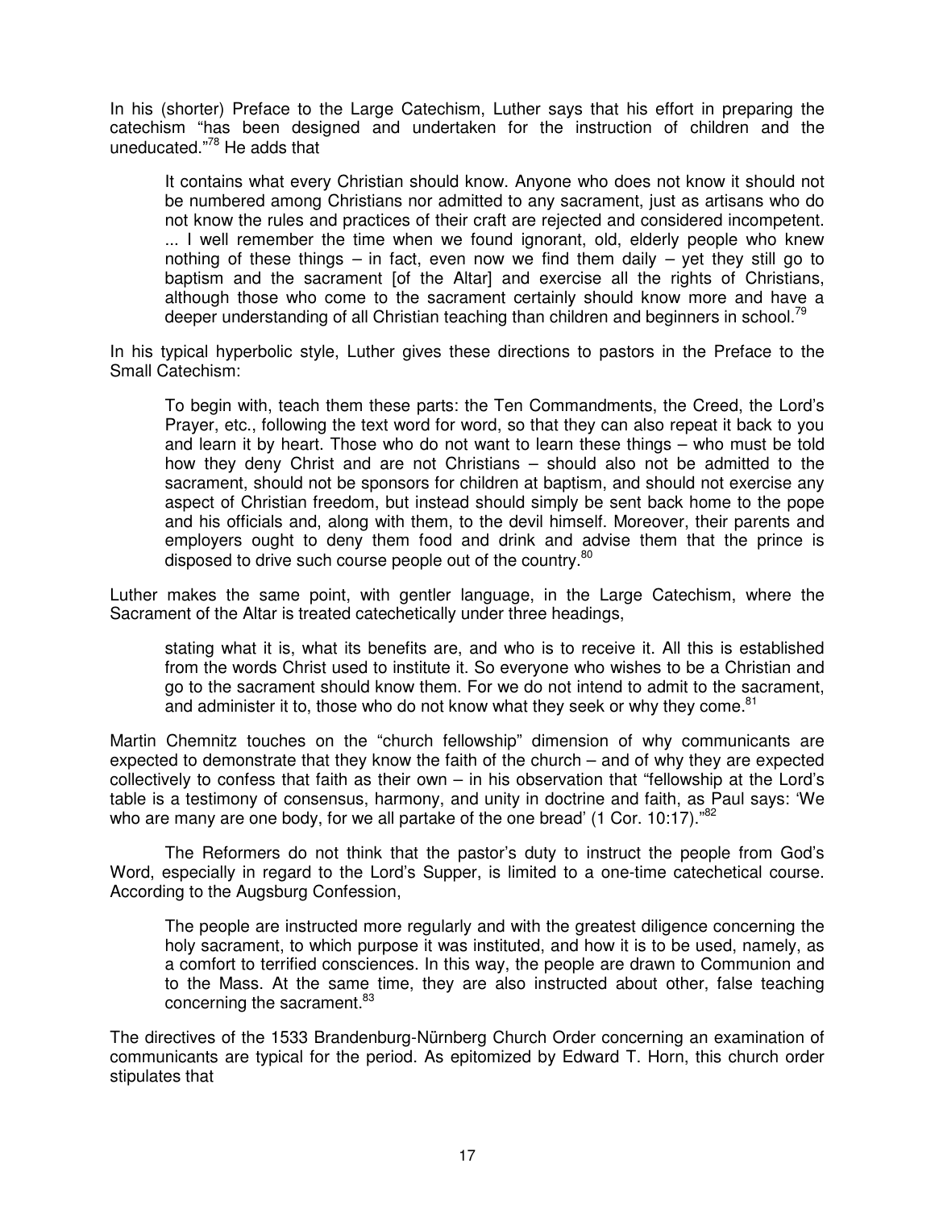In his (shorter) Preface to the Large Catechism, Luther says that his effort in preparing the catechism "has been designed and undertaken for the instruction of children and the uneducated."[78] He adds that

> It contains what every Christian should know. Anyone who does not know it should not be numbered among Christians nor admitted to any sacrament, just as artisans who do not know the rules and practices of their craft are rejected and considered incompetent. ... I well remember the time when we found ignorant, old, elderly people who knew nothing of these things – in fact, even now we find them daily – yet they still go to baptism and the sacrament [of the Altar] and exercise all the rights of Christians, although those who come to the sacrament certainly should know more and have a deeper understanding of all Christian teaching than children and beginners in school.[79]

In his typical hyperbolic style, Luther gives these directions to pastors in the Preface to the Small Catechism:

> To begin with, teach them these parts: the Ten Commandments, the Creed, the Lord's Prayer, etc., following the text word for word, so that they can also repeat it back to you and learn it by heart. Those who do not want to learn these things – who must be told how they deny Christ and are not Christians – should also not be admitted to the sacrament, should not be sponsors for children at baptism, and should not exercise any aspect of Christian freedom, but instead should simply be sent back home to the pope and his officials and, along with them, to the devil himself. Moreover, their parents and employers ought to deny them food and drink and advise them that the prince is disposed to drive such course people out of the country.[80]

Luther makes the same point, with gentler language, in the Large Catechism, where the Sacrament of the Altar is treated catechetically under three headings,

> stating what it is, what its benefits are, and who is to receive it. All this is established from the words Christ used to institute it. So everyone who wishes to be a Christian and go to the sacrament should know them. For we do not intend to admit to the sacrament, and administer it to, those who do not know what they seek or why they come.[81]

Martin Chemnitz touches on the "church fellowship" dimension of why communicants are expected to demonstrate that they know the faith of the church – and of why they are expected collectively to confess that faith as their own – in his observation that "fellowship at the Lord's table is a testimony of consensus, harmony, and unity in doctrine and faith, as Paul says: 'We who are many are one body, for we all partake of the one bread' (1 Cor. 10:17)."[82]

The Reformers do not think that the pastor's duty to instruct the people from God's Word, especially in regard to the Lord's Supper, is limited to a one-time catechetical course. According to the Augsburg Confession,

> The people are instructed more regularly and with the greatest diligence concerning the holy sacrament, to which purpose it was instituted, and how it is to be used, namely, as a comfort to terrified consciences. In this way, the people are drawn to Communion and to the Mass. At the same time, they are also instructed about other, false teaching concerning the sacrament.[83]

The directives of the 1533 Brandenburg-Nürnberg Church Order concerning an examination of communicants are typical for the period. As epitomized by Edward T. Horn, this church order stipulates that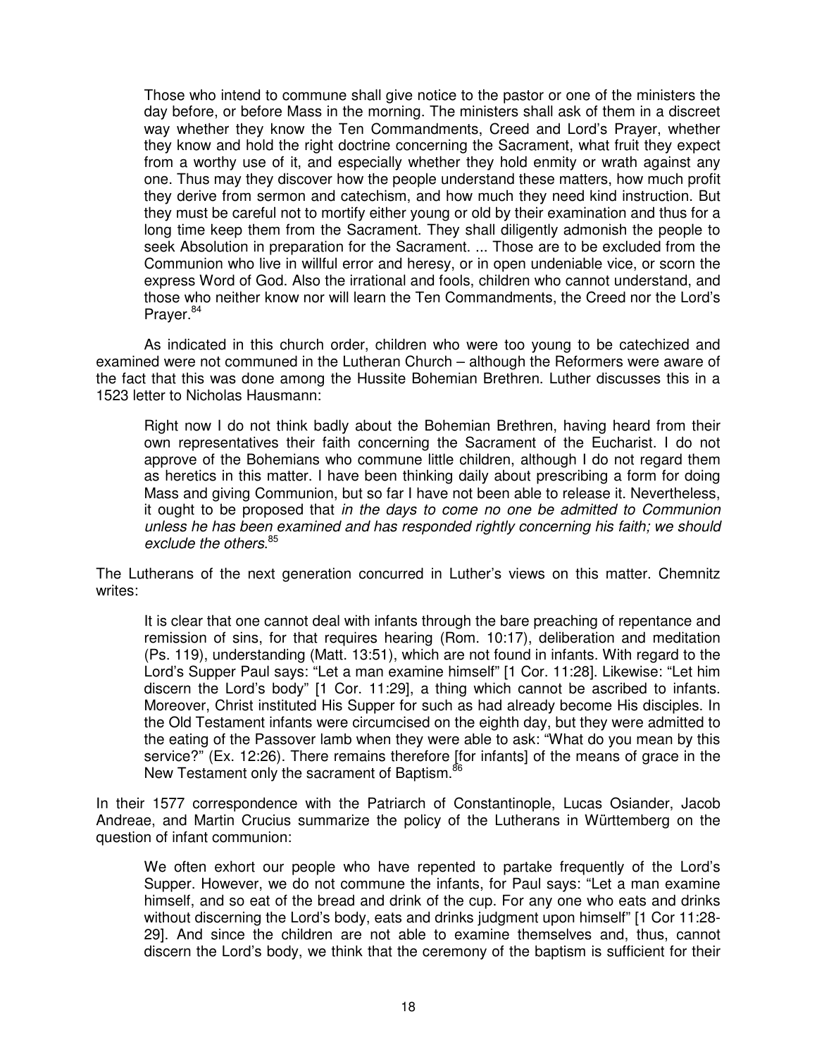> Those who intend to commune shall give notice to the pastor or one of the ministers the day before, or before Mass in the morning. The ministers shall ask of them in a discreet way whether they know the Ten Commandments, Creed and Lord's Prayer, whether they know and hold the right doctrine concerning the Sacrament, what fruit they expect from a worthy use of it, and especially whether they hold enmity or wrath against any one. Thus may they discover how the people understand these matters, how much profit they derive from sermon and catechism, and how much they need kind instruction. But they must be careful not to mortify either young or old by their examination and thus for a long time keep them from the Sacrament. They shall diligently admonish the people to seek Absolution in preparation for the Sacrament. ... Those are to be excluded from the Communion who live in willful error and heresy, or in open undeniable vice, or scorn the express Word of God. Also the irrational and fools, children who cannot understand, and those who neither know nor will learn the Ten Commandments, the Creed nor the Lord's Prayer.[84]

As indicated in this church order, children who were too young to be catechized and examined were not communed in the Lutheran Church – although the Reformers were aware of the fact that this was done among the Hussite Bohemian Brethren. Luther discusses this in a 1523 letter to Nicholas Hausmann:

> Right now I do not think badly about the Bohemian Brethren, having heard from their own representatives their faith concerning the Sacrament of the Eucharist. I do not approve of the Bohemians who commune little children, although I do not regard them as heretics in this matter. I have been thinking daily about prescribing a form for doing Mass and giving Communion, but so far I have not been able to release it. Nevertheless, it ought to be proposed that *in the days to come no one be admitted to Communion unless he has been examined and has responded rightly concerning his faith; we should exclude the others*.[85]

The Lutherans of the next generation concurred in Luther's views on this matter. Chemnitz writes:

> It is clear that one cannot deal with infants through the bare preaching of repentance and remission of sins, for that requires hearing (Rom. 10:17), deliberation and meditation (Ps. 119), understanding (Matt. 13:51), which are not found in infants. With regard to the Lord's Supper Paul says: "Let a man examine himself" [1 Cor. 11:28]. Likewise: "Let him discern the Lord's body" [1 Cor. 11:29], a thing which cannot be ascribed to infants. Moreover, Christ instituted His Supper for such as had already become His disciples. In the Old Testament infants were circumcised on the eighth day, but they were admitted to the eating of the Passover lamb when they were able to ask: "What do you mean by this service?" (Ex. 12:26). There remains therefore [for infants] of the means of grace in the New Testament only the sacrament of Baptism.[86]

In their 1577 correspondence with the Patriarch of Constantinople, Lucas Osiander, Jacob Andreae, and Martin Crucius summarize the policy of the Lutherans in Württemberg on the question of infant communion:

> We often exhort our people who have repented to partake frequently of the Lord's Supper. However, we do not commune the infants, for Paul says: "Let a man examine himself, and so eat of the bread and drink of the cup. For any one who eats and drinks without discerning the Lord's body, eats and drinks judgment upon himself" [1 Cor 11:28-29]. And since the children are not able to examine themselves and, thus, cannot discern the Lord's body, we think that the ceremony of the baptism is sufficient for their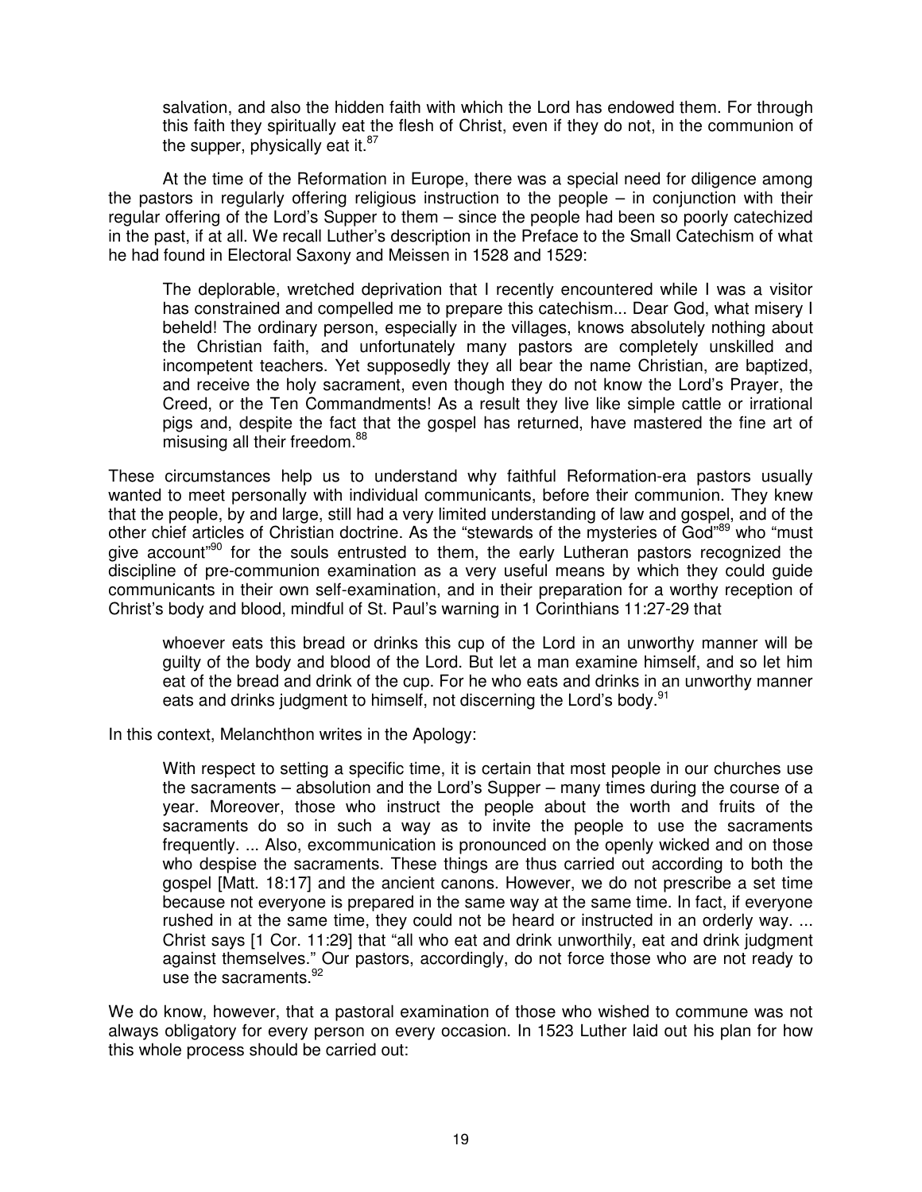> salvation, and also the hidden faith with which the Lord has endowed them. For through this faith they spiritually eat the flesh of Christ, even if they do not, in the communion of the supper, physically eat it.[87]

At the time of the Reformation in Europe, there was a special need for diligence among the pastors in regularly offering religious instruction to the people – in conjunction with their regular offering of the Lord's Supper to them – since the people had been so poorly catechized in the past, if at all. We recall Luther's description in the Preface to the Small Catechism of what he had found in Electoral Saxony and Meissen in 1528 and 1529:

> The deplorable, wretched deprivation that I recently encountered while I was a visitor has constrained and compelled me to prepare this catechism... Dear God, what misery I beheld! The ordinary person, especially in the villages, knows absolutely nothing about the Christian faith, and unfortunately many pastors are completely unskilled and incompetent teachers. Yet supposedly they all bear the name Christian, are baptized, and receive the holy sacrament, even though they do not know the Lord's Prayer, the Creed, or the Ten Commandments! As a result they live like simple cattle or irrational pigs and, despite the fact that the gospel has returned, have mastered the fine art of misusing all their freedom.[88]

These circumstances help us to understand why faithful Reformation-era pastors usually wanted to meet personally with individual communicants, before their communion. They knew that the people, by and large, still had a very limited understanding of law and gospel, and of the other chief articles of Christian doctrine. As the "stewards of the mysteries of God"[89] who "must give account"[90] for the souls entrusted to them, the early Lutheran pastors recognized the discipline of pre-communion examination as a very useful means by which they could guide communicants in their own self-examination, and in their preparation for a worthy reception of Christ's body and blood, mindful of St. Paul's warning in 1 Corinthians 11:27-29 that

> whoever eats this bread or drinks this cup of the Lord in an unworthy manner will be guilty of the body and blood of the Lord. But let a man examine himself, and so let him eat of the bread and drink of the cup. For he who eats and drinks in an unworthy manner eats and drinks judgment to himself, not discerning the Lord's body.[91]

In this context, Melanchthon writes in the Apology:

> With respect to setting a specific time, it is certain that most people in our churches use the sacraments – absolution and the Lord's Supper – many times during the course of a year. Moreover, those who instruct the people about the worth and fruits of the sacraments do so in such a way as to invite the people to use the sacraments frequently. ... Also, excommunication is pronounced on the openly wicked and on those who despise the sacraments. These things are thus carried out according to both the gospel [Matt. 18:17] and the ancient canons. However, we do not prescribe a set time because not everyone is prepared in the same way at the same time. In fact, if everyone rushed in at the same time, they could not be heard or instructed in an orderly way. ... Christ says [1 Cor. 11:29] that "all who eat and drink unworthily, eat and drink judgment against themselves." Our pastors, accordingly, do not force those who are not ready to use the sacraments.[92]

We do know, however, that a pastoral examination of those who wished to commune was not always obligatory for every person on every occasion. In 1523 Luther laid out his plan for how this whole process should be carried out: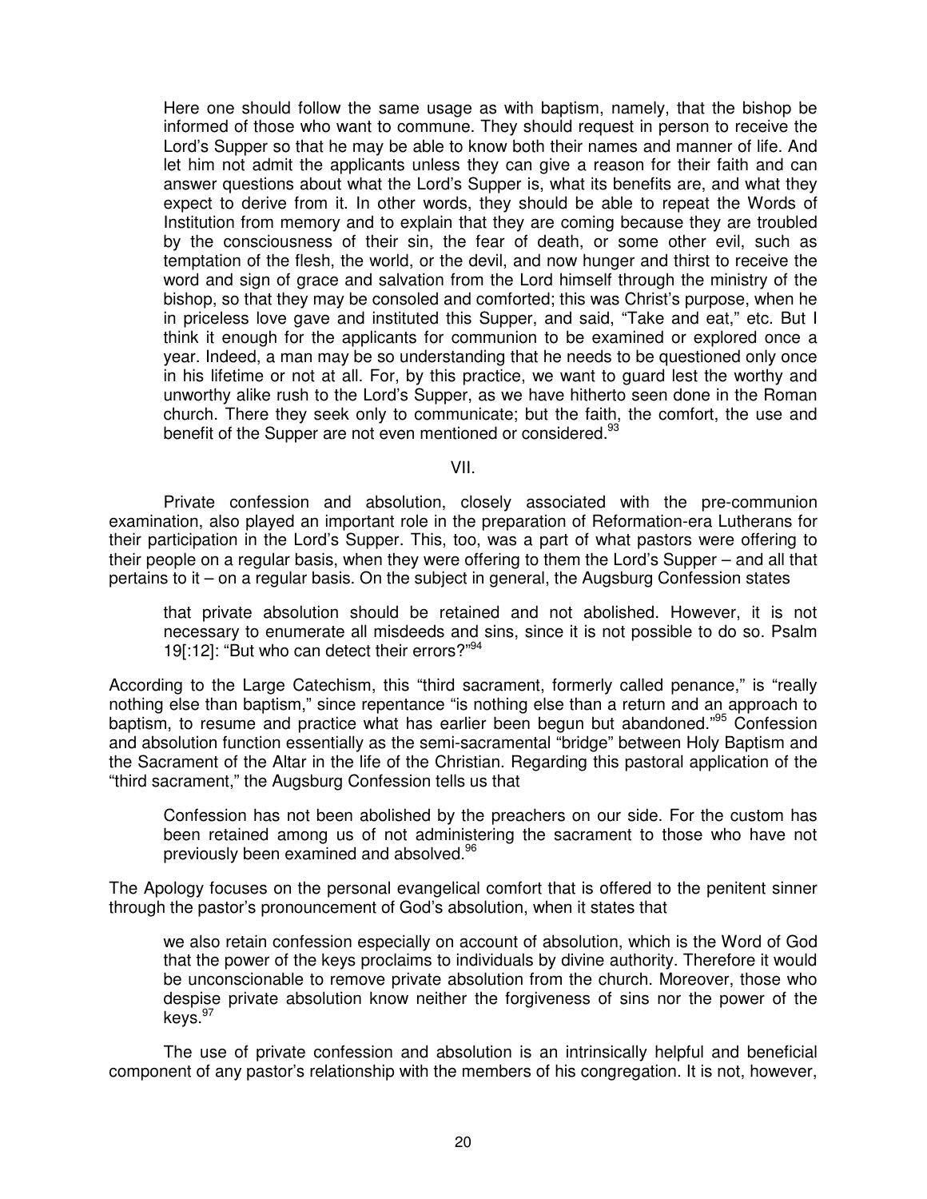> Here one should follow the same usage as with baptism, namely, that the bishop be informed of those who want to commune. They should request in person to receive the Lord's Supper so that he may be able to know both their names and manner of life. And let him not admit the applicants unless they can give a reason for their faith and can answer questions about what the Lord's Supper is, what its benefits are, and what they expect to derive from it. In other words, they should be able to repeat the Words of Institution from memory and to explain that they are coming because they are troubled by the consciousness of their sin, the fear of death, or some other evil, such as temptation of the flesh, the world, or the devil, and now hunger and thirst to receive the word and sign of grace and salvation from the Lord himself through the ministry of the bishop, so that they may be consoled and comforted; this was Christ's purpose, when he in priceless love gave and instituted this Supper, and said, "Take and eat," etc. But I think it enough for the applicants for communion to be examined or explored once a year. Indeed, a man may be so understanding that he needs to be questioned only once in his lifetime or not at all. For, by this practice, we want to guard lest the worthy and unworthy alike rush to the Lord's Supper, as we have hitherto seen done in the Roman church. There they seek only to communicate; but the faith, the comfort, the use and benefit of the Supper are not even mentioned or considered.[93]

## VII.

Private confession and absolution, closely associated with the pre-communion examination, also played an important role in the preparation of Reformation-era Lutherans for their participation in the Lord's Supper. This, too, was a part of what pastors were offering to their people on a regular basis, when they were offering to them the Lord's Supper – and all that pertains to it – on a regular basis. On the subject in general, the Augsburg Confession states

> that private absolution should be retained and not abolished. However, it is not necessary to enumerate all misdeeds and sins, since it is not possible to do so. Psalm 19[:12]: "But who can detect their errors?"[94]

According to the Large Catechism, this "third sacrament, formerly called penance," is "really nothing else than baptism," since repentance "is nothing else than a return and an approach to baptism, to resume and practice what has earlier been begun but abandoned."[95] Confession and absolution function essentially as the semi-sacramental "bridge" between Holy Baptism and the Sacrament of the Altar in the life of the Christian. Regarding this pastoral application of the "third sacrament," the Augsburg Confession tells us that

> Confession has not been abolished by the preachers on our side. For the custom has been retained among us of not administering the sacrament to those who have not previously been examined and absolved.[96]

The Apology focuses on the personal evangelical comfort that is offered to the penitent sinner through the pastor's pronouncement of God's absolution, when it states that

> we also retain confession especially on account of absolution, which is the Word of God that the power of the keys proclaims to individuals by divine authority. Therefore it would be unconscionable to remove private absolution from the church. Moreover, those who despise private absolution know neither the forgiveness of sins nor the power of the keys.[97]

The use of private confession and absolution is an intrinsically helpful and beneficial component of any pastor's relationship with the members of his congregation. It is not, however,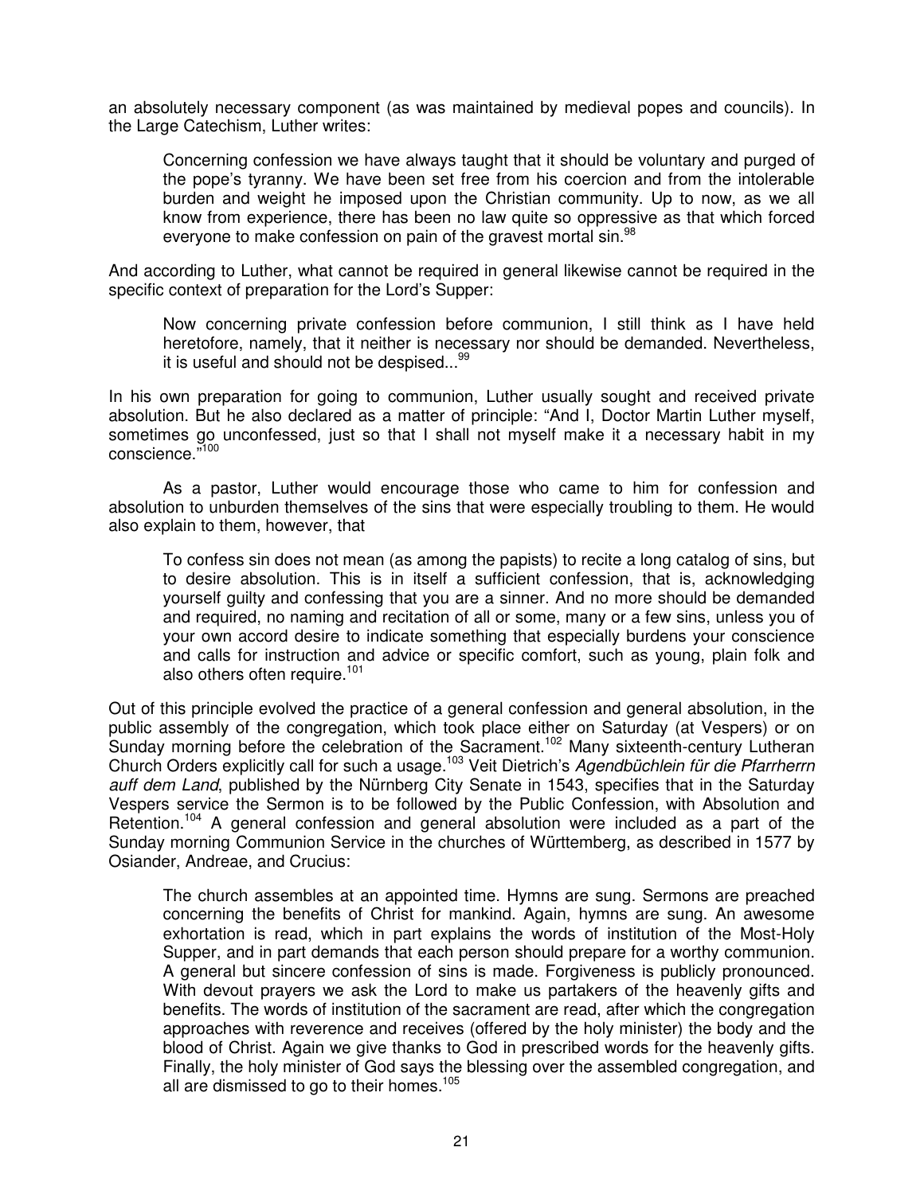an absolutely necessary component (as was maintained by medieval popes and councils). In the Large Catechism, Luther writes:

> Concerning confession we have always taught that it should be voluntary and purged of the pope's tyranny. We have been set free from his coercion and from the intolerable burden and weight he imposed upon the Christian community. Up to now, as we all know from experience, there has been no law quite so oppressive as that which forced everyone to make confession on pain of the gravest mortal sin.[98]

And according to Luther, what cannot be required in general likewise cannot be required in the specific context of preparation for the Lord's Supper:

> Now concerning private confession before communion, I still think as I have held heretofore, namely, that it neither is necessary nor should be demanded. Nevertheless, it is useful and should not be despised...[99]

In his own preparation for going to communion, Luther usually sought and received private absolution. But he also declared as a matter of principle: "And I, Doctor Martin Luther myself, sometimes go unconfessed, just so that I shall not myself make it a necessary habit in my conscience."[100]

As a pastor, Luther would encourage those who came to him for confession and absolution to unburden themselves of the sins that were especially troubling to them. He would also explain to them, however, that

> To confess sin does not mean (as among the papists) to recite a long catalog of sins, but to desire absolution. This is in itself a sufficient confession, that is, acknowledging yourself guilty and confessing that you are a sinner. And no more should be demanded and required, no naming and recitation of all or some, many or a few sins, unless you of your own accord desire to indicate something that especially burdens your conscience and calls for instruction and advice or specific comfort, such as young, plain folk and also others often require.[101]

Out of this principle evolved the practice of a general confession and general absolution, in the public assembly of the congregation, which took place either on Saturday (at Vespers) or on Sunday morning before the celebration of the Sacrament.[102] Many sixteenth-century Lutheran Church Orders explicitly call for such a usage.[103] Veit Dietrich's *Agendbüchlein für die Pfarrherrn auff dem Land*, published by the Nürnberg City Senate in 1543, specifies that in the Saturday Vespers service the Sermon is to be followed by the Public Confession, with Absolution and Retention.[104] A general confession and general absolution were included as a part of the Sunday morning Communion Service in the churches of Württemberg, as described in 1577 by Osiander, Andreae, and Crucius:

> The church assembles at an appointed time. Hymns are sung. Sermons are preached concerning the benefits of Christ for mankind. Again, hymns are sung. An awesome exhortation is read, which in part explains the words of institution of the Most-Holy Supper, and in part demands that each person should prepare for a worthy communion. A general but sincere confession of sins is made. Forgiveness is publicly pronounced. With devout prayers we ask the Lord to make us partakers of the heavenly gifts and benefits. The words of institution of the sacrament are read, after which the congregation approaches with reverence and receives (offered by the holy minister) the body and the blood of Christ. Again we give thanks to God in prescribed words for the heavenly gifts. Finally, the holy minister of God says the blessing over the assembled congregation, and all are dismissed to go to their homes.[105]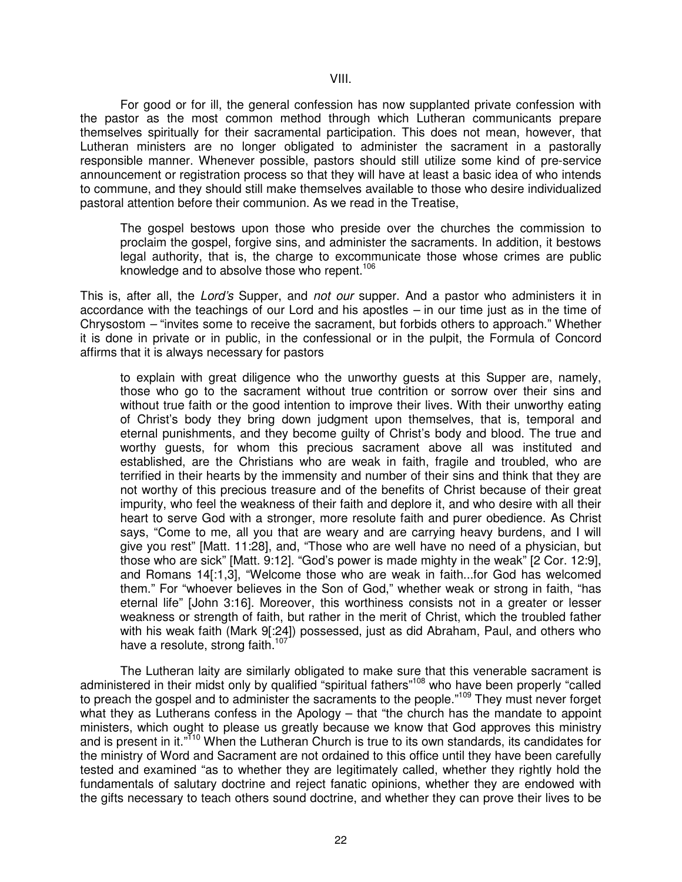## VIII.

For good or for ill, the general confession has now supplanted private confession with the pastor as the most common method through which Lutheran communicants prepare themselves spiritually for their sacramental participation. This does not mean, however, that Lutheran ministers are no longer obligated to administer the sacrament in a pastorally responsible manner. Whenever possible, pastors should still utilize some kind of pre-service announcement or registration process so that they will have at least a basic idea of who intends to commune, and they should still make themselves available to those who desire individualized pastoral attention before their communion. As we read in the Treatise,

> The gospel bestows upon those who preside over the churches the commission to proclaim the gospel, forgive sins, and administer the sacraments. In addition, it bestows legal authority, that is, the charge to excommunicate those whose crimes are public knowledge and to absolve those who repent.[106]

This is, after all, the *Lord's* Supper, and *not our* supper. And a pastor who administers it in accordance with the teachings of our Lord and his apostles – in our time just as in the time of Chrysostom – "invites some to receive the sacrament, but forbids others to approach." Whether it is done in private or in public, in the confessional or in the pulpit, the Formula of Concord affirms that it is always necessary for pastors

> to explain with great diligence who the unworthy guests at this Supper are, namely, those who go to the sacrament without true contrition or sorrow over their sins and without true faith or the good intention to improve their lives. With their unworthy eating of Christ's body they bring down judgment upon themselves, that is, temporal and eternal punishments, and they become guilty of Christ's body and blood. The true and worthy guests, for whom this precious sacrament above all was instituted and established, are the Christians who are weak in faith, fragile and troubled, who are terrified in their hearts by the immensity and number of their sins and think that they are not worthy of this precious treasure and of the benefits of Christ because of their great impurity, who feel the weakness of their faith and deplore it, and who desire with all their heart to serve God with a stronger, more resolute faith and purer obedience. As Christ says, "Come to me, all you that are weary and are carrying heavy burdens, and I will give you rest" [Matt. 11:28], and, "Those who are well have no need of a physician, but those who are sick" [Matt. 9:12]. "God's power is made mighty in the weak" [2 Cor. 12:9], and Romans 14[:1,3], "Welcome those who are weak in faith...for God has welcomed them." For "whoever believes in the Son of God," whether weak or strong in faith, "has eternal life" [John 3:16]. Moreover, this worthiness consists not in a greater or lesser weakness or strength of faith, but rather in the merit of Christ, which the troubled father with his weak faith (Mark 9[:24]) possessed, just as did Abraham, Paul, and others who have a resolute, strong faith.[107]

The Lutheran laity are similarly obligated to make sure that this venerable sacrament is administered in their midst only by qualified "spiritual fathers"[108] who have been properly "called to preach the gospel and to administer the sacraments to the people."[109] They must never forget what they as Lutherans confess in the Apology – that "the church has the mandate to appoint ministers, which ought to please us greatly because we know that God approves this ministry and is present in it."[110] When the Lutheran Church is true to its own standards, its candidates for the ministry of Word and Sacrament are not ordained to this office until they have been carefully tested and examined "as to whether they are legitimately called, whether they rightly hold the fundamentals of salutary doctrine and reject fanatic opinions, whether they are endowed with the gifts necessary to teach others sound doctrine, and whether they can prove their lives to be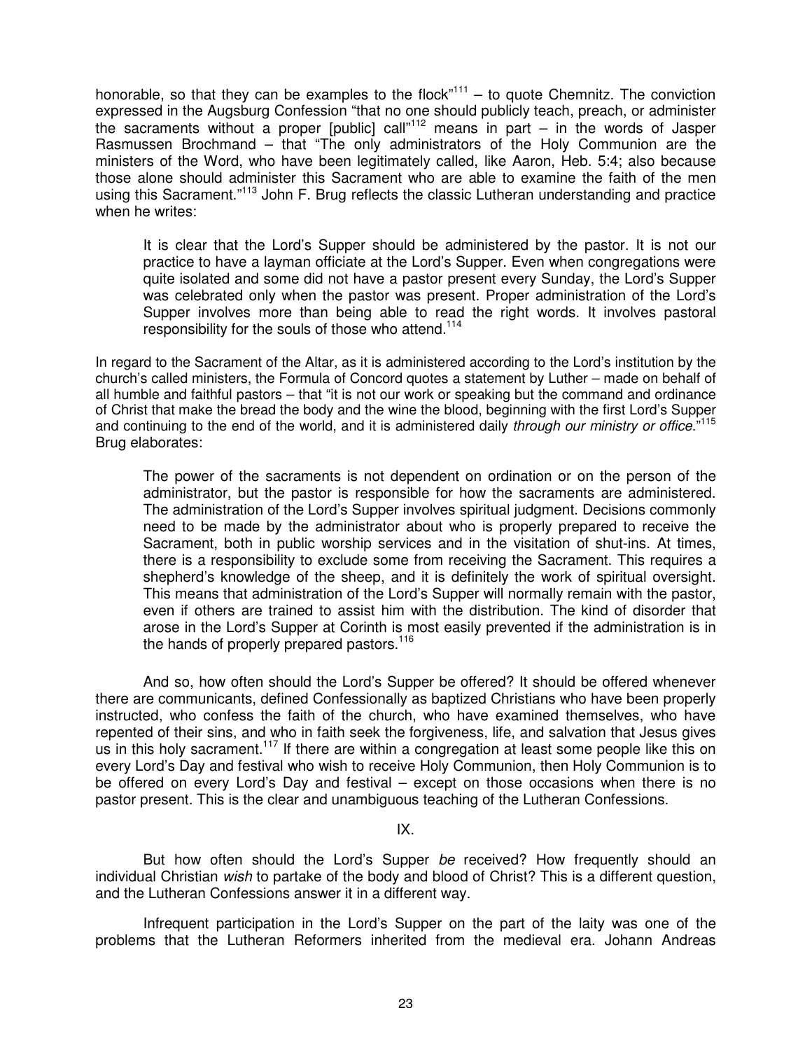honorable, so that they can be examples to the flock"[111] – to quote Chemnitz. The conviction expressed in the Augsburg Confession "that no one should publicly teach, preach, or administer the sacraments without a proper [public] call"[112] means in part – in the words of Jasper Rasmussen Brochmand – that "The only administrators of the Holy Communion are the ministers of the Word, who have been legitimately called, like Aaron, Heb. 5:4; also because those alone should administer this Sacrament who are able to examine the faith of the men using this Sacrament."[113] John F. Brug reflects the classic Lutheran understanding and practice when he writes:

> It is clear that the Lord's Supper should be administered by the pastor. It is not our practice to have a layman officiate at the Lord's Supper. Even when congregations were quite isolated and some did not have a pastor present every Sunday, the Lord's Supper was celebrated only when the pastor was present. Proper administration of the Lord's Supper involves more than being able to read the right words. It involves pastoral responsibility for the souls of those who attend.[114]

In regard to the Sacrament of the Altar, as it is administered according to the Lord's institution by the church's called ministers, the Formula of Concord quotes a statement by Luther – made on behalf of all humble and faithful pastors – that "it is not our work or speaking but the command and ordinance of Christ that make the bread the body and the wine the blood, beginning with the first Lord's Supper and continuing to the end of the world, and it is administered daily *through our ministry or office*."[115] Brug elaborates:

> The power of the sacraments is not dependent on ordination or on the person of the administrator, but the pastor is responsible for how the sacraments are administered. The administration of the Lord's Supper involves spiritual judgment. Decisions commonly need to be made by the administrator about who is properly prepared to receive the Sacrament, both in public worship services and in the visitation of shut-ins. At times, there is a responsibility to exclude some from receiving the Sacrament. This requires a shepherd's knowledge of the sheep, and it is definitely the work of spiritual oversight. This means that administration of the Lord's Supper will normally remain with the pastor, even if others are trained to assist him with the distribution. The kind of disorder that arose in the Lord's Supper at Corinth is most easily prevented if the administration is in the hands of properly prepared pastors.[116]

And so, how often should the Lord's Supper be offered? It should be offered whenever there are communicants, defined Confessionally as baptized Christians who have been properly instructed, who confess the faith of the church, who have examined themselves, who have repented of their sins, and who in faith seek the forgiveness, life, and salvation that Jesus gives us in this holy sacrament.[117] If there are within a congregation at least some people like this on every Lord's Day and festival who wish to receive Holy Communion, then Holy Communion is to be offered on every Lord's Day and festival – except on those occasions when there is no pastor present. This is the clear and unambiguous teaching of the Lutheran Confessions.

## IX.

But how often should the Lord's Supper *be* received? How frequently should an individual Christian *wish* to partake of the body and blood of Christ? This is a different question, and the Lutheran Confessions answer it in a different way.

Infrequent participation in the Lord's Supper on the part of the laity was one of the problems that the Lutheran Reformers inherited from the medieval era. Johann Andreas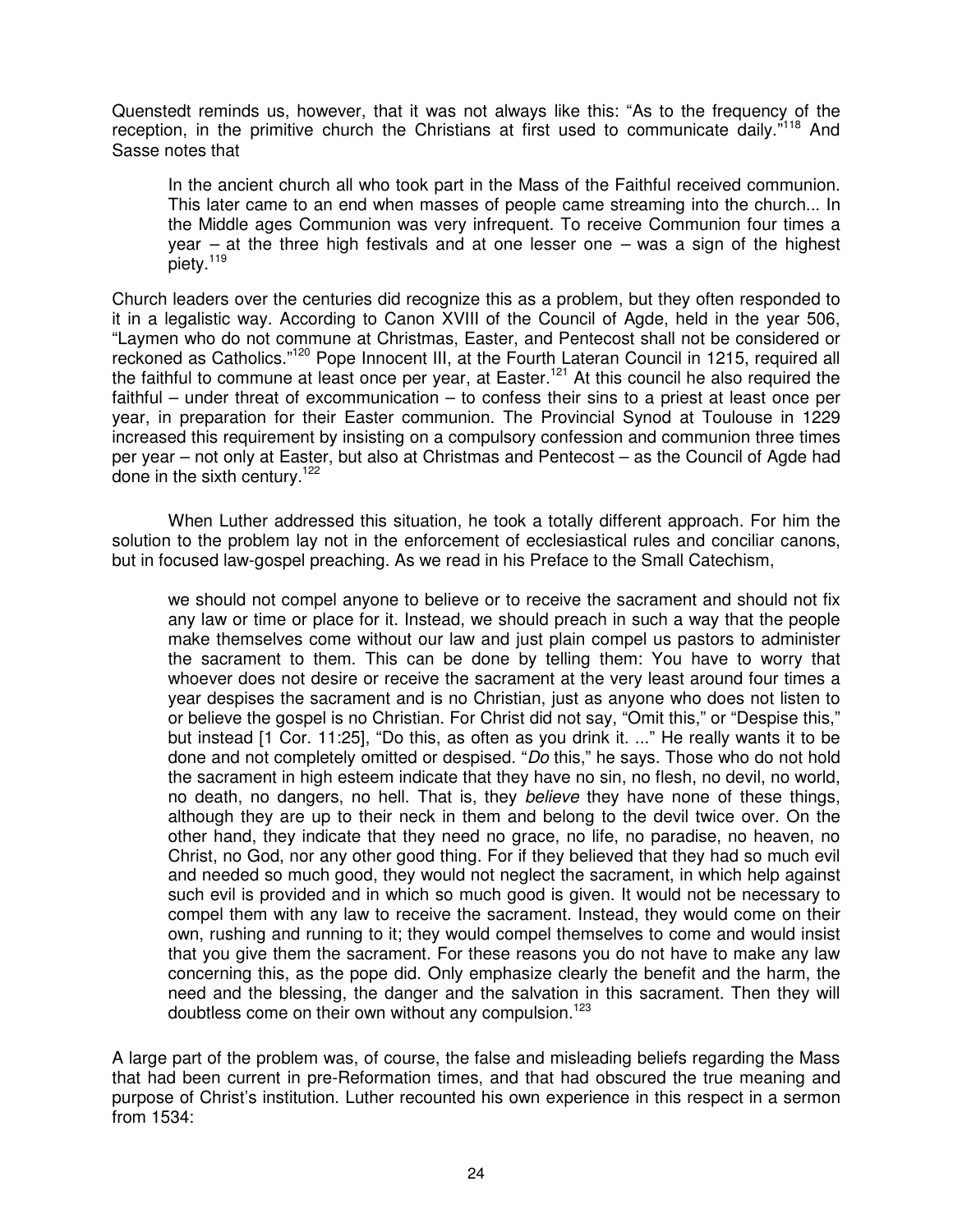Quenstedt reminds us, however, that it was not always like this: "As to the frequency of the reception, in the primitive church the Christians at first used to communicate daily."[118] And Sasse notes that

> In the ancient church all who took part in the Mass of the Faithful received communion. This later came to an end when masses of people came streaming into the church... In the Middle ages Communion was very infrequent. To receive Communion four times a year – at the three high festivals and at one lesser one – was a sign of the highest piety.[119]

Church leaders over the centuries did recognize this as a problem, but they often responded to it in a legalistic way. According to Canon XVIII of the Council of Agde, held in the year 506, "Laymen who do not commune at Christmas, Easter, and Pentecost shall not be considered or reckoned as Catholics."[120] Pope Innocent III, at the Fourth Lateran Council in 1215, required all the faithful to commune at least once per year, at Easter.[121] At this council he also required the faithful – under threat of excommunication – to confess their sins to a priest at least once per year, in preparation for their Easter communion. The Provincial Synod at Toulouse in 1229 increased this requirement by insisting on a compulsory confession and communion three times per year – not only at Easter, but also at Christmas and Pentecost – as the Council of Agde had done in the sixth century.[122]

When Luther addressed this situation, he took a totally different approach. For him the solution to the problem lay not in the enforcement of ecclesiastical rules and conciliar canons, but in focused law-gospel preaching. As we read in his Preface to the Small Catechism,

> we should not compel anyone to believe or to receive the sacrament and should not fix any law or time or place for it. Instead, we should preach in such a way that the people make themselves come without our law and just plain compel us pastors to administer the sacrament to them. This can be done by telling them: You have to worry that whoever does not desire or receive the sacrament at the very least around four times a year despises the sacrament and is no Christian, just as anyone who does not listen to or believe the gospel is no Christian. For Christ did not say, "Omit this," or "Despise this," but instead [1 Cor. 11:25], "Do this, as often as you drink it. ..." He really wants it to be done and not completely omitted or despised. "*Do* this," he says. Those who do not hold the sacrament in high esteem indicate that they have no sin, no flesh, no devil, no world, no death, no dangers, no hell. That is, they *believe* they have none of these things, although they are up to their neck in them and belong to the devil twice over. On the other hand, they indicate that they need no grace, no life, no paradise, no heaven, no Christ, no God, nor any other good thing. For if they believed that they had so much evil and needed so much good, they would not neglect the sacrament, in which help against such evil is provided and in which so much good is given. It would not be necessary to compel them with any law to receive the sacrament. Instead, they would come on their own, rushing and running to it; they would compel themselves to come and would insist that you give them the sacrament. For these reasons you do not have to make any law concerning this, as the pope did. Only emphasize clearly the benefit and the harm, the need and the blessing, the danger and the salvation in this sacrament. Then they will doubtless come on their own without any compulsion.[123]

A large part of the problem was, of course, the false and misleading beliefs regarding the Mass that had been current in pre-Reformation times, and that had obscured the true meaning and purpose of Christ's institution. Luther recounted his own experience in this respect in a sermon from 1534: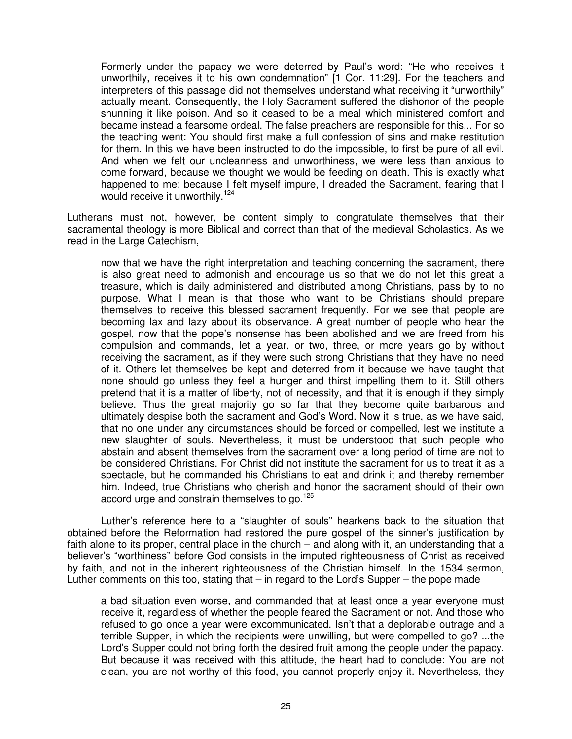> Formerly under the papacy we were deterred by Paul's word: "He who receives it unworthily, receives it to his own condemnation" [1 Cor. 11:29]. For the teachers and interpreters of this passage did not themselves understand what receiving it "unworthily" actually meant. Consequently, the Holy Sacrament suffered the dishonor of the people shunning it like poison. And so it ceased to be a meal which ministered comfort and became instead a fearsome ordeal. The false preachers are responsible for this... For so the teaching went: You should first make a full confession of sins and make restitution for them. In this we have been instructed to do the impossible, to first be pure of all evil. And when we felt our uncleanness and unworthiness, we were less than anxious to come forward, because we thought we would be feeding on death. This is exactly what happened to me: because I felt myself impure, I dreaded the Sacrament, fearing that I would receive it unworthily.[124]

Lutherans must not, however, be content simply to congratulate themselves that their sacramental theology is more Biblical and correct than that of the medieval Scholastics. As we read in the Large Catechism,

> now that we have the right interpretation and teaching concerning the sacrament, there is also great need to admonish and encourage us so that we do not let this great a treasure, which is daily administered and distributed among Christians, pass by to no purpose. What I mean is that those who want to be Christians should prepare themselves to receive this blessed sacrament frequently. For we see that people are becoming lax and lazy about its observance. A great number of people who hear the gospel, now that the pope's nonsense has been abolished and we are freed from his compulsion and commands, let a year, or two, three, or more years go by without receiving the sacrament, as if they were such strong Christians that they have no need of it. Others let themselves be kept and deterred from it because we have taught that none should go unless they feel a hunger and thirst impelling them to it. Still others pretend that it is a matter of liberty, not of necessity, and that it is enough if they simply believe. Thus the great majority go so far that they become quite barbarous and ultimately despise both the sacrament and God's Word. Now it is true, as we have said, that no one under any circumstances should be forced or compelled, lest we institute a new slaughter of souls. Nevertheless, it must be understood that such people who abstain and absent themselves from the sacrament over a long period of time are not to be considered Christians. For Christ did not institute the sacrament for us to treat it as a spectacle, but he commanded his Christians to eat and drink it and thereby remember him. Indeed, true Christians who cherish and honor the sacrament should of their own accord urge and constrain themselves to go.[125]

Luther's reference here to a "slaughter of souls" hearkens back to the situation that obtained before the Reformation had restored the pure gospel of the sinner's justification by faith alone to its proper, central place in the church – and along with it, an understanding that a believer's "worthiness" before God consists in the imputed righteousness of Christ as received by faith, and not in the inherent righteousness of the Christian himself. In the 1534 sermon, Luther comments on this too, stating that – in regard to the Lord's Supper – the pope made

> a bad situation even worse, and commanded that at least once a year everyone must receive it, regardless of whether the people feared the Sacrament or not. And those who refused to go once a year were excommunicated. Isn't that a deplorable outrage and a terrible Supper, in which the recipients were unwilling, but were compelled to go? ...the Lord's Supper could not bring forth the desired fruit among the people under the papacy. But because it was received with this attitude, the heart had to conclude: You are not clean, you are not worthy of this food, you cannot properly enjoy it. Nevertheless, they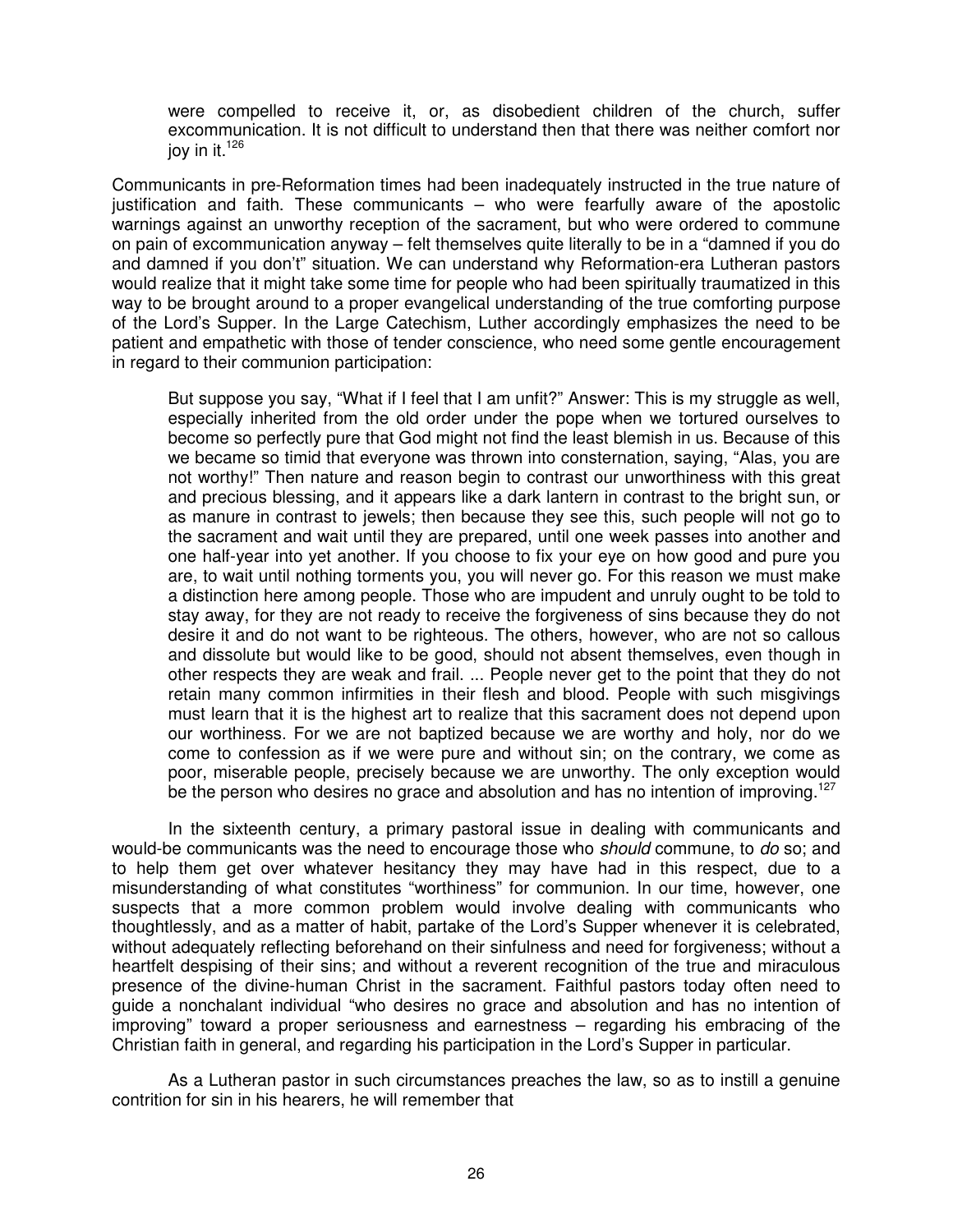> were compelled to receive it, or, as disobedient children of the church, suffer excommunication. It is not difficult to understand then that there was neither comfort nor joy in it.[126]

Communicants in pre-Reformation times had been inadequately instructed in the true nature of justification and faith. These communicants – who were fearfully aware of the apostolic warnings against an unworthy reception of the sacrament, but who were ordered to commune on pain of excommunication anyway – felt themselves quite literally to be in a "damned if you do and damned if you don't" situation. We can understand why Reformation-era Lutheran pastors would realize that it might take some time for people who had been spiritually traumatized in this way to be brought around to a proper evangelical understanding of the true comforting purpose of the Lord's Supper. In the Large Catechism, Luther accordingly emphasizes the need to be patient and empathetic with those of tender conscience, who need some gentle encouragement in regard to their communion participation:

> But suppose you say, "What if I feel that I am unfit?" Answer: This is my struggle as well, especially inherited from the old order under the pope when we tortured ourselves to become so perfectly pure that God might not find the least blemish in us. Because of this we became so timid that everyone was thrown into consternation, saying, "Alas, you are not worthy!" Then nature and reason begin to contrast our unworthiness with this great and precious blessing, and it appears like a dark lantern in contrast to the bright sun, or as manure in contrast to jewels; then because they see this, such people will not go to the sacrament and wait until they are prepared, until one week passes into another and one half-year into yet another. If you choose to fix your eye on how good and pure you are, to wait until nothing torments you, you will never go. For this reason we must make a distinction here among people. Those who are impudent and unruly ought to be told to stay away, for they are not ready to receive the forgiveness of sins because they do not desire it and do not want to be righteous. The others, however, who are not so callous and dissolute but would like to be good, should not absent themselves, even though in other respects they are weak and frail. ... People never get to the point that they do not retain many common infirmities in their flesh and blood. People with such misgivings must learn that it is the highest art to realize that this sacrament does not depend upon our worthiness. For we are not baptized because we are worthy and holy, nor do we come to confession as if we were pure and without sin; on the contrary, we come as poor, miserable people, precisely because we are unworthy. The only exception would be the person who desires no grace and absolution and has no intention of improving.[127]

In the sixteenth century, a primary pastoral issue in dealing with communicants and would-be communicants was the need to encourage those who *should* commune, to *do* so; and to help them get over whatever hesitancy they may have had in this respect, due to a misunderstanding of what constitutes "worthiness" for communion. In our time, however, one suspects that a more common problem would involve dealing with communicants who thoughtlessly, and as a matter of habit, partake of the Lord's Supper whenever it is celebrated, without adequately reflecting beforehand on their sinfulness and need for forgiveness; without a heartfelt despising of their sins; and without a reverent recognition of the true and miraculous presence of the divine-human Christ in the sacrament. Faithful pastors today often need to guide a nonchalant individual "who desires no grace and absolution and has no intention of improving" toward a proper seriousness and earnestness – regarding his embracing of the Christian faith in general, and regarding his participation in the Lord's Supper in particular.

As a Lutheran pastor in such circumstances preaches the law, so as to instill a genuine contrition for sin in his hearers, he will remember that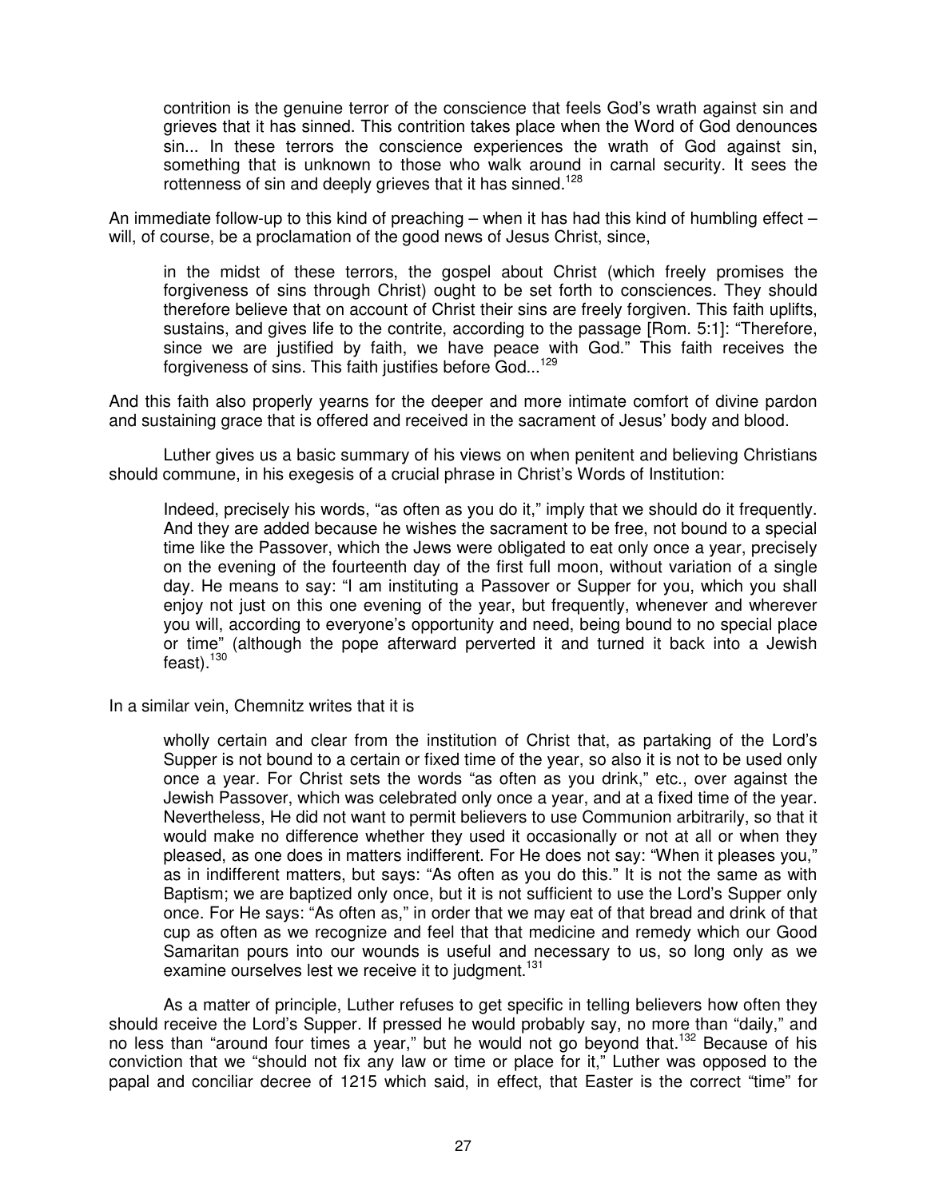> contrition is the genuine terror of the conscience that feels God's wrath against sin and grieves that it has sinned. This contrition takes place when the Word of God denounces sin... In these terrors the conscience experiences the wrath of God against sin, something that is unknown to those who walk around in carnal security. It sees the rottenness of sin and deeply grieves that it has sinned.[128]

An immediate follow-up to this kind of preaching – when it has had this kind of humbling effect – will, of course, be a proclamation of the good news of Jesus Christ, since,

> in the midst of these terrors, the gospel about Christ (which freely promises the forgiveness of sins through Christ) ought to be set forth to consciences. They should therefore believe that on account of Christ their sins are freely forgiven. This faith uplifts, sustains, and gives life to the contrite, according to the passage [Rom. 5:1]: "Therefore, since we are justified by faith, we have peace with God." This faith receives the forgiveness of sins. This faith justifies before God...[129]

And this faith also properly yearns for the deeper and more intimate comfort of divine pardon and sustaining grace that is offered and received in the sacrament of Jesus' body and blood.

Luther gives us a basic summary of his views on when penitent and believing Christians should commune, in his exegesis of a crucial phrase in Christ's Words of Institution:

> Indeed, precisely his words, "as often as you do it," imply that we should do it frequently. And they are added because he wishes the sacrament to be free, not bound to a special time like the Passover, which the Jews were obligated to eat only once a year, precisely on the evening of the fourteenth day of the first full moon, without variation of a single day. He means to say: "I am instituting a Passover or Supper for you, which you shall enjoy not just on this one evening of the year, but frequently, whenever and wherever you will, according to everyone's opportunity and need, being bound to no special place or time" (although the pope afterward perverted it and turned it back into a Jewish feast).[130]

In a similar vein, Chemnitz writes that it is

> wholly certain and clear from the institution of Christ that, as partaking of the Lord's Supper is not bound to a certain or fixed time of the year, so also it is not to be used only once a year. For Christ sets the words "as often as you drink," etc., over against the Jewish Passover, which was celebrated only once a year, and at a fixed time of the year. Nevertheless, He did not want to permit believers to use Communion arbitrarily, so that it would make no difference whether they used it occasionally or not at all or when they pleased, as one does in matters indifferent. For He does not say: "When it pleases you," as in indifferent matters, but says: "As often as you do this." It is not the same as with Baptism; we are baptized only once, but it is not sufficient to use the Lord's Supper only once. For He says: "As often as," in order that we may eat of that bread and drink of that cup as often as we recognize and feel that that medicine and remedy which our Good Samaritan pours into our wounds is useful and necessary to us, so long only as we examine ourselves lest we receive it to judgment.[131]

As a matter of principle, Luther refuses to get specific in telling believers how often they should receive the Lord's Supper. If pressed he would probably say, no more than "daily," and no less than "around four times a year," but he would not go beyond that.[132] Because of his conviction that we "should not fix any law or time or place for it," Luther was opposed to the papal and conciliar decree of 1215 which said, in effect, that Easter is the correct "time" for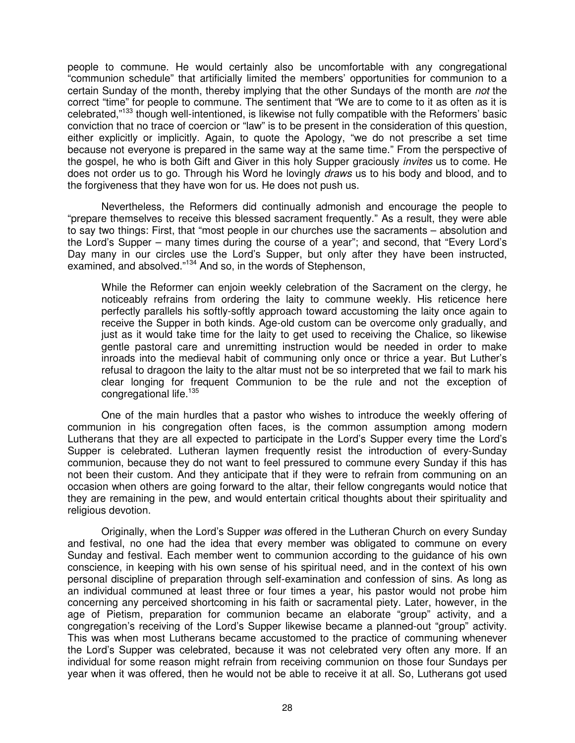people to commune. He would certainly also be uncomfortable with any congregational "communion schedule" that artificially limited the members' opportunities for communion to a certain Sunday of the month, thereby implying that the other Sundays of the month are *not* the correct "time" for people to commune. The sentiment that "We are to come to it as often as it is celebrated,"[133] though well-intentioned, is likewise not fully compatible with the Reformers' basic conviction that no trace of coercion or "law" is to be present in the consideration of this question, either explicitly or implicitly. Again, to quote the Apology, "we do not prescribe a set time because not everyone is prepared in the same way at the same time." From the perspective of the gospel, he who is both Gift and Giver in this holy Supper graciously *invites* us to come. He does not order us to go. Through his Word he lovingly *draws* us to his body and blood, and to the forgiveness that they have won for us. He does not push us.

Nevertheless, the Reformers did continually admonish and encourage the people to "prepare themselves to receive this blessed sacrament frequently." As a result, they were able to say two things: First, that "most people in our churches use the sacraments – absolution and the Lord's Supper – many times during the course of a year"; and second, that "Every Lord's Day many in our circles use the Lord's Supper, but only after they have been instructed, examined, and absolved."[134] And so, in the words of Stephenson,

> While the Reformer can enjoin weekly celebration of the Sacrament on the clergy, he noticeably refrains from ordering the laity to commune weekly. His reticence here perfectly parallels his softly-softly approach toward accustoming the laity once again to receive the Supper in both kinds. Age-old custom can be overcome only gradually, and just as it would take time for the laity to get used to receiving the Chalice, so likewise gentle pastoral care and unremitting instruction would be needed in order to make inroads into the medieval habit of communing only once or thrice a year. But Luther's refusal to dragoon the laity to the altar must not be so interpreted that we fail to mark his clear longing for frequent Communion to be the rule and not the exception of congregational life.[135]

One of the main hurdles that a pastor who wishes to introduce the weekly offering of communion in his congregation often faces, is the common assumption among modern Lutherans that they are all expected to participate in the Lord's Supper every time the Lord's Supper is celebrated. Lutheran laymen frequently resist the introduction of every-Sunday communion, because they do not want to feel pressured to commune every Sunday if this has not been their custom. And they anticipate that if they were to refrain from communing on an occasion when others are going forward to the altar, their fellow congregants would notice that they are remaining in the pew, and would entertain critical thoughts about their spirituality and religious devotion.

Originally, when the Lord's Supper *was* offered in the Lutheran Church on every Sunday and festival, no one had the idea that every member was obligated to commune on every Sunday and festival. Each member went to communion according to the guidance of his own conscience, in keeping with his own sense of his spiritual need, and in the context of his own personal discipline of preparation through self-examination and confession of sins. As long as an individual communed at least three or four times a year, his pastor would not probe him concerning any perceived shortcoming in his faith or sacramental piety. Later, however, in the age of Pietism, preparation for communion became an elaborate "group" activity, and a congregation's receiving of the Lord's Supper likewise became a planned-out "group" activity. This was when most Lutherans became accustomed to the practice of communing whenever the Lord's Supper was celebrated, because it was not celebrated very often any more. If an individual for some reason might refrain from receiving communion on those four Sundays per year when it was offered, then he would not be able to receive it at all. So, Lutherans got used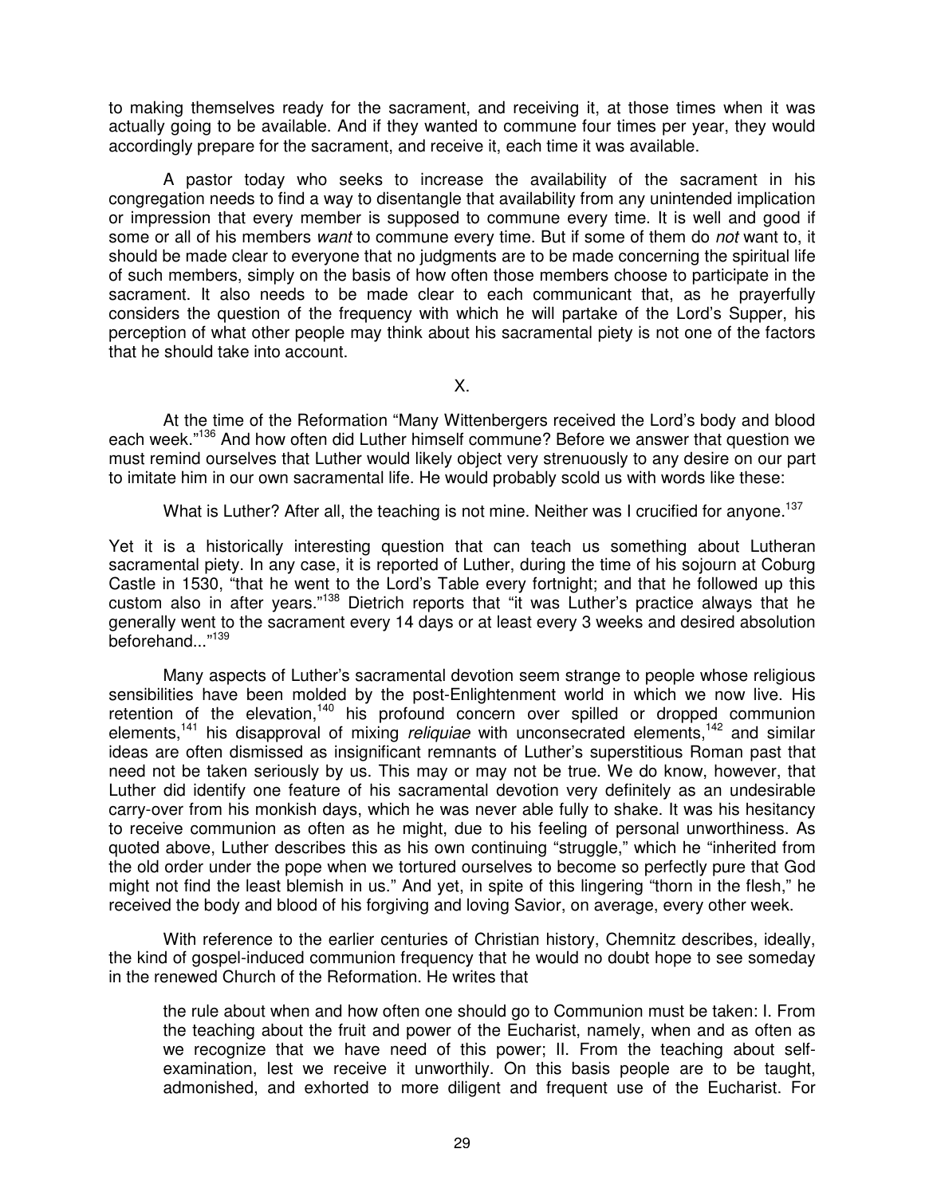to making themselves ready for the sacrament, and receiving it, at those times when it was actually going to be available. And if they wanted to commune four times per year, they would accordingly prepare for the sacrament, and receive it, each time it was available.

A pastor today who seeks to increase the availability of the sacrament in his congregation needs to find a way to disentangle that availability from any unintended implication or impression that every member is supposed to commune every time. It is well and good if some or all of his members *want* to commune every time. But if some of them do *not* want to, it should be made clear to everyone that no judgments are to be made concerning the spiritual life of such members, simply on the basis of how often those members choose to participate in the sacrament. It also needs to be made clear to each communicant that, as he prayerfully considers the question of the frequency with which he will partake of the Lord's Supper, his perception of what other people may think about his sacramental piety is not one of the factors that he should take into account.

## X.

At the time of the Reformation "Many Wittenbergers received the Lord's body and blood each week."[136] And how often did Luther himself commune? Before we answer that question we must remind ourselves that Luther would likely object very strenuously to any desire on our part to imitate him in our own sacramental life. He would probably scold us with words like these:

> What is Luther? After all, the teaching is not mine. Neither was I crucified for anyone.[137]

Yet it is a historically interesting question that can teach us something about Lutheran sacramental piety. In any case, it is reported of Luther, during the time of his sojourn at Coburg Castle in 1530, "that he went to the Lord's Table every fortnight; and that he followed up this custom also in after years."[138] Dietrich reports that "it was Luther's practice always that he generally went to the sacrament every 14 days or at least every 3 weeks and desired absolution beforehand..."[139]

Many aspects of Luther's sacramental devotion seem strange to people whose religious sensibilities have been molded by the post-Enlightenment world in which we now live. His retention of the elevation,[140] his profound concern over spilled or dropped communion elements,[141] his disapproval of mixing *reliquiae* with unconsecrated elements,[142] and similar ideas are often dismissed as insignificant remnants of Luther's superstitious Roman past that need not be taken seriously by us. This may or may not be true. We do know, however, that Luther did identify one feature of his sacramental devotion very definitely as an undesirable carry-over from his monkish days, which he was never able fully to shake. It was his hesitancy to receive communion as often as he might, due to his feeling of personal unworthiness. As quoted above, Luther describes this as his own continuing "struggle," which he "inherited from the old order under the pope when we tortured ourselves to become so perfectly pure that God might not find the least blemish in us." And yet, in spite of this lingering "thorn in the flesh," he received the body and blood of his forgiving and loving Savior, on average, every other week.

With reference to the earlier centuries of Christian history, Chemnitz describes, ideally, the kind of gospel-induced communion frequency that he would no doubt hope to see someday in the renewed Church of the Reformation. He writes that

> the rule about when and how often one should go to Communion must be taken: I. From the teaching about the fruit and power of the Eucharist, namely, when and as often as we recognize that we have need of this power; II. From the teaching about self-examination, lest we receive it unworthily. On this basis people are to be taught, admonished, and exhorted to more diligent and frequent use of the Eucharist. For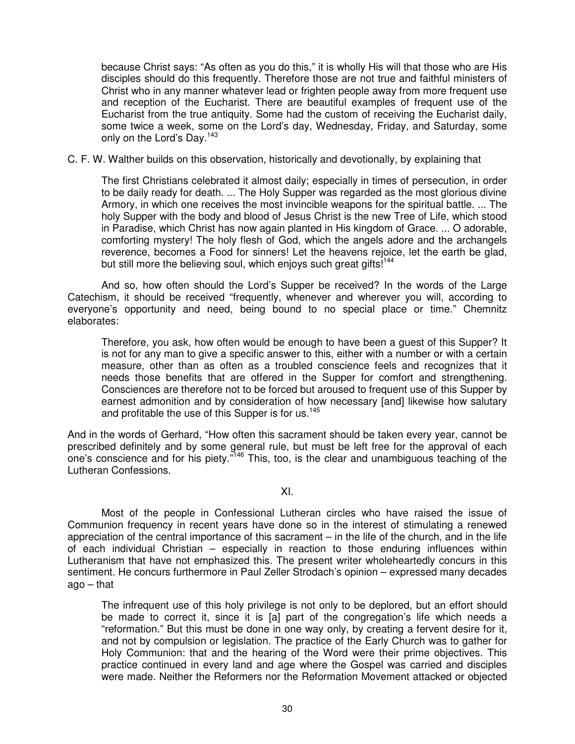> because Christ says: "As often as you do this," it is wholly His will that those who are His disciples should do this frequently. Therefore those are not true and faithful ministers of Christ who in any manner whatever lead or frighten people away from more frequent use and reception of the Eucharist. There are beautiful examples of frequent use of the Eucharist from the true antiquity. Some had the custom of receiving the Eucharist daily, some twice a week, some on the Lord's day, Wednesday, Friday, and Saturday, some only on the Lord's Day.[143]

C. F. W. Walther builds on this observation, historically and devotionally, by explaining that

> The first Christians celebrated it almost daily; especially in times of persecution, in order to be daily ready for death. ... The Holy Supper was regarded as the most glorious divine Armory, in which one receives the most invincible weapons for the spiritual battle. ... The holy Supper with the body and blood of Jesus Christ is the new Tree of Life, which stood in Paradise, which Christ has now again planted in His kingdom of Grace. ... O adorable, comforting mystery! The holy flesh of God, which the angels adore and the archangels reverence, becomes a Food for sinners! Let the heavens rejoice, let the earth be glad, but still more the believing soul, which enjoys such great gifts![144]

And so, how often should the Lord's Supper be received? In the words of the Large Catechism, it should be received "frequently, whenever and wherever you will, according to everyone's opportunity and need, being bound to no special place or time." Chemnitz elaborates:

> Therefore, you ask, how often would be enough to have been a guest of this Supper? It is not for any man to give a specific answer to this, either with a number or with a certain measure, other than as often as a troubled conscience feels and recognizes that it needs those benefits that are offered in the Supper for comfort and strengthening. Consciences are therefore not to be forced but aroused to frequent use of this Supper by earnest admonition and by consideration of how necessary [and] likewise how salutary and profitable the use of this Supper is for us.[145]

And in the words of Gerhard, "How often this sacrament should be taken every year, cannot be prescribed definitely and by some general rule, but must be left free for the approval of each one's conscience and for his piety."[146] This, too, is the clear and unambiguous teaching of the Lutheran Confessions.

## XI.

Most of the people in Confessional Lutheran circles who have raised the issue of Communion frequency in recent years have done so in the interest of stimulating a renewed appreciation of the central importance of this sacrament – in the life of the church, and in the life of each individual Christian – especially in reaction to those enduring influences within Lutheranism that have not emphasized this. The present writer wholeheartedly concurs in this sentiment. He concurs furthermore in Paul Zeller Strodach's opinion – expressed many decades ago – that

> The infrequent use of this holy privilege is not only to be deplored, but an effort should be made to correct it, since it is [a] part of the congregation's life which needs a "reformation." But this must be done in one way only, by creating a fervent desire for it, and not by compulsion or legislation. The practice of the Early Church was to gather for Holy Communion: that and the hearing of the Word were their prime objectives. This practice continued in every land and age where the Gospel was carried and disciples were made. Neither the Reformers nor the Reformation Movement attacked or objected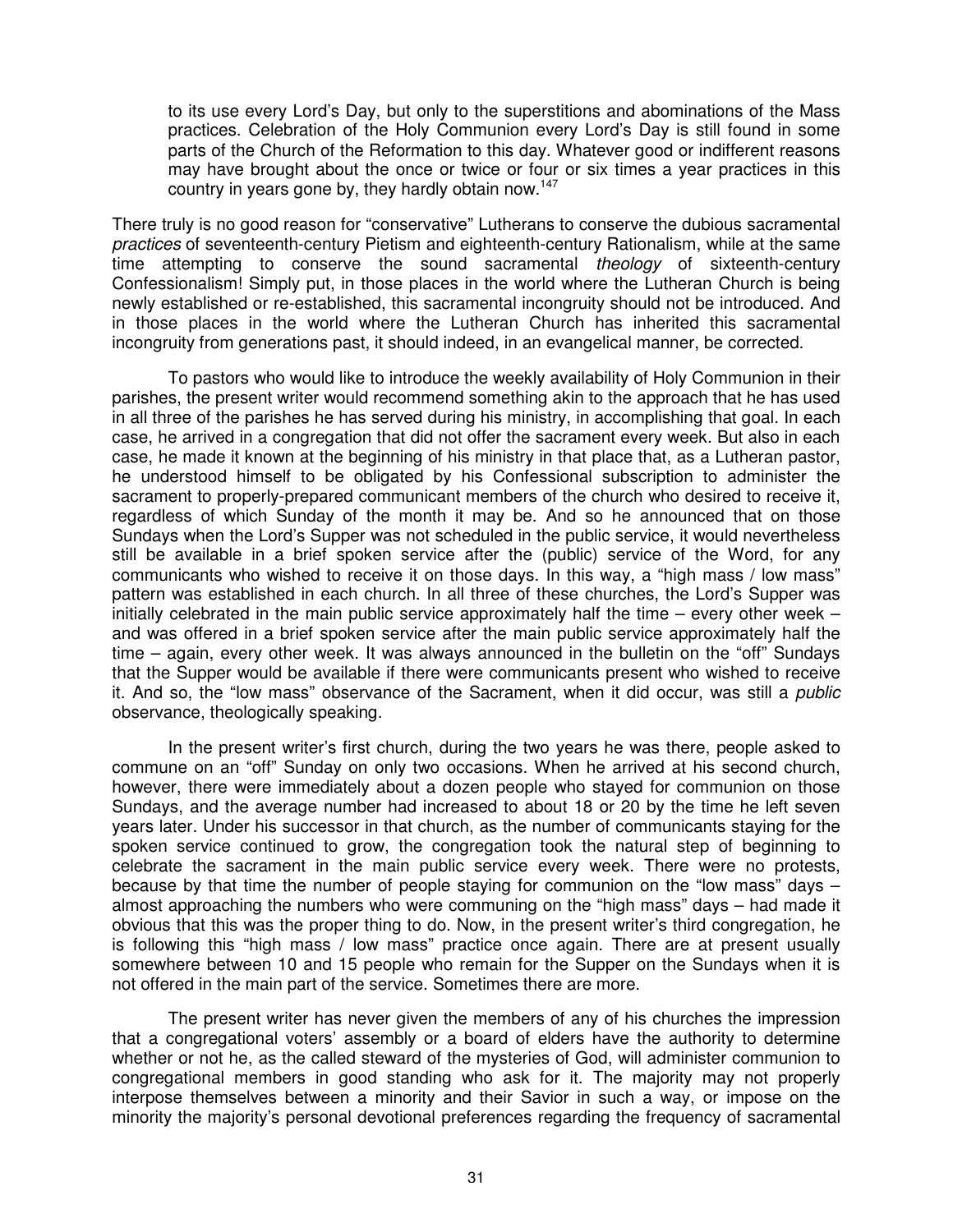> to its use every Lord's Day, but only to the superstitions and abominations of the Mass practices. Celebration of the Holy Communion every Lord's Day is still found in some parts of the Church of the Reformation to this day. Whatever good or indifferent reasons may have brought about the once or twice or four or six times a year practices in this country in years gone by, they hardly obtain now.[147]

There truly is no good reason for "conservative" Lutherans to conserve the dubious sacramental *practices* of seventeenth-century Pietism and eighteenth-century Rationalism, while at the same time attempting to conserve the sound sacramental *theology* of sixteenth-century Confessionalism! Simply put, in those places in the world where the Lutheran Church is being newly established or re-established, this sacramental incongruity should not be introduced. And in those places in the world where the Lutheran Church has inherited this sacramental incongruity from generations past, it should indeed, in an evangelical manner, be corrected.

To pastors who would like to introduce the weekly availability of Holy Communion in their parishes, the present writer would recommend something akin to the approach that he has used in all three of the parishes he has served during his ministry, in accomplishing that goal. In each case, he arrived in a congregation that did not offer the sacrament every week. But also in each case, he made it known at the beginning of his ministry in that place that, as a Lutheran pastor, he understood himself to be obligated by his Confessional subscription to administer the sacrament to properly-prepared communicant members of the church who desired to receive it, regardless of which Sunday of the month it may be. And so he announced that on those Sundays when the Lord's Supper was not scheduled in the public service, it would nevertheless still be available in a brief spoken service after the (public) service of the Word, for any communicants who wished to receive it on those days. In this way, a "high mass / low mass" pattern was established in each church. In all three of these churches, the Lord's Supper was initially celebrated in the main public service approximately half the time – every other week – and was offered in a brief spoken service after the main public service approximately half the time – again, every other week. It was always announced in the bulletin on the "off" Sundays that the Supper would be available if there were communicants present who wished to receive it. And so, the "low mass" observance of the Sacrament, when it did occur, was still a *public* observance, theologically speaking.

In the present writer's first church, during the two years he was there, people asked to commune on an "off" Sunday on only two occasions. When he arrived at his second church, however, there were immediately about a dozen people who stayed for communion on those Sundays, and the average number had increased to about 18 or 20 by the time he left seven years later. Under his successor in that church, as the number of communicants staying for the spoken service continued to grow, the congregation took the natural step of beginning to celebrate the sacrament in the main public service every week. There were no protests, because by that time the number of people staying for communion on the "low mass" days – almost approaching the numbers who were communing on the "high mass" days – had made it obvious that this was the proper thing to do. Now, in the present writer's third congregation, he is following this "high mass / low mass" practice once again. There are at present usually somewhere between 10 and 15 people who remain for the Supper on the Sundays when it is not offered in the main part of the service. Sometimes there are more.

The present writer has never given the members of any of his churches the impression that a congregational voters' assembly or a board of elders have the authority to determine whether or not he, as the called steward of the mysteries of God, will administer communion to congregational members in good standing who ask for it. The majority may not properly interpose themselves between a minority and their Savior in such a way, or impose on the minority the majority's personal devotional preferences regarding the frequency of sacramental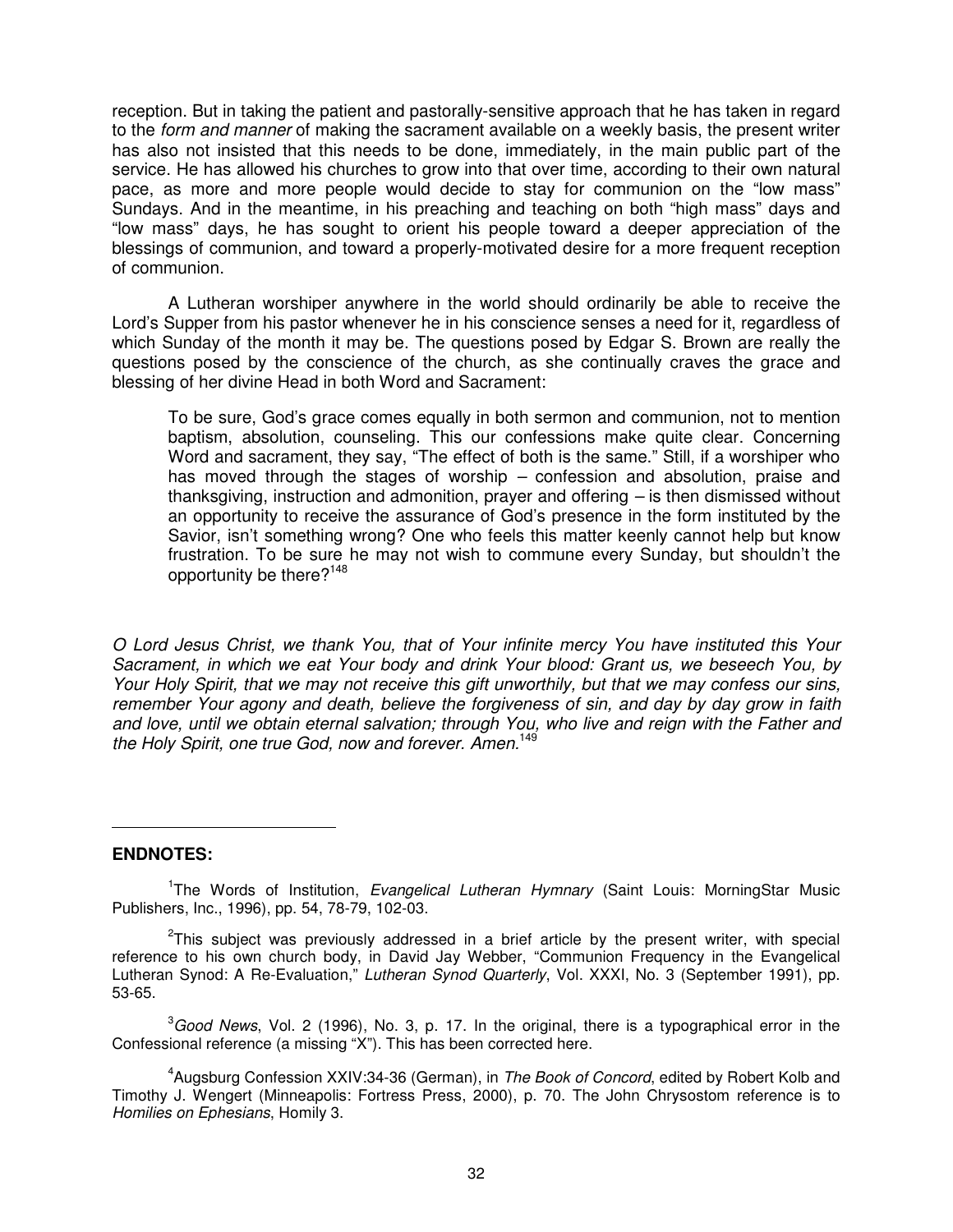reception. But in taking the patient and pastorally-sensitive approach that he has taken in regard to the *form and manner* of making the sacrament available on a weekly basis, the present writer has also not insisted that this needs to be done, immediately, in the main public part of the service. He has allowed his churches to grow into that over time, according to their own natural pace, as more and more people would decide to stay for communion on the "low mass" Sundays. And in the meantime, in his preaching and teaching on both "high mass" days and "low mass" days, he has sought to orient his people toward a deeper appreciation of the blessings of communion, and toward a properly-motivated desire for a more frequent reception of communion.

A Lutheran worshiper anywhere in the world should ordinarily be able to receive the Lord's Supper from his pastor whenever he in his conscience senses a need for it, regardless of which Sunday of the month it may be. The questions posed by Edgar S. Brown are really the questions posed by the conscience of the church, as she continually craves the grace and blessing of her divine Head in both Word and Sacrament:

> To be sure, God's grace comes equally in both sermon and communion, not to mention baptism, absolution, counseling. This our confessions make quite clear. Concerning Word and sacrament, they say, "The effect of both is the same." Still, if a worshiper who has moved through the stages of worship – confession and absolution, praise and thanksgiving, instruction and admonition, prayer and offering – is then dismissed without an opportunity to receive the assurance of God's presence in the form instituted by the Savior, isn't something wrong? One who feels this matter keenly cannot help but know frustration. To be sure he may not wish to commune every Sunday, but shouldn't the opportunity be there?[148]

*O Lord Jesus Christ, we thank You, that of Your infinite mercy You have instituted this Your Sacrament, in which we eat Your body and drink Your blood: Grant us, we beseech You, by Your Holy Spirit, that we may not receive this gift unworthily, but that we may confess our sins, remember Your agony and death, believe the forgiveness of sin, and day by day grow in faith and love, until we obtain eternal salvation; through You, who live and reign with the Father and the Holy Spirit, one true God, now and forever. Amen.*[149]

---

**ENDNOTES:**

[1]The Words of Institution, *Evangelical Lutheran Hymnary* (Saint Louis: MorningStar Music Publishers, Inc., 1996), pp. 54, 78-79, 102-03.

[2]This subject was previously addressed in a brief article by the present writer, with special reference to his own church body, in David Jay Webber, "Communion Frequency in the Evangelical Lutheran Synod: A Re-Evaluation," *Lutheran Synod Quarterly*, Vol. XXXI, No. 3 (September 1991), pp. 53-65.

[3]*Good News*, Vol. 2 (1996), No. 3, p. 17. In the original, there is a typographical error in the Confessional reference (a missing "X"). This has been corrected here.

[4]Augsburg Confession XXIV:34-36 (German), in *The Book of Concord*, edited by Robert Kolb and Timothy J. Wengert (Minneapolis: Fortress Press, 2000), p. 70. The John Chrysostom reference is to *Homilies on Ephesians*, Homily 3.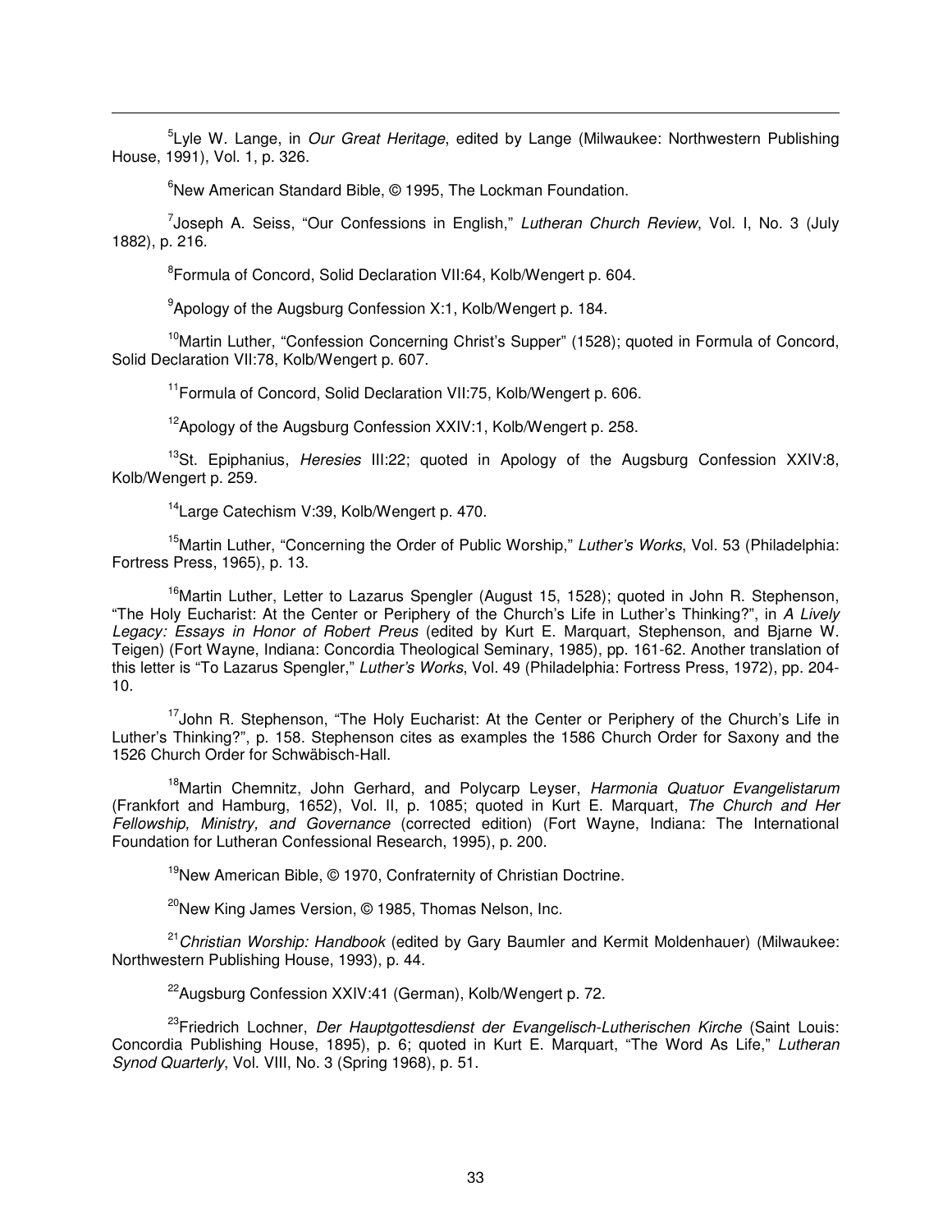[5]Lyle W. Lange, in *Our Great Heritage*, edited by Lange (Milwaukee: Northwestern Publishing House, 1991), Vol. 1, p. 326.

[6]New American Standard Bible, © 1995, The Lockman Foundation.

[7]Joseph A. Seiss, "Our Confessions in English," *Lutheran Church Review*, Vol. I, No. 3 (July 1882), p. 216.

[8]Formula of Concord, Solid Declaration VII:64, Kolb/Wengert p. 604.

[9]Apology of the Augsburg Confession X:1, Kolb/Wengert p. 184.

[10]Martin Luther, "Confession Concerning Christ's Supper" (1528); quoted in Formula of Concord, Solid Declaration VII:78, Kolb/Wengert p. 607.

[11]Formula of Concord, Solid Declaration VII:75, Kolb/Wengert p. 606.

[12]Apology of the Augsburg Confession XXIV:1, Kolb/Wengert p. 258.

[13]St. Epiphanius, *Heresies* III:22; quoted in Apology of the Augsburg Confession XXIV:8, Kolb/Wengert p. 259.

[14]Large Catechism V:39, Kolb/Wengert p. 470.

[15]Martin Luther, "Concerning the Order of Public Worship," *Luther's Works*, Vol. 53 (Philadelphia: Fortress Press, 1965), p. 13.

[16]Martin Luther, Letter to Lazarus Spengler (August 15, 1528); quoted in John R. Stephenson, "The Holy Eucharist: At the Center or Periphery of the Church's Life in Luther's Thinking?", in *A Lively Legacy: Essays in Honor of Robert Preus* (edited by Kurt E. Marquart, Stephenson, and Bjarne W. Teigen) (Fort Wayne, Indiana: Concordia Theological Seminary, 1985), pp. 161-62. Another translation of this letter is "To Lazarus Spengler," *Luther's Works*, Vol. 49 (Philadelphia: Fortress Press, 1972), pp. 204-10.

[17]John R. Stephenson, "The Holy Eucharist: At the Center or Periphery of the Church's Life in Luther's Thinking?", p. 158. Stephenson cites as examples the 1586 Church Order for Saxony and the 1526 Church Order for Schwäbisch-Hall.

[18]Martin Chemnitz, John Gerhard, and Polycarp Leyser, *Harmonia Quatuor Evangelistarum* (Frankfort and Hamburg, 1652), Vol. II, p. 1085; quoted in Kurt E. Marquart, *The Church and Her Fellowship, Ministry, and Governance* (corrected edition) (Fort Wayne, Indiana: The International Foundation for Lutheran Confessional Research, 1995), p. 200.

[19]New American Bible, © 1970, Confraternity of Christian Doctrine.

[20]New King James Version, © 1985, Thomas Nelson, Inc.

[21]*Christian Worship: Handbook* (edited by Gary Baumler and Kermit Moldenhauer) (Milwaukee: Northwestern Publishing House, 1993), p. 44.

[22]Augsburg Confession XXIV:41 (German), Kolb/Wengert p. 72.

[23]Friedrich Lochner, *Der Hauptgottesdienst der Evangelisch-Lutherischen Kirche* (Saint Louis: Concordia Publishing House, 1895), p. 6; quoted in Kurt E. Marquart, "The Word As Life," *Lutheran Synod Quarterly*, Vol. VIII, No. 3 (Spring 1968), p. 51.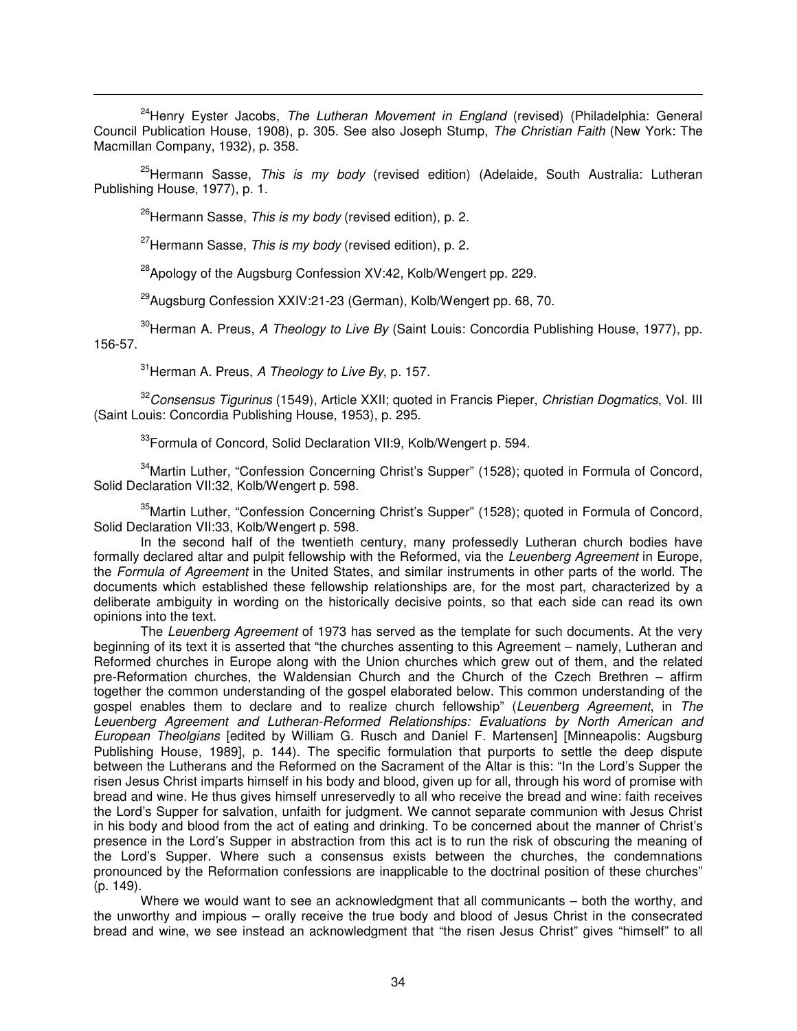[24]Henry Eyster Jacobs, *The Lutheran Movement in England* (revised) (Philadelphia: General Council Publication House, 1908), p. 305. See also Joseph Stump, *The Christian Faith* (New York: The Macmillan Company, 1932), p. 358.

[25]Hermann Sasse, *This is my body* (revised edition) (Adelaide, South Australia: Lutheran Publishing House, 1977), p. 1.

[26]Hermann Sasse, *This is my body* (revised edition), p. 2.

[27]Hermann Sasse, *This is my body* (revised edition), p. 2.

[28]Apology of the Augsburg Confession XV:42, Kolb/Wengert pp. 229.

[29]Augsburg Confession XXIV:21-23 (German), Kolb/Wengert pp. 68, 70.

[30]Herman A. Preus, *A Theology to Live By* (Saint Louis: Concordia Publishing House, 1977), pp. 156-57.

[31]Herman A. Preus, *A Theology to Live By*, p. 157.

[32]*Consensus Tigurinus* (1549), Article XXII; quoted in Francis Pieper, *Christian Dogmatics*, Vol. III (Saint Louis: Concordia Publishing House, 1953), p. 295.

[33]Formula of Concord, Solid Declaration VII:9, Kolb/Wengert p. 594.

[34]Martin Luther, "Confession Concerning Christ's Supper" (1528); quoted in Formula of Concord, Solid Declaration VII:32, Kolb/Wengert p. 598.

[35]Martin Luther, "Confession Concerning Christ's Supper" (1528); quoted in Formula of Concord, Solid Declaration VII:33, Kolb/Wengert p. 598.

In the second half of the twentieth century, many professedly Lutheran church bodies have formally declared altar and pulpit fellowship with the Reformed, via the *Leuenberg Agreement* in Europe, the *Formula of Agreement* in the United States, and similar instruments in other parts of the world. The documents which established these fellowship relationships are, for the most part, characterized by a deliberate ambiguity in wording on the historically decisive points, so that each side can read its own opinions into the text.

The *Leuenberg Agreement* of 1973 has served as the template for such documents. At the very beginning of its text it is asserted that "the churches assenting to this Agreement – namely, Lutheran and Reformed churches in Europe along with the Union churches which grew out of them, and the related pre-Reformation churches, the Waldensian Church and the Church of the Czech Brethren – affirm together the common understanding of the gospel elaborated below. This common understanding of the gospel enables them to declare and to realize church fellowship" (*Leuenberg Agreement*, in *The Leuenberg Agreement and Lutheran-Reformed Relationships: Evaluations by North American and European Theolgians* [edited by William G. Rusch and Daniel F. Martensen] [Minneapolis: Augsburg Publishing House, 1989], p. 144). The specific formulation that purports to settle the deep dispute between the Lutherans and the Reformed on the Sacrament of the Altar is this: "In the Lord's Supper the risen Jesus Christ imparts himself in his body and blood, given up for all, through his word of promise with bread and wine. He thus gives himself unreservedly to all who receive the bread and wine: faith receives the Lord's Supper for salvation, unfaith for judgment. We cannot separate communion with Jesus Christ in his body and blood from the act of eating and drinking. To be concerned about the manner of Christ's presence in the Lord's Supper in abstraction from this act is to run the risk of obscuring the meaning of the Lord's Supper. Where such a consensus exists between the churches, the condemnations pronounced by the Reformation confessions are inapplicable to the doctrinal position of these churches" (p. 149).

Where we would want to see an acknowledgment that all communicants – both the worthy, and the unworthy and impious – orally receive the true body and blood of Jesus Christ in the consecrated bread and wine, we see instead an acknowledgment that "the risen Jesus Christ" gives "himself" to all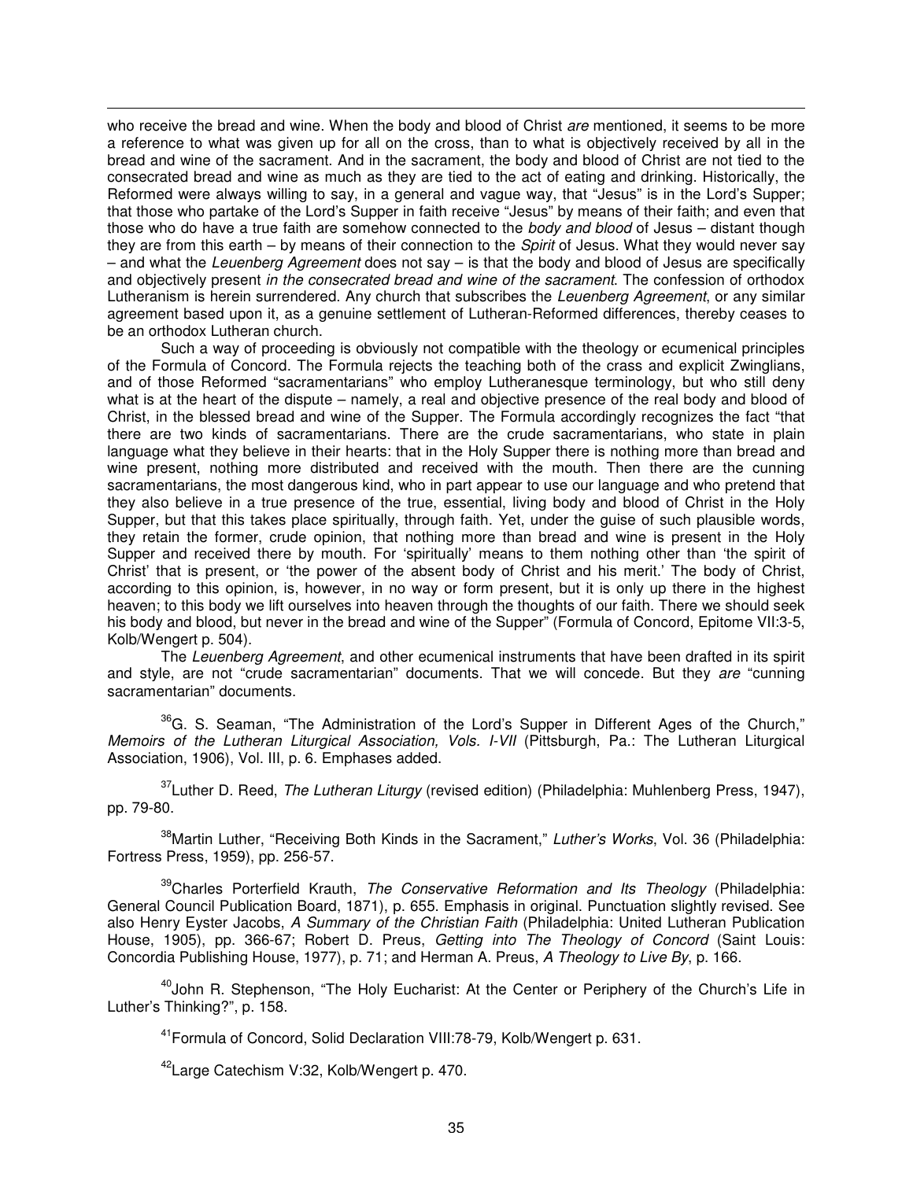who receive the bread and wine. When the body and blood of Christ *are* mentioned, it seems to be more a reference to what was given up for all on the cross, than to what is objectively received by all in the bread and wine of the sacrament. And in the sacrament, the body and blood of Christ are not tied to the consecrated bread and wine as much as they are tied to the act of eating and drinking. Historically, the Reformed were always willing to say, in a general and vague way, that "Jesus" is in the Lord's Supper; that those who partake of the Lord's Supper in faith receive "Jesus" by means of their faith; and even that those who do have a true faith are somehow connected to the *body and blood* of Jesus – distant though they are from this earth – by means of their connection to the *Spirit* of Jesus. What they would never say – and what the *Leuenberg Agreement* does not say – is that the body and blood of Jesus are specifically and objectively present *in the consecrated bread and wine of the sacrament*. The confession of orthodox Lutheranism is herein surrendered. Any church that subscribes the *Leuenberg Agreement*, or any similar agreement based upon it, as a genuine settlement of Lutheran-Reformed differences, thereby ceases to be an orthodox Lutheran church.

Such a way of proceeding is obviously not compatible with the theology or ecumenical principles of the Formula of Concord. The Formula rejects the teaching both of the crass and explicit Zwinglians, and of those Reformed "sacramentarians" who employ Lutheranesque terminology, but who still deny what is at the heart of the dispute – namely, a real and objective presence of the real body and blood of Christ, in the blessed bread and wine of the Supper. The Formula accordingly recognizes the fact "that there are two kinds of sacramentarians. There are the crude sacramentarians, who state in plain language what they believe in their hearts: that in the Holy Supper there is nothing more than bread and wine present, nothing more distributed and received with the mouth. Then there are the cunning sacramentarians, the most dangerous kind, who in part appear to use our language and who pretend that they also believe in a true presence of the true, essential, living body and blood of Christ in the Holy Supper, but that this takes place spiritually, through faith. Yet, under the guise of such plausible words, they retain the former, crude opinion, that nothing more than bread and wine is present in the Holy Supper and received there by mouth. For 'spiritually' means to them nothing other than 'the spirit of Christ' that is present, or 'the power of the absent body of Christ and his merit.' The body of Christ, according to this opinion, is, however, in no way or form present, but it is only up there in the highest heaven; to this body we lift ourselves into heaven through the thoughts of our faith. There we should seek his body and blood, but never in the bread and wine of the Supper" (Formula of Concord, Epitome VII:3-5, Kolb/Wengert p. 504).

The *Leuenberg Agreement*, and other ecumenical instruments that have been drafted in its spirit and style, are not "crude sacramentarian" documents. That we will concede. But they *are* "cunning sacramentarian" documents.

[36]G. S. Seaman, "The Administration of the Lord's Supper in Different Ages of the Church," *Memoirs of the Lutheran Liturgical Association, Vols. I-VII* (Pittsburgh, Pa.: The Lutheran Liturgical Association, 1906), Vol. III, p. 6. Emphases added.

[37]Luther D. Reed, *The Lutheran Liturgy* (revised edition) (Philadelphia: Muhlenberg Press, 1947), pp. 79-80.

[38]Martin Luther, "Receiving Both Kinds in the Sacrament," *Luther's Works*, Vol. 36 (Philadelphia: Fortress Press, 1959), pp. 256-57.

[39]Charles Porterfield Krauth, *The Conservative Reformation and Its Theology* (Philadelphia: General Council Publication Board, 1871), p. 655. Emphasis in original. Punctuation slightly revised. See also Henry Eyster Jacobs, *A Summary of the Christian Faith* (Philadelphia: United Lutheran Publication House, 1905), pp. 366-67; Robert D. Preus, *Getting into The Theology of Concord* (Saint Louis: Concordia Publishing House, 1977), p. 71; and Herman A. Preus, *A Theology to Live By*, p. 166.

[40]John R. Stephenson, "The Holy Eucharist: At the Center or Periphery of the Church's Life in Luther's Thinking?", p. 158.

[41]Formula of Concord, Solid Declaration VIII:78-79, Kolb/Wengert p. 631.

[42]Large Catechism V:32, Kolb/Wengert p. 470.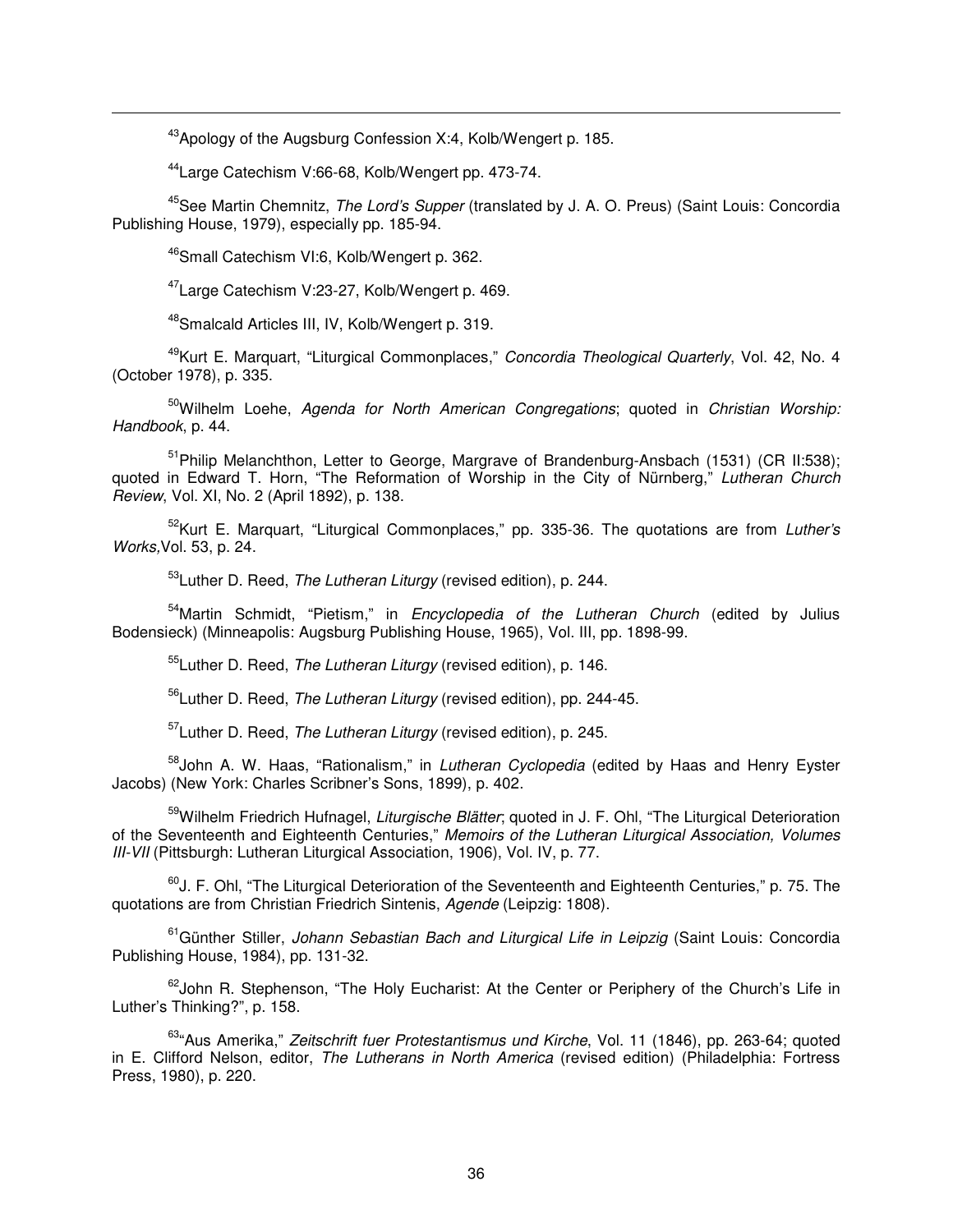[43]Apology of the Augsburg Confession X:4, Kolb/Wengert p. 185.

[44]Large Catechism V:66-68, Kolb/Wengert pp. 473-74.

[45]See Martin Chemnitz, *The Lord's Supper* (translated by J. A. O. Preus) (Saint Louis: Concordia Publishing House, 1979), especially pp. 185-94.

[46]Small Catechism VI:6, Kolb/Wengert p. 362.

[47]Large Catechism V:23-27, Kolb/Wengert p. 469.

[48]Smalcald Articles III, IV, Kolb/Wengert p. 319.

[49]Kurt E. Marquart, "Liturgical Commonplaces," *Concordia Theological Quarterly*, Vol. 42, No. 4 (October 1978), p. 335.

[50]Wilhelm Loehe, *Agenda for North American Congregations*; quoted in *Christian Worship: Handbook*, p. 44.

[51]Philip Melanchthon, Letter to George, Margrave of Brandenburg-Ansbach (1531) (CR II:538); quoted in Edward T. Horn, "The Reformation of Worship in the City of Nürnberg," *Lutheran Church Review*, Vol. XI, No. 2 (April 1892), p. 138.

[52]Kurt E. Marquart, "Liturgical Commonplaces," pp. 335-36. The quotations are from *Luther's Works,*Vol. 53, p. 24.

[53]Luther D. Reed, *The Lutheran Liturgy* (revised edition), p. 244.

[54]Martin Schmidt, "Pietism," in *Encyclopedia of the Lutheran Church* (edited by Julius Bodensieck) (Minneapolis: Augsburg Publishing House, 1965), Vol. III, pp. 1898-99.

[55]Luther D. Reed, *The Lutheran Liturgy* (revised edition), p. 146.

[56]Luther D. Reed, *The Lutheran Liturgy* (revised edition), pp. 244-45.

[57]Luther D. Reed, *The Lutheran Liturgy* (revised edition), p. 245.

[58]John A. W. Haas, "Rationalism," in *Lutheran Cyclopedia* (edited by Haas and Henry Eyster Jacobs) (New York: Charles Scribner's Sons, 1899), p. 402.

[59]Wilhelm Friedrich Hufnagel, *Liturgische Blätter*; quoted in J. F. Ohl, "The Liturgical Deterioration of the Seventeenth and Eighteenth Centuries," *Memoirs of the Lutheran Liturgical Association, Volumes III-VII* (Pittsburgh: Lutheran Liturgical Association, 1906), Vol. IV, p. 77.

[60]J. F. Ohl, "The Liturgical Deterioration of the Seventeenth and Eighteenth Centuries," p. 75. The quotations are from Christian Friedrich Sintenis, *Agende* (Leipzig: 1808).

[61]Günther Stiller, *Johann Sebastian Bach and Liturgical Life in Leipzig* (Saint Louis: Concordia Publishing House, 1984), pp. 131-32.

[62]John R. Stephenson, "The Holy Eucharist: At the Center or Periphery of the Church's Life in Luther's Thinking?", p. 158.

[63]"Aus Amerika," *Zeitschrift fuer Protestantismus und Kirche*, Vol. 11 (1846), pp. 263-64; quoted in E. Clifford Nelson, editor, *The Lutherans in North America* (revised edition) (Philadelphia: Fortress Press, 1980), p. 220.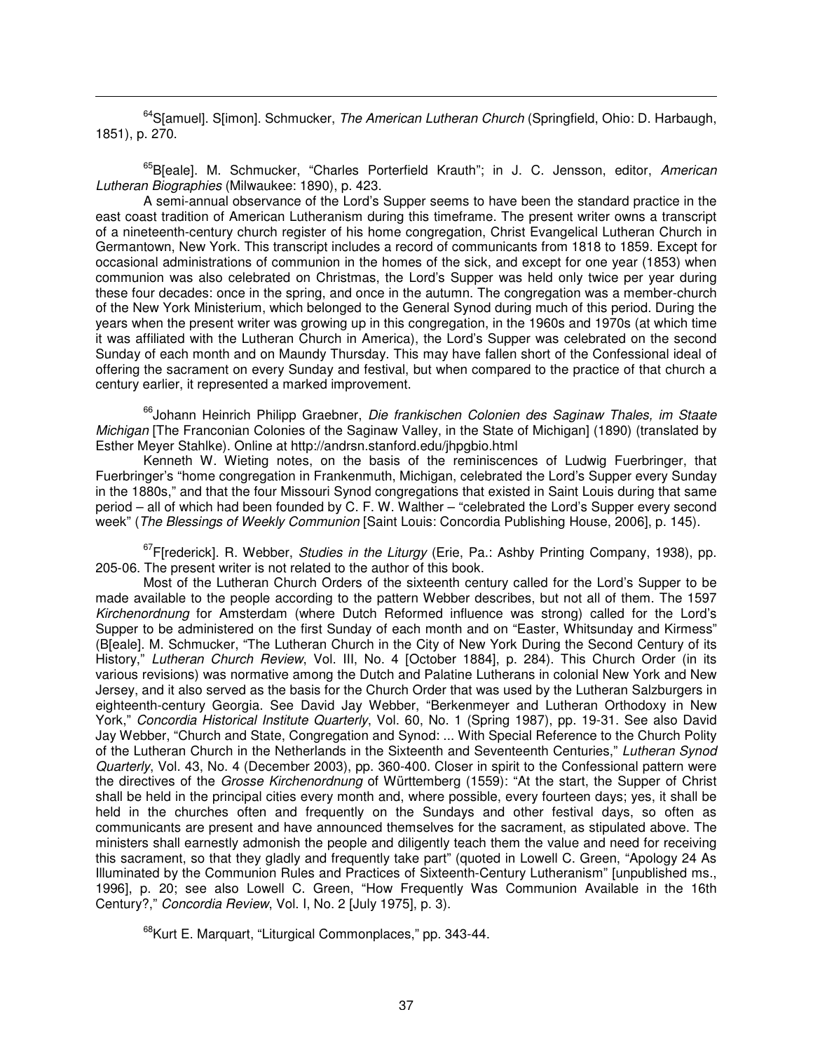[64]S[amuel]. S[imon]. Schmucker, *The American Lutheran Church* (Springfield, Ohio: D. Harbaugh, 1851), p. 270.

[65]B[eale]. M. Schmucker, "Charles Porterfield Krauth"; in J. C. Jensson, editor, *American Lutheran Biographies* (Milwaukee: 1890), p. 423.

A semi-annual observance of the Lord's Supper seems to have been the standard practice in the east coast tradition of American Lutheranism during this timeframe. The present writer owns a transcript of a nineteenth-century church register of his home congregation, Christ Evangelical Lutheran Church in Germantown, New York. This transcript includes a record of communicants from 1818 to 1859. Except for occasional administrations of communion in the homes of the sick, and except for one year (1853) when communion was also celebrated on Christmas, the Lord's Supper was held only twice per year during these four decades: once in the spring, and once in the autumn. The congregation was a member-church of the New York Ministerium, which belonged to the General Synod during much of this period. During the years when the present writer was growing up in this congregation, in the 1960s and 1970s (at which time it was affiliated with the Lutheran Church in America), the Lord's Supper was celebrated on the second Sunday of each month and on Maundy Thursday. This may have fallen short of the Confessional ideal of offering the sacrament on every Sunday and festival, but when compared to the practice of that church a century earlier, it represented a marked improvement.

[66]Johann Heinrich Philipp Graebner, *Die frankischen Colonien des Saginaw Thales, im Staate Michigan* [The Franconian Colonies of the Saginaw Valley, in the State of Michigan] (1890) (translated by Esther Meyer Stahlke). Online at http://andrsn.stanford.edu/jhpgbio.html

Kenneth W. Wieting notes, on the basis of the reminiscences of Ludwig Fuerbringer, that Fuerbringer's "home congregation in Frankenmuth, Michigan, celebrated the Lord's Supper every Sunday in the 1880s," and that the four Missouri Synod congregations that existed in Saint Louis during that same period – all of which had been founded by C. F. W. Walther – "celebrated the Lord's Supper every second week" (*The Blessings of Weekly Communion* [Saint Louis: Concordia Publishing House, 2006], p. 145).

[67]F[rederick]. R. Webber, *Studies in the Liturgy* (Erie, Pa.: Ashby Printing Company, 1938), pp. 205-06. The present writer is not related to the author of this book.

Most of the Lutheran Church Orders of the sixteenth century called for the Lord's Supper to be made available to the people according to the pattern Webber describes, but not all of them. The 1597 *Kirchenordnung* for Amsterdam (where Dutch Reformed influence was strong) called for the Lord's Supper to be administered on the first Sunday of each month and on "Easter, Whitsunday and Kirmess" (B[eale]. M. Schmucker, "The Lutheran Church in the City of New York During the Second Century of its History," *Lutheran Church Review*, Vol. III, No. 4 [October 1884], p. 284). This Church Order (in its various revisions) was normative among the Dutch and Palatine Lutherans in colonial New York and New Jersey, and it also served as the basis for the Church Order that was used by the Lutheran Salzburgers in eighteenth-century Georgia. See David Jay Webber, "Berkenmeyer and Lutheran Orthodoxy in New York," *Concordia Historical Institute Quarterly*, Vol. 60, No. 1 (Spring 1987), pp. 19-31. See also David Jay Webber, "Church and State, Congregation and Synod: ... With Special Reference to the Church Polity of the Lutheran Church in the Netherlands in the Sixteenth and Seventeenth Centuries," *Lutheran Synod Quarterly*, Vol. 43, No. 4 (December 2003), pp. 360-400. Closer in spirit to the Confessional pattern were the directives of the *Grosse Kirchenordnung* of Württemberg (1559): "At the start, the Supper of Christ shall be held in the principal cities every month and, where possible, every fourteen days; yes, it shall be held in the churches often and frequently on the Sundays and other festival days, so often as communicants are present and have announced themselves for the sacrament, as stipulated above. The ministers shall earnestly admonish the people and diligently teach them the value and need for receiving this sacrament, so that they gladly and frequently take part" (quoted in Lowell C. Green, "Apology 24 As Illuminated by the Communion Rules and Practices of Sixteenth-Century Lutheranism" [unpublished ms., 1996], p. 20; see also Lowell C. Green, "How Frequently Was Communion Available in the 16th Century?," *Concordia Review*, Vol. I, No. 2 [July 1975], p. 3).

[68]Kurt E. Marquart, "Liturgical Commonplaces," pp. 343-44.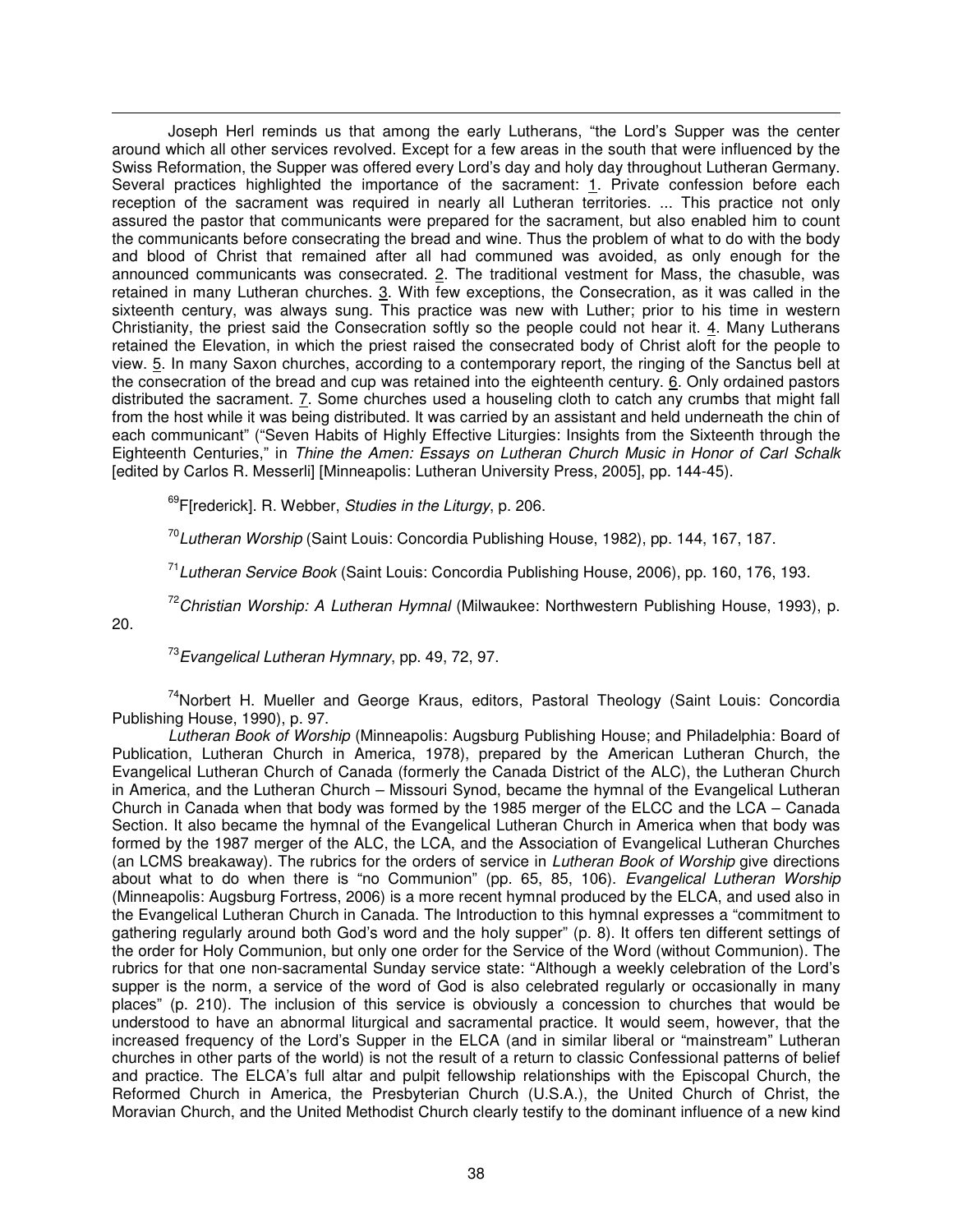Joseph Herl reminds us that among the early Lutherans, "the Lord's Supper was the center around which all other services revolved. Except for a few areas in the south that were influenced by the Swiss Reformation, the Supper was offered every Lord's day and holy day throughout Lutheran Germany. Several practices highlighted the importance of the sacrament: 1. Private confession before each reception of the sacrament was required in nearly all Lutheran territories. ... This practice not only assured the pastor that communicants were prepared for the sacrament, but also enabled him to count the communicants before consecrating the bread and wine. Thus the problem of what to do with the body and blood of Christ that remained after all had communed was avoided, as only enough for the announced communicants was consecrated. 2. The traditional vestment for Mass, the chasuble, was retained in many Lutheran churches. 3. With few exceptions, the Consecration, as it was called in the sixteenth century, was always sung. This practice was new with Luther; prior to his time in western Christianity, the priest said the Consecration softly so the people could not hear it. 4. Many Lutherans retained the Elevation, in which the priest raised the consecrated body of Christ aloft for the people to view. 5. In many Saxon churches, according to a contemporary report, the ringing of the Sanctus bell at the consecration of the bread and cup was retained into the eighteenth century. 6. Only ordained pastors distributed the sacrament. 7. Some churches used a houseling cloth to catch any crumbs that might fall from the host while it was being distributed. It was carried by an assistant and held underneath the chin of each communicant" ("Seven Habits of Highly Effective Liturgies: Insights from the Sixteenth through the Eighteenth Centuries," in *Thine the Amen: Essays on Lutheran Church Music in Honor of Carl Schalk* [edited by Carlos R. Messerli] [Minneapolis: Lutheran University Press, 2005], pp. 144-45).

[69]F[rederick]. R. Webber, *Studies in the Liturgy*, p. 206.

[70]*Lutheran Worship* (Saint Louis: Concordia Publishing House, 1982), pp. 144, 167, 187.

[71]*Lutheran Service Book* (Saint Louis: Concordia Publishing House, 2006), pp. 160, 176, 193.

[72]*Christian Worship: A Lutheran Hymnal* (Milwaukee: Northwestern Publishing House, 1993), p. 20.

[73]*Evangelical Lutheran Hymnary*, pp. 49, 72, 97.

[74]Norbert H. Mueller and George Kraus, editors, Pastoral Theology (Saint Louis: Concordia Publishing House, 1990), p. 97.

*Lutheran Book of Worship* (Minneapolis: Augsburg Publishing House; and Philadelphia: Board of Publication, Lutheran Church in America, 1978), prepared by the American Lutheran Church, the Evangelical Lutheran Church of Canada (formerly the Canada District of the ALC), the Lutheran Church in America, and the Lutheran Church – Missouri Synod, became the hymnal of the Evangelical Lutheran Church in Canada when that body was formed by the 1985 merger of the ELCC and the LCA – Canada Section. It also became the hymnal of the Evangelical Lutheran Church in America when that body was formed by the 1987 merger of the ALC, the LCA, and the Association of Evangelical Lutheran Churches (an LCMS breakaway). The rubrics for the orders of service in *Lutheran Book of Worship* give directions about what to do when there is "no Communion" (pp. 65, 85, 106). *Evangelical Lutheran Worship* (Minneapolis: Augsburg Fortress, 2006) is a more recent hymnal produced by the ELCA, and used also in the Evangelical Lutheran Church in Canada. The Introduction to this hymnal expresses a "commitment to gathering regularly around both God's word and the holy supper" (p. 8). It offers ten different settings of the order for Holy Communion, but only one order for the Service of the Word (without Communion). The rubrics for that one non-sacramental Sunday service state: "Although a weekly celebration of the Lord's supper is the norm, a service of the word of God is also celebrated regularly or occasionally in many places" (p. 210). The inclusion of this service is obviously a concession to churches that would be understood to have an abnormal liturgical and sacramental practice. It would seem, however, that the increased frequency of the Lord's Supper in the ELCA (and in similar liberal or "mainstream" Lutheran churches in other parts of the world) is not the result of a return to classic Confessional patterns of belief and practice. The ELCA's full altar and pulpit fellowship relationships with the Episcopal Church, the Reformed Church in America, the Presbyterian Church (U.S.A.), the United Church of Christ, the Moravian Church, and the United Methodist Church clearly testify to the dominant influence of a new kind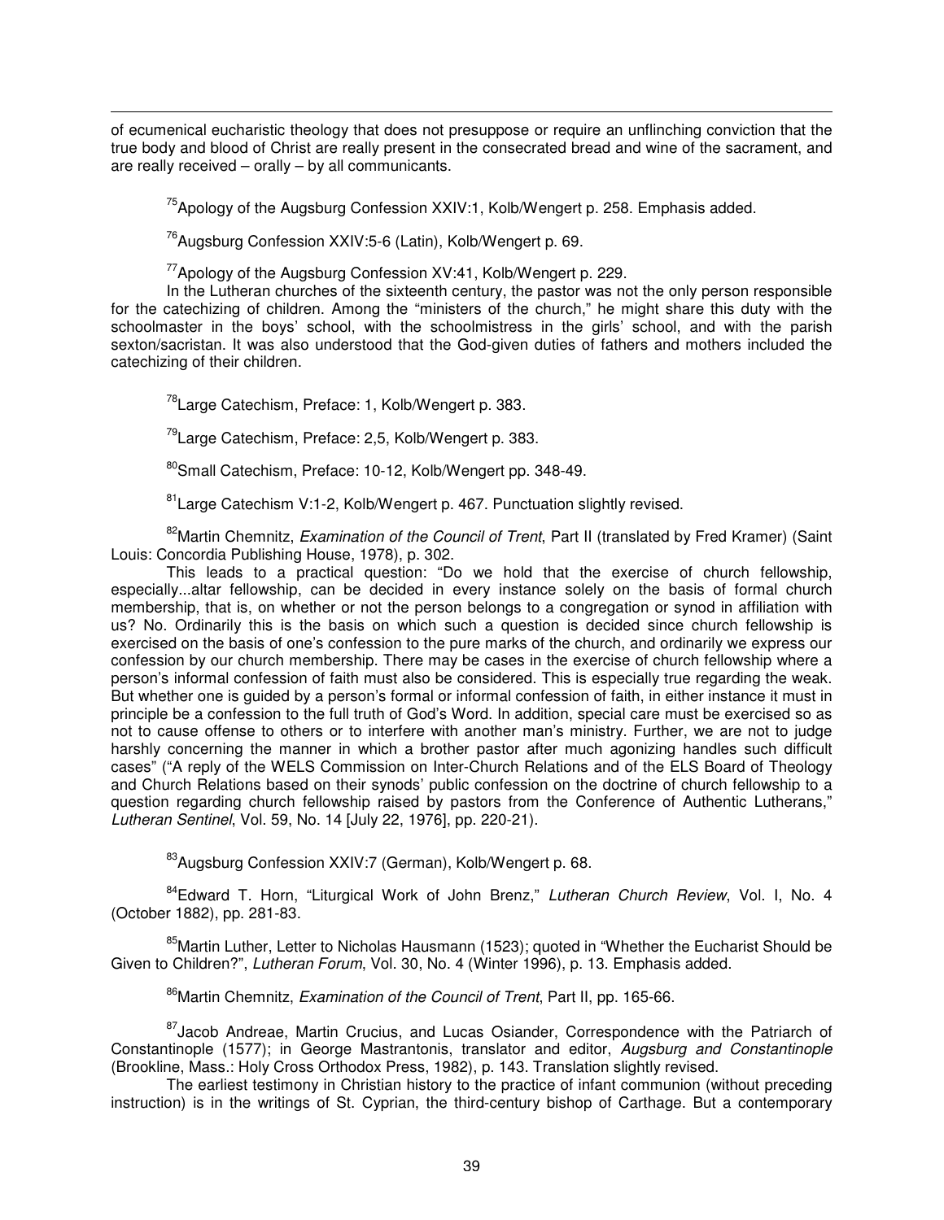of ecumenical eucharistic theology that does not presuppose or require an unflinching conviction that the true body and blood of Christ are really present in the consecrated bread and wine of the sacrament, and are really received – orally – by all communicants.

[75]Apology of the Augsburg Confession XXIV:1, Kolb/Wengert p. 258. Emphasis added.

[76]Augsburg Confession XXIV:5-6 (Latin), Kolb/Wengert p. 69.

[77]Apology of the Augsburg Confession XV:41, Kolb/Wengert p. 229.

In the Lutheran churches of the sixteenth century, the pastor was not the only person responsible for the catechizing of children. Among the "ministers of the church," he might share this duty with the schoolmaster in the boys' school, with the schoolmistress in the girls' school, and with the parish sexton/sacristan. It was also understood that the God-given duties of fathers and mothers included the catechizing of their children.

[78]Large Catechism, Preface: 1, Kolb/Wengert p. 383.

[79]Large Catechism, Preface: 2,5, Kolb/Wengert p. 383.

[80]Small Catechism, Preface: 10-12, Kolb/Wengert pp. 348-49.

[81]Large Catechism V:1-2, Kolb/Wengert p. 467. Punctuation slightly revised.

[82]Martin Chemnitz, *Examination of the Council of Trent*, Part II (translated by Fred Kramer) (Saint Louis: Concordia Publishing House, 1978), p. 302.

This leads to a practical question: "Do we hold that the exercise of church fellowship, especially...altar fellowship, can be decided in every instance solely on the basis of formal church membership, that is, on whether or not the person belongs to a congregation or synod in affiliation with us? No. Ordinarily this is the basis on which such a question is decided since church fellowship is exercised on the basis of one's confession to the pure marks of the church, and ordinarily we express our confession by our church membership. There may be cases in the exercise of church fellowship where a person's informal confession of faith must also be considered. This is especially true regarding the weak. But whether one is guided by a person's formal or informal confession of faith, in either instance it must in principle be a confession to the full truth of God's Word. In addition, special care must be exercised so as not to cause offense to others or to interfere with another man's ministry. Further, we are not to judge harshly concerning the manner in which a brother pastor after much agonizing handles such difficult cases" ("A reply of the WELS Commission on Inter-Church Relations and of the ELS Board of Theology and Church Relations based on their synods' public confession on the doctrine of church fellowship to a question regarding church fellowship raised by pastors from the Conference of Authentic Lutherans," *Lutheran Sentinel*, Vol. 59, No. 14 [July 22, 1976], pp. 220-21).

[83]Augsburg Confession XXIV:7 (German), Kolb/Wengert p. 68.

[84]Edward T. Horn, "Liturgical Work of John Brenz," *Lutheran Church Review*, Vol. I, No. 4 (October 1882), pp. 281-83.

[85]Martin Luther, Letter to Nicholas Hausmann (1523); quoted in "Whether the Eucharist Should be Given to Children?", *Lutheran Forum*, Vol. 30, No. 4 (Winter 1996), p. 13. Emphasis added.

[86]Martin Chemnitz, *Examination of the Council of Trent*, Part II, pp. 165-66.

[87]Jacob Andreae, Martin Crucius, and Lucas Osiander, Correspondence with the Patriarch of Constantinople (1577); in George Mastrantonis, translator and editor, *Augsburg and Constantinople* (Brookline, Mass.: Holy Cross Orthodox Press, 1982), p. 143. Translation slightly revised.

The earliest testimony in Christian history to the practice of infant communion (without preceding instruction) is in the writings of St. Cyprian, the third-century bishop of Carthage. But a contemporary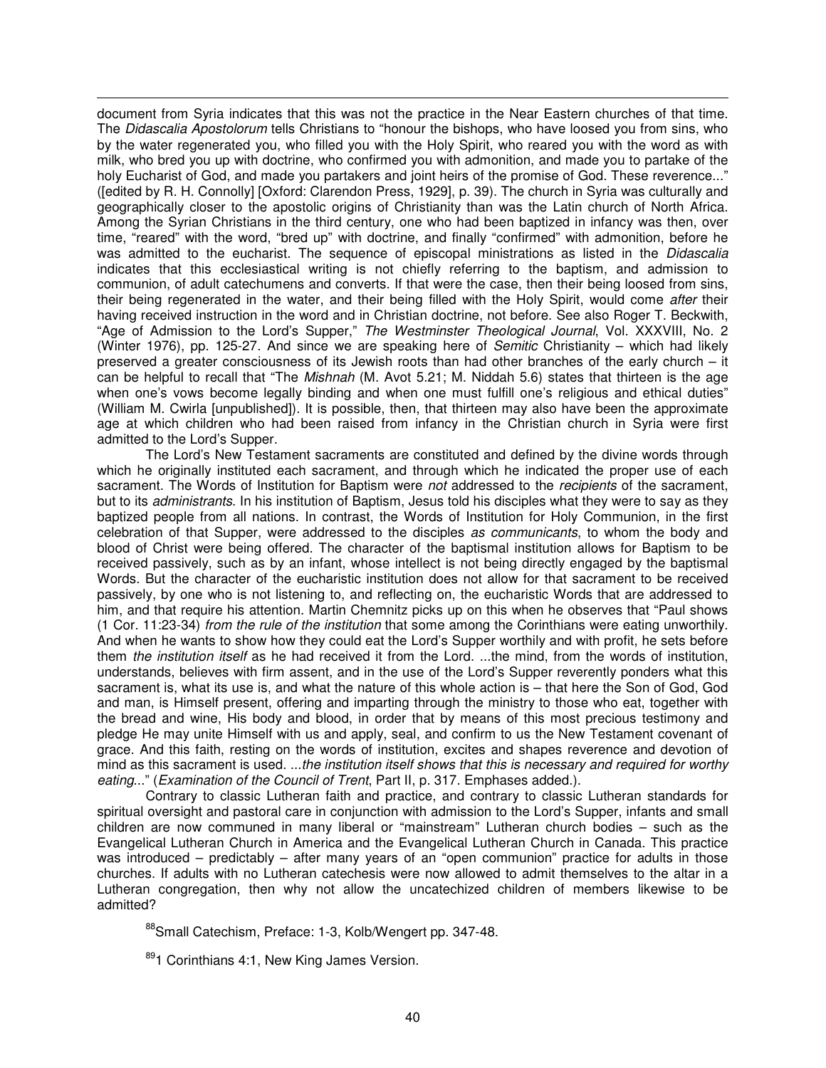document from Syria indicates that this was not the practice in the Near Eastern churches of that time. The *Didascalia Apostolorum* tells Christians to "honour the bishops, who have loosed you from sins, who by the water regenerated you, who filled you with the Holy Spirit, who reared you with the word as with milk, who bred you up with doctrine, who confirmed you with admonition, and made you to partake of the holy Eucharist of God, and made you partakers and joint heirs of the promise of God. These reverence..." ([edited by R. H. Connolly] [Oxford: Clarendon Press, 1929], p. 39). The church in Syria was culturally and geographically closer to the apostolic origins of Christianity than was the Latin church of North Africa. Among the Syrian Christians in the third century, one who had been baptized in infancy was then, over time, "reared" with the word, "bred up" with doctrine, and finally "confirmed" with admonition, before he was admitted to the eucharist. The sequence of episcopal ministrations as listed in the *Didascalia* indicates that this ecclesiastical writing is not chiefly referring to the baptism, and admission to communion, of adult catechumens and converts. If that were the case, then their being loosed from sins, their being regenerated in the water, and their being filled with the Holy Spirit, would come *after* their having received instruction in the word and in Christian doctrine, not before. See also Roger T. Beckwith, "Age of Admission to the Lord's Supper," *The Westminster Theological Journal*, Vol. XXXVIII, No. 2 (Winter 1976), pp. 125-27. And since we are speaking here of *Semitic* Christianity – which had likely preserved a greater consciousness of its Jewish roots than had other branches of the early church – it can be helpful to recall that "The *Mishnah* (M. Avot 5.21; M. Niddah 5.6) states that thirteen is the age when one's vows become legally binding and when one must fulfill one's religious and ethical duties" (William M. Cwirla [unpublished]). It is possible, then, that thirteen may also have been the approximate age at which children who had been raised from infancy in the Christian church in Syria were first admitted to the Lord's Supper.

The Lord's New Testament sacraments are constituted and defined by the divine words through which he originally instituted each sacrament, and through which he indicated the proper use of each sacrament. The Words of Institution for Baptism were *not* addressed to the *recipients* of the sacrament, but to its *administrants*. In his institution of Baptism, Jesus told his disciples what they were to say as they baptized people from all nations. In contrast, the Words of Institution for Holy Communion, in the first celebration of that Supper, were addressed to the disciples *as communicants*, to whom the body and blood of Christ were being offered. The character of the baptismal institution allows for Baptism to be received passively, such as by an infant, whose intellect is not being directly engaged by the baptismal Words. But the character of the eucharistic institution does not allow for that sacrament to be received passively, by one who is not listening to, and reflecting on, the eucharistic Words that are addressed to him, and that require his attention. Martin Chemnitz picks up on this when he observes that "Paul shows (1 Cor. 11:23-34) *from the rule of the institution* that some among the Corinthians were eating unworthily. And when he wants to show how they could eat the Lord's Supper worthily and with profit, he sets before them *the institution itself* as he had received it from the Lord. ...the mind, from the words of institution, understands, believes with firm assent, and in the use of the Lord's Supper reverently ponders what this sacrament is, what its use is, and what the nature of this whole action is – that here the Son of God, God and man, is Himself present, offering and imparting through the ministry to those who eat, together with the bread and wine, His body and blood, in order that by means of this most precious testimony and pledge He may unite Himself with us and apply, seal, and confirm to us the New Testament covenant of grace. And this faith, resting on the words of institution, excites and shapes reverence and devotion of mind as this sacrament is used. ...*the institution itself shows that this is necessary and required for worthy eating*..." (*Examination of the Council of Trent*, Part II, p. 317. Emphases added.).

Contrary to classic Lutheran faith and practice, and contrary to classic Lutheran standards for spiritual oversight and pastoral care in conjunction with admission to the Lord's Supper, infants and small children are now communed in many liberal or "mainstream" Lutheran church bodies – such as the Evangelical Lutheran Church in America and the Evangelical Lutheran Church in Canada. This practice was introduced – predictably – after many years of an "open communion" practice for adults in those churches. If adults with no Lutheran catechesis were now allowed to admit themselves to the altar in a Lutheran congregation, then why not allow the uncatechized children of members likewise to be admitted?

[88] Small Catechism, Preface: 1-3, Kolb/Wengert pp. 347-48.

[89] 1 Corinthians 4:1, New King James Version.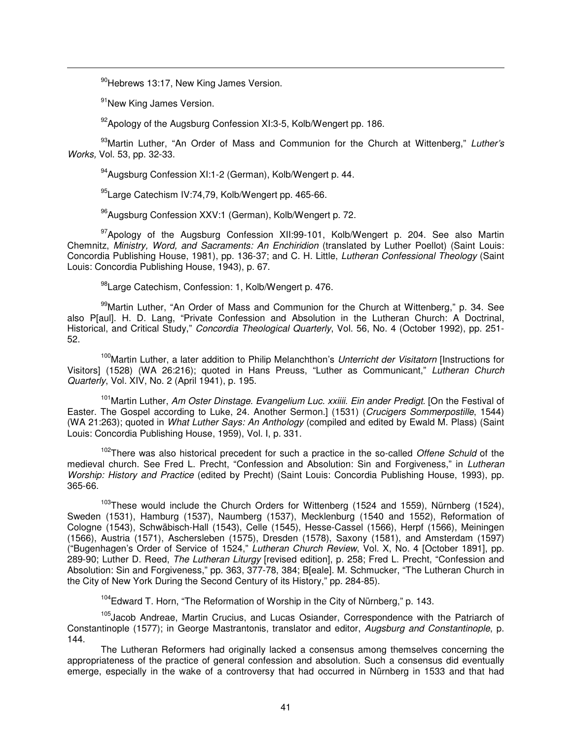[90]Hebrews 13:17, New King James Version.

[91]New King James Version.

[92]Apology of the Augsburg Confession XI:3-5, Kolb/Wengert pp. 186.

[93]Martin Luther, "An Order of Mass and Communion for the Church at Wittenberg," *Luther's Works,* Vol. 53, pp. 32-33.

[94]Augsburg Confession XI:1-2 (German), Kolb/Wengert p. 44.

[95]Large Catechism IV:74,79, Kolb/Wengert pp. 465-66.

[96]Augsburg Confession XXV:1 (German), Kolb/Wengert p. 72.

[97]Apology of the Augsburg Confession XII:99-101, Kolb/Wengert p. 204. See also Martin Chemnitz, *Ministry, Word, and Sacraments: An Enchiridion* (translated by Luther Poellot) (Saint Louis: Concordia Publishing House, 1981), pp. 136-37; and C. H. Little, *Lutheran Confessional Theology* (Saint Louis: Concordia Publishing House, 1943), p. 67.

[98]Large Catechism, Confession: 1, Kolb/Wengert p. 476.

[99]Martin Luther, "An Order of Mass and Communion for the Church at Wittenberg," p. 34. See also P[aul]. H. D. Lang, "Private Confession and Absolution in the Lutheran Church: A Doctrinal, Historical, and Critical Study," *Concordia Theological Quarterly*, Vol. 56, No. 4 (October 1992), pp. 251-52.

[100]Martin Luther, a later addition to Philip Melanchthon's *Unterricht der Visitatorn* [Instructions for Visitors] (1528) (WA 26:216); quoted in Hans Preuss, "Luther as Communicant," *Lutheran Church Quarterly*, Vol. XIV, No. 2 (April 1941), p. 195.

[101]Martin Luther, *Am Oster Dinstage. Evangelium Luc. xxiiii. Ein ander Predigt.* [On the Festival of Easter. The Gospel according to Luke, 24. Another Sermon.] (1531) (*Crucigers Sommerpostille*, 1544) (WA 21:263); quoted in *What Luther Says: An Anthology* (compiled and edited by Ewald M. Plass) (Saint Louis: Concordia Publishing House, 1959), Vol. I, p. 331.

[102]There was also historical precedent for such a practice in the so-called *Offene Schuld* of the medieval church. See Fred L. Precht, "Confession and Absolution: Sin and Forgiveness," in *Lutheran Worship: History and Practice* (edited by Precht) (Saint Louis: Concordia Publishing House, 1993), pp. 365-66.

[103]These would include the Church Orders for Wittenberg (1524 and 1559), Nürnberg (1524), Sweden (1531), Hamburg (1537), Naumberg (1537), Mecklenburg (1540 and 1552), Reformation of Cologne (1543), Schwäbisch-Hall (1543), Celle (1545), Hesse-Cassel (1566), Herpf (1566), Meiningen (1566), Austria (1571), Aschersleben (1575), Dresden (1578), Saxony (1581), and Amsterdam (1597) ("Bugenhagen's Order of Service of 1524," *Lutheran Church Review*, Vol. X, No. 4 [October 1891], pp. 289-90; Luther D. Reed, *The Lutheran Liturgy* [revised edition], p. 258; Fred L. Precht, "Confession and Absolution: Sin and Forgiveness," pp. 363, 377-78, 384; B[eale]. M. Schmucker, "The Lutheran Church in the City of New York During the Second Century of its History," pp. 284-85).

[104]Edward T. Horn, "The Reformation of Worship in the City of Nürnberg," p. 143.

[105]Jacob Andreae, Martin Crucius, and Lucas Osiander, Correspondence with the Patriarch of Constantinople (1577); in George Mastrantonis, translator and editor, *Augsburg and Constantinople*, p. 144.

The Lutheran Reformers had originally lacked a consensus among themselves concerning the appropriateness of the practice of general confession and absolution. Such a consensus did eventually emerge, especially in the wake of a controversy that had occurred in Nürnberg in 1533 and that had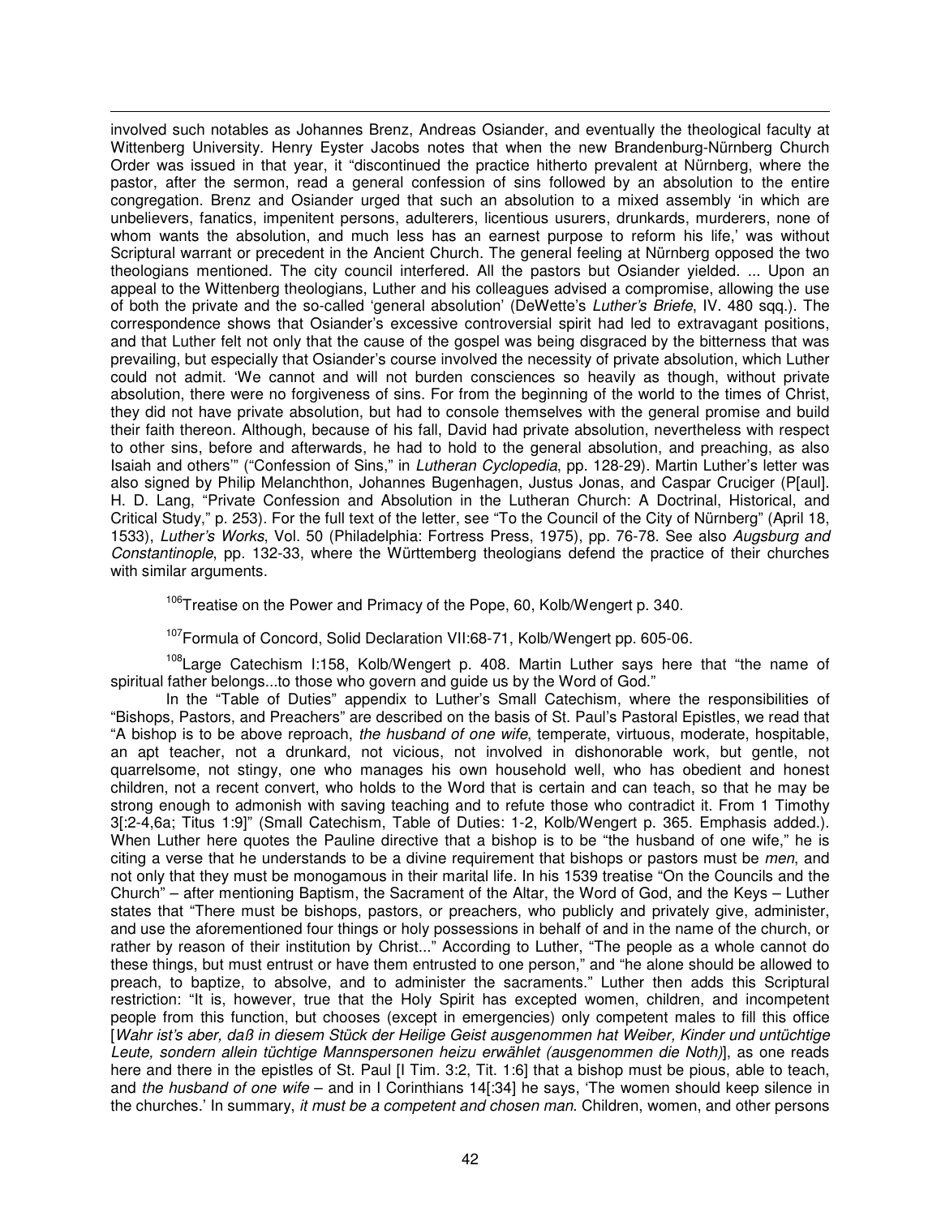involved such notables as Johannes Brenz, Andreas Osiander, and eventually the theological faculty at Wittenberg University. Henry Eyster Jacobs notes that when the new Brandenburg-Nürnberg Church Order was issued in that year, it "discontinued the practice hitherto prevalent at Nürnberg, where the pastor, after the sermon, read a general confession of sins followed by an absolution to the entire congregation. Brenz and Osiander urged that such an absolution to a mixed assembly 'in which are unbelievers, fanatics, impenitent persons, adulterers, licentious usurers, drunkards, murderers, none of whom wants the absolution, and much less has an earnest purpose to reform his life,' was without Scriptural warrant or precedent in the Ancient Church. The general feeling at Nürnberg opposed the two theologians mentioned. The city council interfered. All the pastors but Osiander yielded. ... Upon an appeal to the Wittenberg theologians, Luther and his colleagues advised a compromise, allowing the use of both the private and the so-called 'general absolution' (DeWette's *Luther's Briefe*, IV. 480 sqq.). The correspondence shows that Osiander's excessive controversial spirit had led to extravagant positions, and that Luther felt not only that the cause of the gospel was being disgraced by the bitterness that was prevailing, but especially that Osiander's course involved the necessity of private absolution, which Luther could not admit. 'We cannot and will not burden consciences so heavily as though, without private absolution, there were no forgiveness of sins. For from the beginning of the world to the times of Christ, they did not have private absolution, but had to console themselves with the general promise and build their faith thereon. Although, because of his fall, David had private absolution, nevertheless with respect to other sins, before and afterwards, he had to hold to the general absolution, and preaching, as also Isaiah and others'" ("Confession of Sins," in *Lutheran Cyclopedia*, pp. 128-29). Martin Luther's letter was also signed by Philip Melanchthon, Johannes Bugenhagen, Justus Jonas, and Caspar Cruciger (P[aul]. H. D. Lang, "Private Confession and Absolution in the Lutheran Church: A Doctrinal, Historical, and Critical Study," p. 253). For the full text of the letter, see "To the Council of the City of Nürnberg" (April 18, 1533), *Luther's Works*, Vol. 50 (Philadelphia: Fortress Press, 1975), pp. 76-78. See also *Augsburg and Constantinople*, pp. 132-33, where the Württemberg theologians defend the practice of their churches with similar arguments.

[106]Treatise on the Power and Primacy of the Pope, 60, Kolb/Wengert p. 340.

[107]Formula of Concord, Solid Declaration VII:68-71, Kolb/Wengert pp. 605-06.

[108]Large Catechism I:158, Kolb/Wengert p. 408. Martin Luther says here that "the name of spiritual father belongs...to those who govern and guide us by the Word of God."

In the "Table of Duties" appendix to Luther's Small Catechism, where the responsibilities of "Bishops, Pastors, and Preachers" are described on the basis of St. Paul's Pastoral Epistles, we read that "A bishop is to be above reproach, *the husband of one wife*, temperate, virtuous, moderate, hospitable, an apt teacher, not a drunkard, not vicious, not involved in dishonorable work, but gentle, not quarrelsome, not stingy, one who manages his own household well, who has obedient and honest children, not a recent convert, who holds to the Word that is certain and can teach, so that he may be strong enough to admonish with saving teaching and to refute those who contradict it. From 1 Timothy 3[:2-4,6a; Titus 1:9]" (Small Catechism, Table of Duties: 1-2, Kolb/Wengert p. 365. Emphasis added.). When Luther here quotes the Pauline directive that a bishop is to be "the husband of one wife," he is citing a verse that he understands to be a divine requirement that bishops or pastors must be *men*, and not only that they must be monogamous in their marital life. In his 1539 treatise "On the Councils and the Church" – after mentioning Baptism, the Sacrament of the Altar, the Word of God, and the Keys – Luther states that "There must be bishops, pastors, or preachers, who publicly and privately give, administer, and use the aforementioned four things or holy possessions in behalf of and in the name of the church, or rather by reason of their institution by Christ..." According to Luther, "The people as a whole cannot do these things, but must entrust or have them entrusted to one person," and "he alone should be allowed to preach, to baptize, to absolve, and to administer the sacraments." Luther then adds this Scriptural restriction: "It is, however, true that the Holy Spirit has excepted women, children, and incompetent people from this function, but chooses (except in emergencies) only competent males to fill this office [*Wahr ist's aber, daß in diesem Stück der Heilige Geist ausgenommen hat Weiber, Kinder und untüchtige Leute, sondern allein tüchtige Mannspersonen heizu erwählet (ausgenommen die Noth)*], as one reads here and there in the epistles of St. Paul [I Tim. 3:2, Tit. 1:6] that a bishop must be pious, able to teach, and *the husband of one wife* – and in I Corinthians 14[:34] he says, 'The women should keep silence in the churches.' In summary, *it must be a competent and chosen man*. Children, women, and other persons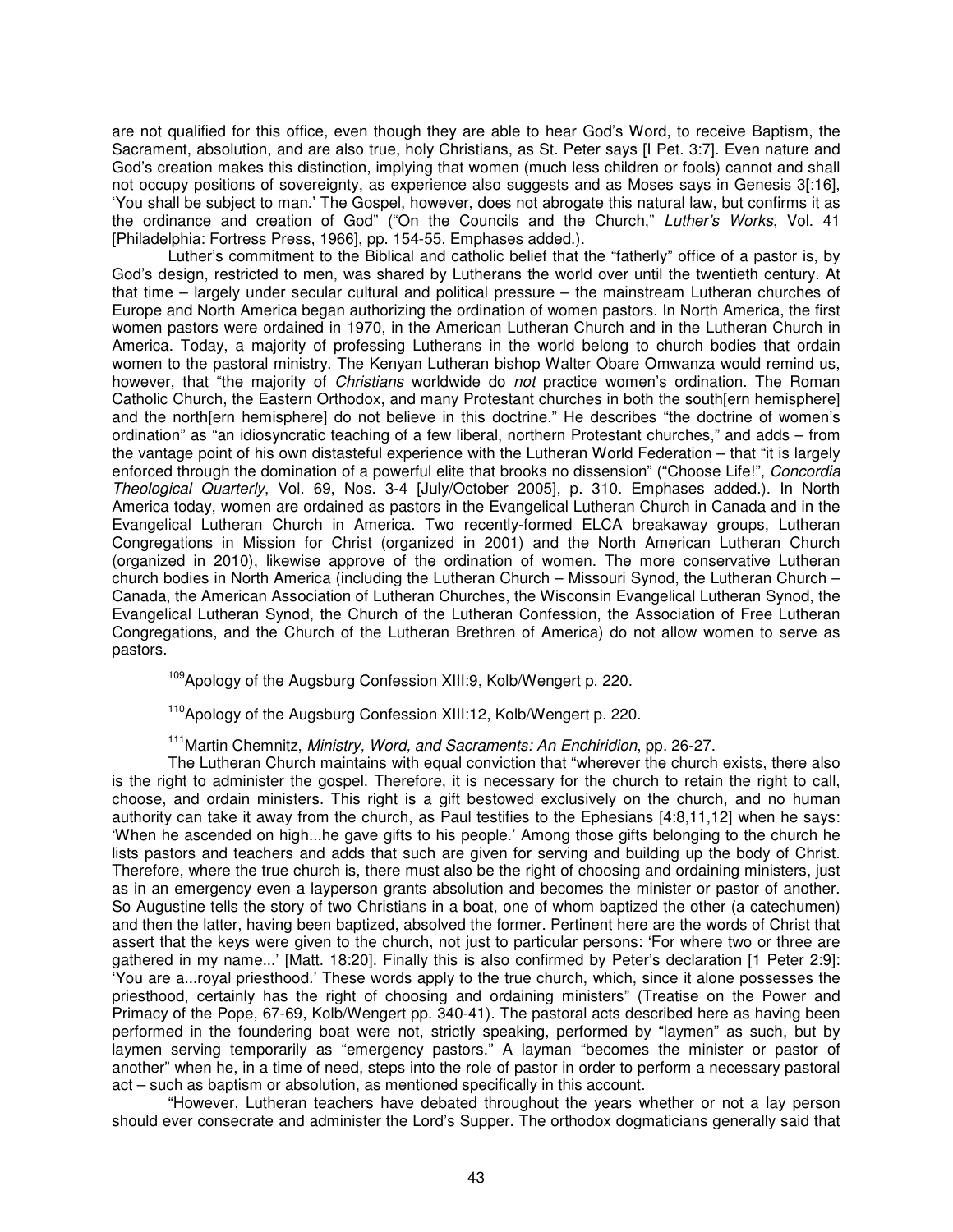are not qualified for this office, even though they are able to hear God's Word, to receive Baptism, the Sacrament, absolution, and are also true, holy Christians, as St. Peter says [I Pet. 3:7]. Even nature and God's creation makes this distinction, implying that women (much less children or fools) cannot and shall not occupy positions of sovereignty, as experience also suggests and as Moses says in Genesis 3[:16], 'You shall be subject to man.' The Gospel, however, does not abrogate this natural law, but confirms it as the ordinance and creation of God" ("On the Councils and the Church," *Luther's Works*, Vol. 41 [Philadelphia: Fortress Press, 1966], pp. 154-55. Emphases added.).

Luther's commitment to the Biblical and catholic belief that the "fatherly" office of a pastor is, by God's design, restricted to men, was shared by Lutherans the world over until the twentieth century. At that time – largely under secular cultural and political pressure – the mainstream Lutheran churches of Europe and North America began authorizing the ordination of women pastors. In North America, the first women pastors were ordained in 1970, in the American Lutheran Church and in the Lutheran Church in America. Today, a majority of professing Lutherans in the world belong to church bodies that ordain women to the pastoral ministry. The Kenyan Lutheran bishop Walter Obare Omwanza would remind us, however, that "the majority of *Christians* worldwide do *not* practice women's ordination. The Roman Catholic Church, the Eastern Orthodox, and many Protestant churches in both the south[ern hemisphere] and the north[ern hemisphere] do not believe in this doctrine." He describes "the doctrine of women's ordination" as "an idiosyncratic teaching of a few liberal, northern Protestant churches," and adds – from the vantage point of his own distasteful experience with the Lutheran World Federation – that "it is largely enforced through the domination of a powerful elite that brooks no dissension" ("Choose Life!", *Concordia Theological Quarterly*, Vol. 69, Nos. 3-4 [July/October 2005], p. 310. Emphases added.). In North America today, women are ordained as pastors in the Evangelical Lutheran Church in Canada and in the Evangelical Lutheran Church in America. Two recently-formed ELCA breakaway groups, Lutheran Congregations in Mission for Christ (organized in 2001) and the North American Lutheran Church (organized in 2010), likewise approve of the ordination of women. The more conservative Lutheran church bodies in North America (including the Lutheran Church – Missouri Synod, the Lutheran Church – Canada, the American Association of Lutheran Churches, the Wisconsin Evangelical Lutheran Synod, the Evangelical Lutheran Synod, the Church of the Lutheran Confession, the Association of Free Lutheran Congregations, and the Church of the Lutheran Brethren of America) do not allow women to serve as pastors.

[109]Apology of the Augsburg Confession XIII:9, Kolb/Wengert p. 220.

[110]Apology of the Augsburg Confession XIII:12, Kolb/Wengert p. 220.

[111]Martin Chemnitz, *Ministry, Word, and Sacraments: An Enchiridion*, pp. 26-27.

The Lutheran Church maintains with equal conviction that "wherever the church exists, there also is the right to administer the gospel. Therefore, it is necessary for the church to retain the right to call, choose, and ordain ministers. This right is a gift bestowed exclusively on the church, and no human authority can take it away from the church, as Paul testifies to the Ephesians [4:8,11,12] when he says: 'When he ascended on high...he gave gifts to his people.' Among those gifts belonging to the church he lists pastors and teachers and adds that such are given for serving and building up the body of Christ. Therefore, where the true church is, there must also be the right of choosing and ordaining ministers, just as in an emergency even a layperson grants absolution and becomes the minister or pastor of another. So Augustine tells the story of two Christians in a boat, one of whom baptized the other (a catechumen) and then the latter, having been baptized, absolved the former. Pertinent here are the words of Christ that assert that the keys were given to the church, not just to particular persons: 'For where two or three are gathered in my name...' [Matt. 18:20]. Finally this is also confirmed by Peter's declaration [1 Peter 2:9]: 'You are a...royal priesthood.' These words apply to the true church, which, since it alone possesses the priesthood, certainly has the right of choosing and ordaining ministers" (Treatise on the Power and Primacy of the Pope, 67-69, Kolb/Wengert pp. 340-41). The pastoral acts described here as having been performed in the foundering boat were not, strictly speaking, performed by "laymen" as such, but by laymen serving temporarily as "emergency pastors." A layman "becomes the minister or pastor of another" when he, in a time of need, steps into the role of pastor in order to perform a necessary pastoral act – such as baptism or absolution, as mentioned specifically in this account.

"However, Lutheran teachers have debated throughout the years whether or not a lay person should ever consecrate and administer the Lord's Supper. The orthodox dogmaticians generally said that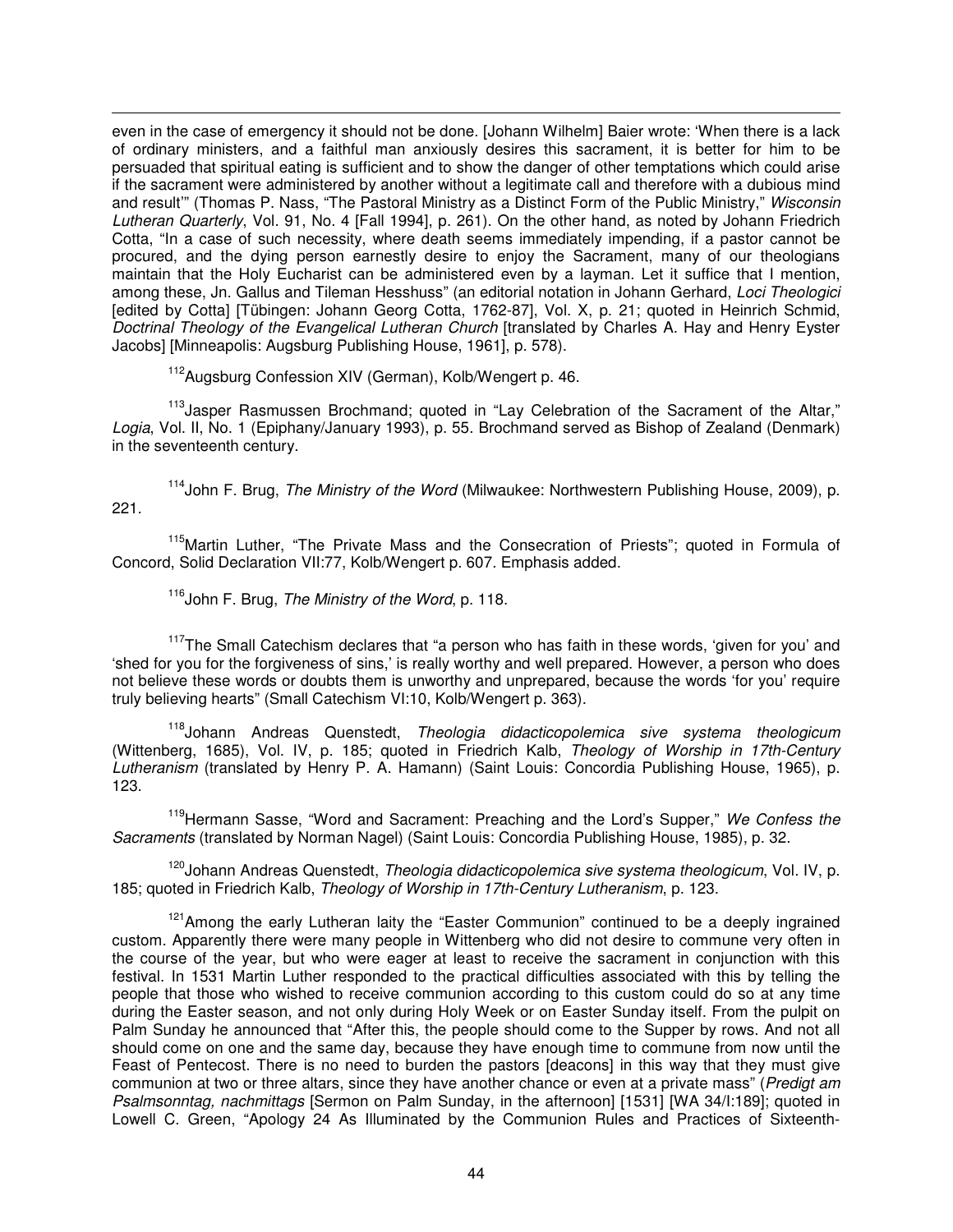even in the case of emergency it should not be done. [Johann Wilhelm] Baier wrote: 'When there is a lack of ordinary ministers, and a faithful man anxiously desires this sacrament, it is better for him to be persuaded that spiritual eating is sufficient and to show the danger of other temptations which could arise if the sacrament were administered by another without a legitimate call and therefore with a dubious mind and result'" (Thomas P. Nass, "The Pastoral Ministry as a Distinct Form of the Public Ministry," *Wisconsin Lutheran Quarterly*, Vol. 91, No. 4 [Fall 1994], p. 261). On the other hand, as noted by Johann Friedrich Cotta, "In a case of such necessity, where death seems immediately impending, if a pastor cannot be procured, and the dying person earnestly desire to enjoy the Sacrament, many of our theologians maintain that the Holy Eucharist can be administered even by a layman. Let it suffice that I mention, among these, Jn. Gallus and Tileman Hesshuss" (an editorial notation in Johann Gerhard, *Loci Theologici* [edited by Cotta] [Tübingen: Johann Georg Cotta, 1762-87], Vol. X, p. 21; quoted in Heinrich Schmid, *Doctrinal Theology of the Evangelical Lutheran Church* [translated by Charles A. Hay and Henry Eyster Jacobs] [Minneapolis: Augsburg Publishing House, 1961], p. 578).

[112] Augsburg Confession XIV (German), Kolb/Wengert p. 46.

[113] Jasper Rasmussen Brochmand; quoted in "Lay Celebration of the Sacrament of the Altar," *Logia*, Vol. II, No. 1 (Epiphany/January 1993), p. 55. Brochmand served as Bishop of Zealand (Denmark) in the seventeenth century.

[114] John F. Brug, *The Ministry of the Word* (Milwaukee: Northwestern Publishing House, 2009), p. 221.

[115] Martin Luther, "The Private Mass and the Consecration of Priests"; quoted in Formula of Concord, Solid Declaration VII:77, Kolb/Wengert p. 607. Emphasis added.

[116] John F. Brug, *The Ministry of the Word*, p. 118.

[117] The Small Catechism declares that "a person who has faith in these words, 'given for you' and 'shed for you for the forgiveness of sins,' is really worthy and well prepared. However, a person who does not believe these words or doubts them is unworthy and unprepared, because the words 'for you' require truly believing hearts" (Small Catechism VI:10, Kolb/Wengert p. 363).

[118] Johann Andreas Quenstedt, *Theologia didacticopolemica sive systema theologicum* (Wittenberg, 1685), Vol. IV, p. 185; quoted in Friedrich Kalb, *Theology of Worship in 17th-Century Lutheranism* (translated by Henry P. A. Hamann) (Saint Louis: Concordia Publishing House, 1965), p. 123.

[119] Hermann Sasse, "Word and Sacrament: Preaching and the Lord's Supper," *We Confess the Sacraments* (translated by Norman Nagel) (Saint Louis: Concordia Publishing House, 1985), p. 32.

[120] Johann Andreas Quenstedt, *Theologia didacticopolemica sive systema theologicum*, Vol. IV, p. 185; quoted in Friedrich Kalb, *Theology of Worship in 17th-Century Lutheranism*, p. 123.

[121] Among the early Lutheran laity the "Easter Communion" continued to be a deeply ingrained custom. Apparently there were many people in Wittenberg who did not desire to commune very often in the course of the year, but who were eager at least to receive the sacrament in conjunction with this festival. In 1531 Martin Luther responded to the practical difficulties associated with this by telling the people that those who wished to receive communion according to this custom could do so at any time during the Easter season, and not only during Holy Week or on Easter Sunday itself. From the pulpit on Palm Sunday he announced that "After this, the people should come to the Supper by rows. And not all should come on one and the same day, because they have enough time to commune from now until the Feast of Pentecost. There is no need to burden the pastors [deacons] in this way that they must give communion at two or three altars, since they have another chance or even at a private mass" (*Predigt am Psalmsonntag, nachmittags* [Sermon on Palm Sunday, in the afternoon] [1531] [WA 34/I:189]; quoted in Lowell C. Green, "Apology 24 As Illuminated by the Communion Rules and Practices of Sixteenth-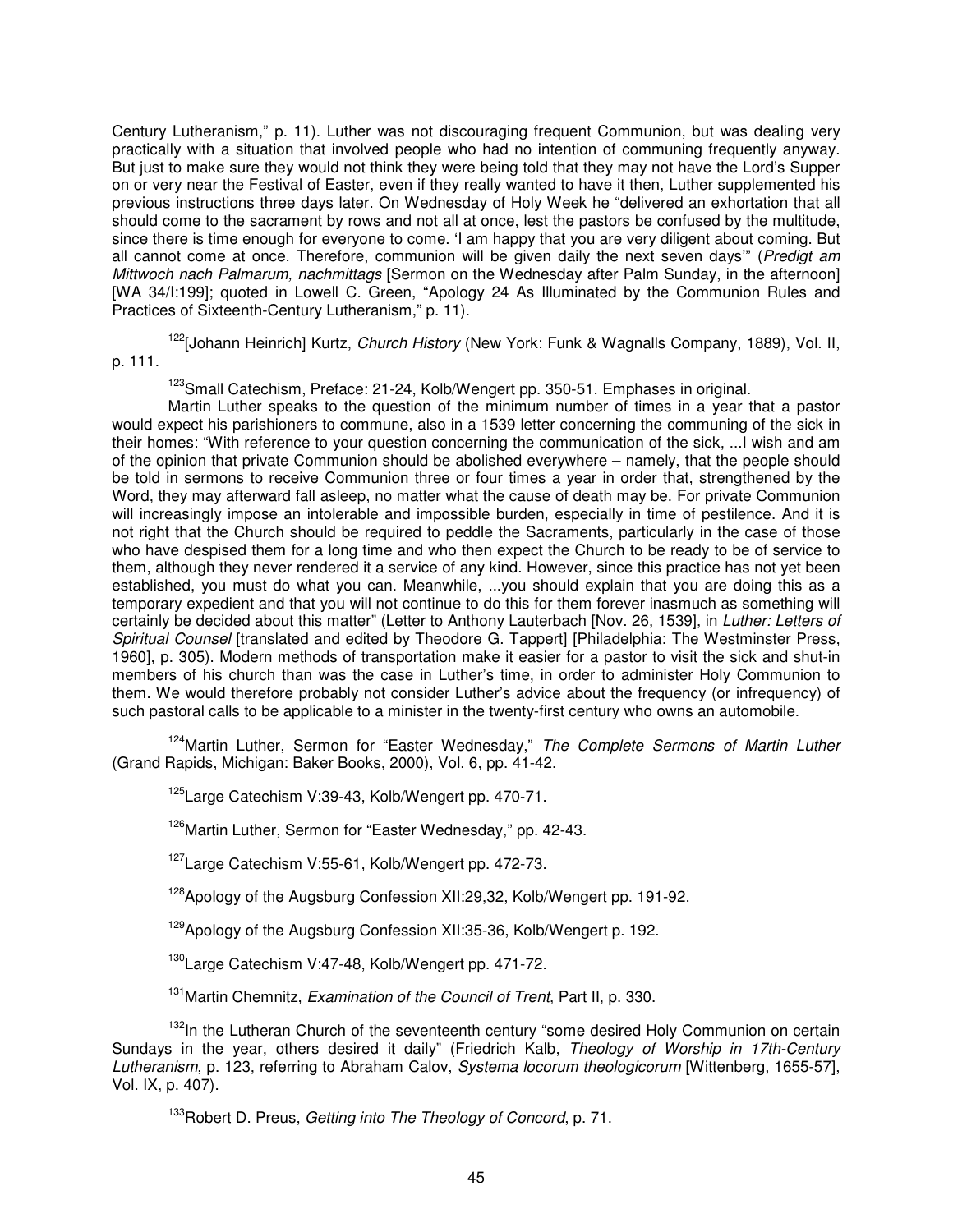Century Lutheranism," p. 11). Luther was not discouraging frequent Communion, but was dealing very practically with a situation that involved people who had no intention of communing frequently anyway. But just to make sure they would not think they were being told that they may not have the Lord's Supper on or very near the Festival of Easter, even if they really wanted to have it then, Luther supplemented his previous instructions three days later. On Wednesday of Holy Week he "delivered an exhortation that all should come to the sacrament by rows and not all at once, lest the pastors be confused by the multitude, since there is time enough for everyone to come. 'I am happy that you are very diligent about coming. But all cannot come at once. Therefore, communion will be given daily the next seven days'" (*Predigt am Mittwoch nach Palmarum, nachmittags* [Sermon on the Wednesday after Palm Sunday, in the afternoon] [WA 34/I:199]; quoted in Lowell C. Green, "Apology 24 As Illuminated by the Communion Rules and Practices of Sixteenth-Century Lutheranism," p. 11).

[122][Johann Heinrich] Kurtz, *Church History* (New York: Funk & Wagnalls Company, 1889), Vol. II, p. 111.

[123]Small Catechism, Preface: 21-24, Kolb/Wengert pp. 350-51. Emphases in original.

Martin Luther speaks to the question of the minimum number of times in a year that a pastor would expect his parishioners to commune, also in a 1539 letter concerning the communing of the sick in their homes: "With reference to your question concerning the communication of the sick, ...I wish and am of the opinion that private Communion should be abolished everywhere – namely, that the people should be told in sermons to receive Communion three or four times a year in order that, strengthened by the Word, they may afterward fall asleep, no matter what the cause of death may be. For private Communion will increasingly impose an intolerable and impossible burden, especially in time of pestilence. And it is not right that the Church should be required to peddle the Sacraments, particularly in the case of those who have despised them for a long time and who then expect the Church to be ready to be of service to them, although they never rendered it a service of any kind. However, since this practice has not yet been established, you must do what you can. Meanwhile, ...you should explain that you are doing this as a temporary expedient and that you will not continue to do this for them forever inasmuch as something will certainly be decided about this matter" (Letter to Anthony Lauterbach [Nov. 26, 1539], in *Luther: Letters of Spiritual Counsel* [translated and edited by Theodore G. Tappert] [Philadelphia: The Westminster Press, 1960], p. 305). Modern methods of transportation make it easier for a pastor to visit the sick and shut-in members of his church than was the case in Luther's time, in order to administer Holy Communion to them. We would therefore probably not consider Luther's advice about the frequency (or infrequency) of such pastoral calls to be applicable to a minister in the twenty-first century who owns an automobile.

[124]Martin Luther, Sermon for "Easter Wednesday," *The Complete Sermons of Martin Luther* (Grand Rapids, Michigan: Baker Books, 2000), Vol. 6, pp. 41-42.

[125]Large Catechism V:39-43, Kolb/Wengert pp. 470-71.

[126]Martin Luther, Sermon for "Easter Wednesday," pp. 42-43.

[127]Large Catechism V:55-61, Kolb/Wengert pp. 472-73.

[128]Apology of the Augsburg Confession XII:29,32, Kolb/Wengert pp. 191-92.

[129]Apology of the Augsburg Confession XII:35-36, Kolb/Wengert p. 192.

[130]Large Catechism V:47-48, Kolb/Wengert pp. 471-72.

[131]Martin Chemnitz, *Examination of the Council of Trent*, Part II, p. 330.

[132]In the Lutheran Church of the seventeenth century "some desired Holy Communion on certain Sundays in the year, others desired it daily" (Friedrich Kalb, *Theology of Worship in 17th-Century Lutheranism*, p. 123, referring to Abraham Calov, *Systema locorum theologicorum* [Wittenberg, 1655-57], Vol. IX, p. 407).

[133]Robert D. Preus, *Getting into The Theology of Concord*, p. 71.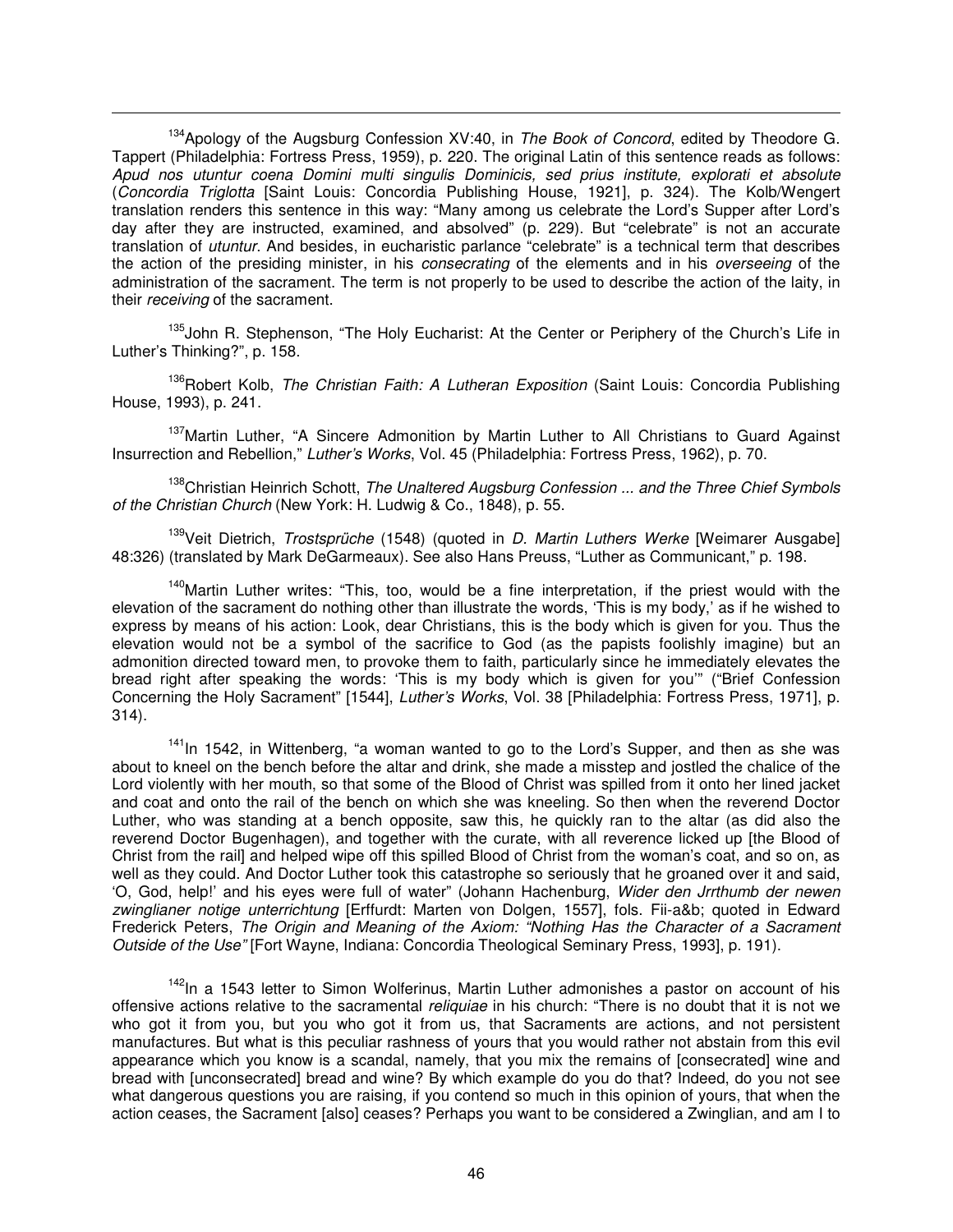[134]Apology of the Augsburg Confession XV:40, in *The Book of Concord*, edited by Theodore G. Tappert (Philadelphia: Fortress Press, 1959), p. 220. The original Latin of this sentence reads as follows: *Apud nos utuntur coena Domini multi singulis Dominicis, sed prius institute, explorati et absolute* (*Concordia Triglotta* [Saint Louis: Concordia Publishing House, 1921], p. 324). The Kolb/Wengert translation renders this sentence in this way: "Many among us celebrate the Lord's Supper after Lord's day after they are instructed, examined, and absolved" (p. 229). But "celebrate" is not an accurate translation of *utuntur*. And besides, in eucharistic parlance "celebrate" is a technical term that describes the action of the presiding minister, in his *consecrating* of the elements and in his *overseeing* of the administration of the sacrament. The term is not properly to be used to describe the action of the laity, in their *receiving* of the sacrament.

[135]John R. Stephenson, "The Holy Eucharist: At the Center or Periphery of the Church's Life in Luther's Thinking?", p. 158.

[136]Robert Kolb, *The Christian Faith: A Lutheran Exposition* (Saint Louis: Concordia Publishing House, 1993), p. 241.

[137]Martin Luther, "A Sincere Admonition by Martin Luther to All Christians to Guard Against Insurrection and Rebellion," *Luther's Works*, Vol. 45 (Philadelphia: Fortress Press, 1962), p. 70.

[138]Christian Heinrich Schott, *The Unaltered Augsburg Confession ... and the Three Chief Symbols of the Christian Church* (New York: H. Ludwig & Co., 1848), p. 55.

[139]Veit Dietrich, *Trostsprüche* (1548) (quoted in *D. Martin Luthers Werke* [Weimarer Ausgabe] 48:326) (translated by Mark DeGarmeaux). See also Hans Preuss, "Luther as Communicant," p. 198.

[140]Martin Luther writes: "This, too, would be a fine interpretation, if the priest would with the elevation of the sacrament do nothing other than illustrate the words, 'This is my body,' as if he wished to express by means of his action: Look, dear Christians, this is the body which is given for you. Thus the elevation would not be a symbol of the sacrifice to God (as the papists foolishly imagine) but an admonition directed toward men, to provoke them to faith, particularly since he immediately elevates the bread right after speaking the words: 'This is my body which is given for you'" ("Brief Confession Concerning the Holy Sacrament" [1544], *Luther's Works*, Vol. 38 [Philadelphia: Fortress Press, 1971], p. 314).

[141]In 1542, in Wittenberg, "a woman wanted to go to the Lord's Supper, and then as she was about to kneel on the bench before the altar and drink, she made a misstep and jostled the chalice of the Lord violently with her mouth, so that some of the Blood of Christ was spilled from it onto her lined jacket and coat and onto the rail of the bench on which she was kneeling. So then when the reverend Doctor Luther, who was standing at a bench opposite, saw this, he quickly ran to the altar (as did also the reverend Doctor Bugenhagen), and together with the curate, with all reverence licked up [the Blood of Christ from the rail] and helped wipe off this spilled Blood of Christ from the woman's coat, and so on, as well as they could. And Doctor Luther took this catastrophe so seriously that he groaned over it and said, 'O, God, help!' and his eyes were full of water" (Johann Hachenburg, *Wider den Jrrthumb der newen zwinglianer notige unterrichtung* [Erffurdt: Marten von Dolgen, 1557], fols. Fii-a&b; quoted in Edward Frederick Peters, *The Origin and Meaning of the Axiom: "Nothing Has the Character of a Sacrament Outside of the Use"* [Fort Wayne, Indiana: Concordia Theological Seminary Press, 1993], p. 191).

[142]In a 1543 letter to Simon Wolferinus, Martin Luther admonishes a pastor on account of his offensive actions relative to the sacramental *reliquiae* in his church: "There is no doubt that it is not we who got it from you, but you who got it from us, that Sacraments are actions, and not persistent manufactures. But what is this peculiar rashness of yours that you would rather not abstain from this evil appearance which you know is a scandal, namely, that you mix the remains of [consecrated] wine and bread with [unconsecrated] bread and wine? By which example do you do that? Indeed, do you not see what dangerous questions you are raising, if you contend so much in this opinion of yours, that when the action ceases, the Sacrament [also] ceases? Perhaps you want to be considered a Zwinglian, and am I to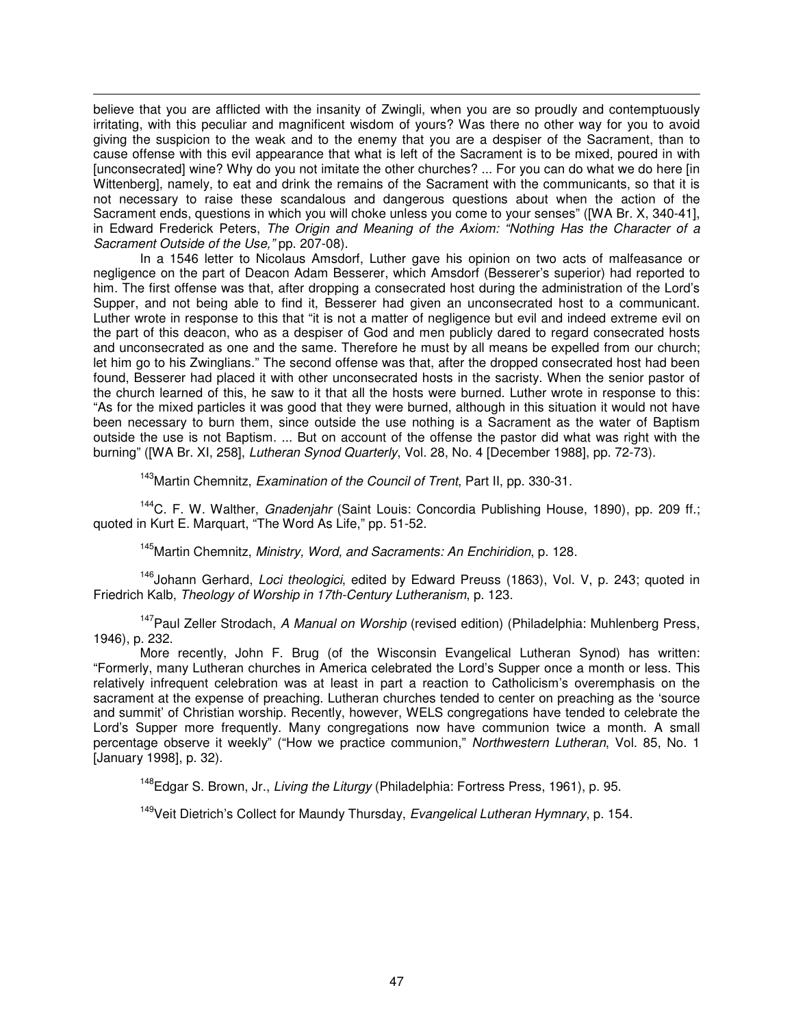believe that you are afflicted with the insanity of Zwingli, when you are so proudly and contemptuously irritating, with this peculiar and magnificent wisdom of yours? Was there no other way for you to avoid giving the suspicion to the weak and to the enemy that you are a despiser of the Sacrament, than to cause offense with this evil appearance that what is left of the Sacrament is to be mixed, poured in with [unconsecrated] wine? Why do you not imitate the other churches? ... For you can do what we do here [in Wittenberg], namely, to eat and drink the remains of the Sacrament with the communicants, so that it is not necessary to raise these scandalous and dangerous questions about when the action of the Sacrament ends, questions in which you will choke unless you come to your senses" ([WA Br. X, 340-41], in Edward Frederick Peters, *The Origin and Meaning of the Axiom: "Nothing Has the Character of a Sacrament Outside of the Use,"* pp. 207-08).

In a 1546 letter to Nicolaus Amsdorf, Luther gave his opinion on two acts of malfeasance or negligence on the part of Deacon Adam Besserer, which Amsdorf (Besserer's superior) had reported to him. The first offense was that, after dropping a consecrated host during the administration of the Lord's Supper, and not being able to find it, Besserer had given an unconsecrated host to a communicant. Luther wrote in response to this that "it is not a matter of negligence but evil and indeed extreme evil on the part of this deacon, who as a despiser of God and men publicly dared to regard consecrated hosts and unconsecrated as one and the same. Therefore he must by all means be expelled from our church; let him go to his Zwinglians." The second offense was that, after the dropped consecrated host had been found, Besserer had placed it with other unconsecrated hosts in the sacristy. When the senior pastor of the church learned of this, he saw to it that all the hosts were burned. Luther wrote in response to this: "As for the mixed particles it was good that they were burned, although in this situation it would not have been necessary to burn them, since outside the use nothing is a Sacrament as the water of Baptism outside the use is not Baptism. ... But on account of the offense the pastor did what was right with the burning" ([WA Br. XI, 258], *Lutheran Synod Quarterly*, Vol. 28, No. 4 [December 1988], pp. 72-73).

[143]Martin Chemnitz, *Examination of the Council of Trent*, Part II, pp. 330-31.

[144]C. F. W. Walther, *Gnadenjahr* (Saint Louis: Concordia Publishing House, 1890), pp. 209 ff.; quoted in Kurt E. Marquart, "The Word As Life," pp. 51-52.

[145]Martin Chemnitz, *Ministry, Word, and Sacraments: An Enchiridion*, p. 128.

[146]Johann Gerhard, *Loci theologici*, edited by Edward Preuss (1863), Vol. V, p. 243; quoted in Friedrich Kalb, *Theology of Worship in 17th-Century Lutheranism*, p. 123.

[147]Paul Zeller Strodach, *A Manual on Worship* (revised edition) (Philadelphia: Muhlenberg Press, 1946), p. 232.

More recently, John F. Brug (of the Wisconsin Evangelical Lutheran Synod) has written: "Formerly, many Lutheran churches in America celebrated the Lord's Supper once a month or less. This relatively infrequent celebration was at least in part a reaction to Catholicism's overemphasis on the sacrament at the expense of preaching. Lutheran churches tended to center on preaching as the 'source and summit' of Christian worship. Recently, however, WELS congregations have tended to celebrate the Lord's Supper more frequently. Many congregations now have communion twice a month. A small percentage observe it weekly" ("How we practice communion," *Northwestern Lutheran*, Vol. 85, No. 1 [January 1998], p. 32).

[148]Edgar S. Brown, Jr., *Living the Liturgy* (Philadelphia: Fortress Press, 1961), p. 95.

[149]Veit Dietrich's Collect for Maundy Thursday, *Evangelical Lutheran Hymnary*, p. 154.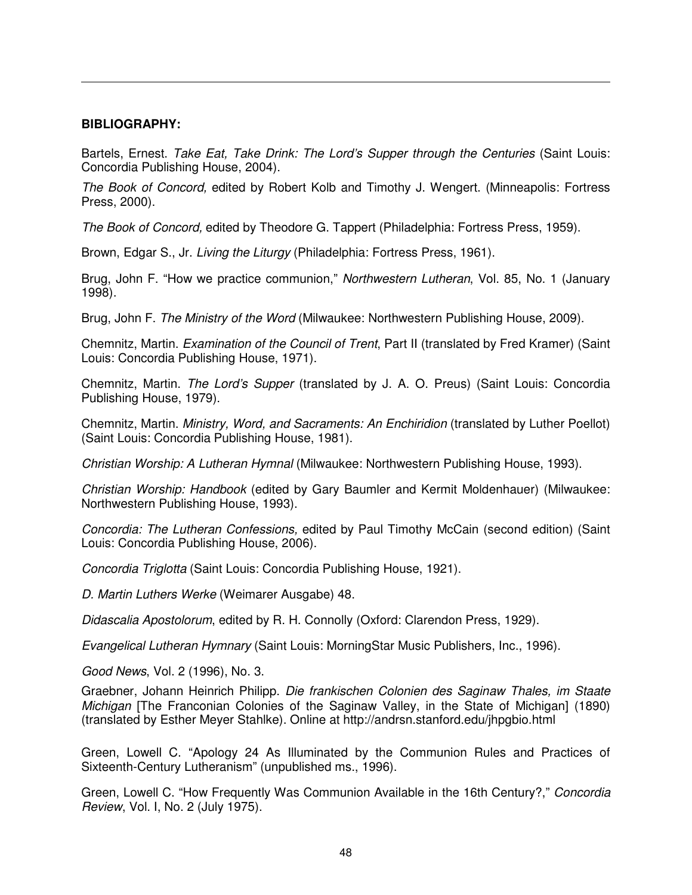**BIBLIOGRAPHY:**

Bartels, Ernest. *Take Eat, Take Drink: The Lord's Supper through the Centuries* (Saint Louis: Concordia Publishing House, 2004).

*The Book of Concord,* edited by Robert Kolb and Timothy J. Wengert. (Minneapolis: Fortress Press, 2000).

*The Book of Concord,* edited by Theodore G. Tappert (Philadelphia: Fortress Press, 1959).

Brown, Edgar S., Jr. *Living the Liturgy* (Philadelphia: Fortress Press, 1961).

Brug, John F. "How we practice communion," *Northwestern Lutheran*, Vol. 85, No. 1 (January 1998).

Brug, John F. *The Ministry of the Word* (Milwaukee: Northwestern Publishing House, 2009).

Chemnitz, Martin. *Examination of the Council of Trent*, Part II (translated by Fred Kramer) (Saint Louis: Concordia Publishing House, 1971).

Chemnitz, Martin. *The Lord's Supper* (translated by J. A. O. Preus) (Saint Louis: Concordia Publishing House, 1979).

Chemnitz, Martin. *Ministry, Word, and Sacraments: An Enchiridion* (translated by Luther Poellot) (Saint Louis: Concordia Publishing House, 1981).

*Christian Worship: A Lutheran Hymnal* (Milwaukee: Northwestern Publishing House, 1993).

*Christian Worship: Handbook* (edited by Gary Baumler and Kermit Moldenhauer) (Milwaukee: Northwestern Publishing House, 1993).

*Concordia: The Lutheran Confessions,* edited by Paul Timothy McCain (second edition) (Saint Louis: Concordia Publishing House, 2006).

*Concordia Triglotta* (Saint Louis: Concordia Publishing House, 1921).

*D. Martin Luthers Werke* (Weimarer Ausgabe) 48.

*Didascalia Apostolorum*, edited by R. H. Connolly (Oxford: Clarendon Press, 1929).

*Evangelical Lutheran Hymnary* (Saint Louis: MorningStar Music Publishers, Inc., 1996).

*Good News*, Vol. 2 (1996), No. 3.

Graebner, Johann Heinrich Philipp. *Die frankischen Colonien des Saginaw Thales, im Staate Michigan* [The Franconian Colonies of the Saginaw Valley, in the State of Michigan] (1890) (translated by Esther Meyer Stahlke). Online at http://andrsn.stanford.edu/jhpgbio.html

Green, Lowell C. "Apology 24 As Illuminated by the Communion Rules and Practices of Sixteenth-Century Lutheranism" (unpublished ms., 1996).

Green, Lowell C. "How Frequently Was Communion Available in the 16th Century?," *Concordia Review*, Vol. I, No. 2 (July 1975).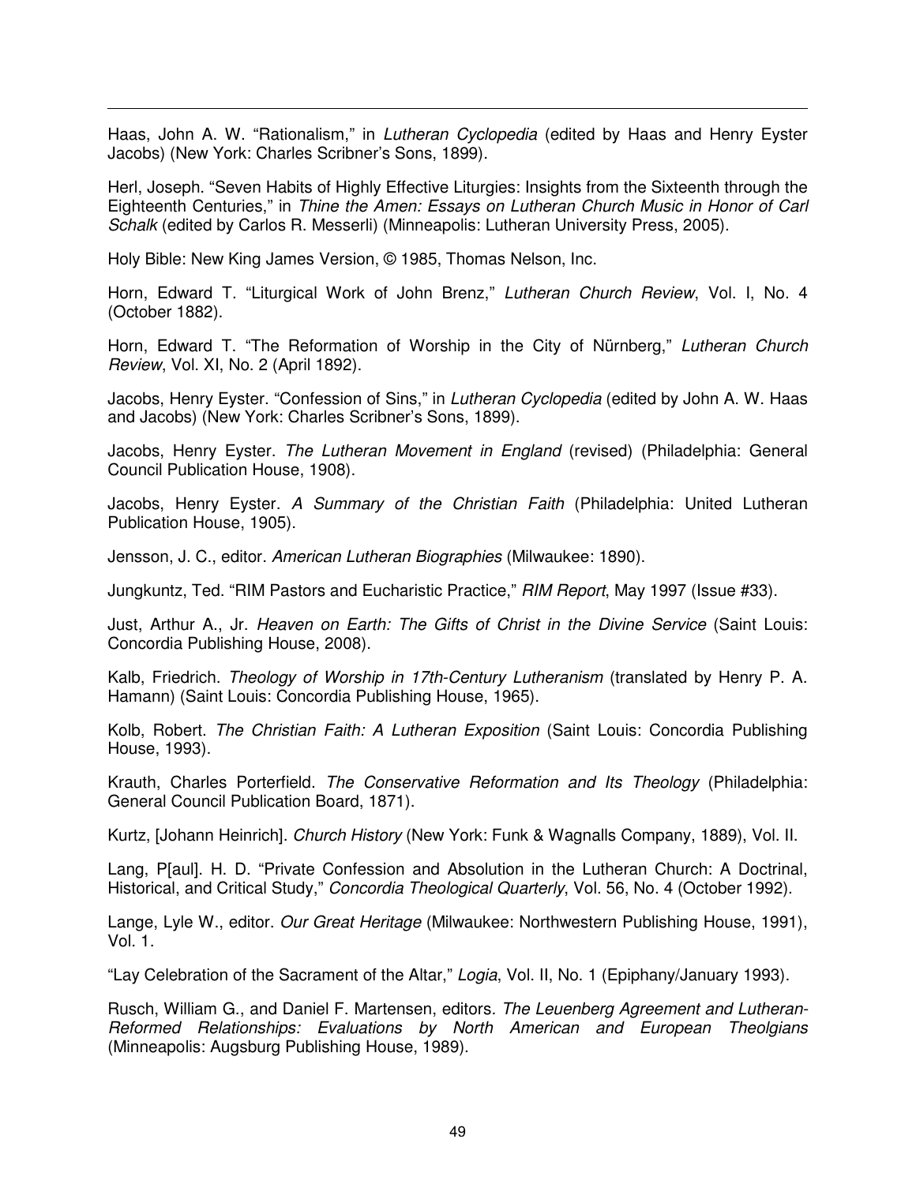Haas, John A. W. "Rationalism," in *Lutheran Cyclopedia* (edited by Haas and Henry Eyster Jacobs) (New York: Charles Scribner's Sons, 1899).

Herl, Joseph. "Seven Habits of Highly Effective Liturgies: Insights from the Sixteenth through the Eighteenth Centuries," in *Thine the Amen: Essays on Lutheran Church Music in Honor of Carl Schalk* (edited by Carlos R. Messerli) (Minneapolis: Lutheran University Press, 2005).

Holy Bible: New King James Version, © 1985, Thomas Nelson, Inc.

Horn, Edward T. "Liturgical Work of John Brenz," *Lutheran Church Review*, Vol. I, No. 4 (October 1882).

Horn, Edward T. "The Reformation of Worship in the City of Nürnberg," *Lutheran Church Review*, Vol. XI, No. 2 (April 1892).

Jacobs, Henry Eyster. "Confession of Sins," in *Lutheran Cyclopedia* (edited by John A. W. Haas and Jacobs) (New York: Charles Scribner's Sons, 1899).

Jacobs, Henry Eyster. *The Lutheran Movement in England* (revised) (Philadelphia: General Council Publication House, 1908).

Jacobs, Henry Eyster. *A Summary of the Christian Faith* (Philadelphia: United Lutheran Publication House, 1905).

Jensson, J. C., editor. *American Lutheran Biographies* (Milwaukee: 1890).

Jungkuntz, Ted. "RIM Pastors and Eucharistic Practice," *RIM Report*, May 1997 (Issue #33).

Just, Arthur A., Jr. *Heaven on Earth: The Gifts of Christ in the Divine Service* (Saint Louis: Concordia Publishing House, 2008).

Kalb, Friedrich. *Theology of Worship in 17th-Century Lutheranism* (translated by Henry P. A. Hamann) (Saint Louis: Concordia Publishing House, 1965).

Kolb, Robert. *The Christian Faith: A Lutheran Exposition* (Saint Louis: Concordia Publishing House, 1993).

Krauth, Charles Porterfield. *The Conservative Reformation and Its Theology* (Philadelphia: General Council Publication Board, 1871).

Kurtz, [Johann Heinrich]. *Church History* (New York: Funk & Wagnalls Company, 1889), Vol. II.

Lang, P[aul]. H. D. "Private Confession and Absolution in the Lutheran Church: A Doctrinal, Historical, and Critical Study," *Concordia Theological Quarterly*, Vol. 56, No. 4 (October 1992).

Lange, Lyle W., editor. *Our Great Heritage* (Milwaukee: Northwestern Publishing House, 1991), Vol. 1.

"Lay Celebration of the Sacrament of the Altar," *Logia*, Vol. II, No. 1 (Epiphany/January 1993).

Rusch, William G., and Daniel F. Martensen, editors. *The Leuenberg Agreement and Lutheran-Reformed Relationships: Evaluations by North American and European Theolgians* (Minneapolis: Augsburg Publishing House, 1989).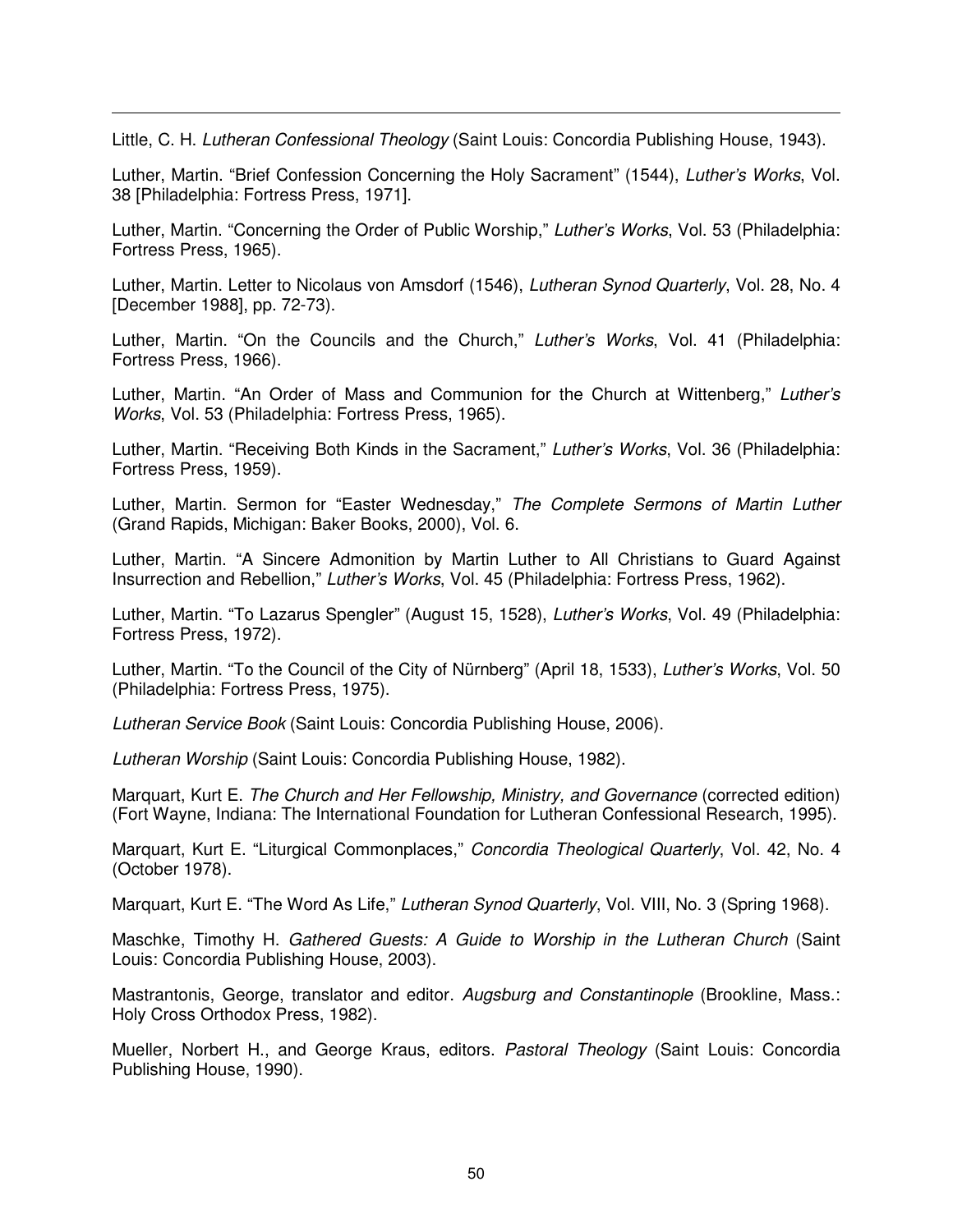Little, C. H. *Lutheran Confessional Theology* (Saint Louis: Concordia Publishing House, 1943).

Luther, Martin. "Brief Confession Concerning the Holy Sacrament" (1544), *Luther's Works*, Vol. 38 [Philadelphia: Fortress Press, 1971].

Luther, Martin. "Concerning the Order of Public Worship," *Luther's Works*, Vol. 53 (Philadelphia: Fortress Press, 1965).

Luther, Martin. Letter to Nicolaus von Amsdorf (1546), *Lutheran Synod Quarterly*, Vol. 28, No. 4 [December 1988], pp. 72-73).

Luther, Martin. "On the Councils and the Church," *Luther's Works*, Vol. 41 (Philadelphia: Fortress Press, 1966).

Luther, Martin. "An Order of Mass and Communion for the Church at Wittenberg," *Luther's Works*, Vol. 53 (Philadelphia: Fortress Press, 1965).

Luther, Martin. "Receiving Both Kinds in the Sacrament," *Luther's Works*, Vol. 36 (Philadelphia: Fortress Press, 1959).

Luther, Martin. Sermon for "Easter Wednesday," *The Complete Sermons of Martin Luther* (Grand Rapids, Michigan: Baker Books, 2000), Vol. 6.

Luther, Martin. "A Sincere Admonition by Martin Luther to All Christians to Guard Against Insurrection and Rebellion," *Luther's Works*, Vol. 45 (Philadelphia: Fortress Press, 1962).

Luther, Martin. "To Lazarus Spengler" (August 15, 1528), *Luther's Works*, Vol. 49 (Philadelphia: Fortress Press, 1972).

Luther, Martin. "To the Council of the City of Nürnberg" (April 18, 1533), *Luther's Works*, Vol. 50 (Philadelphia: Fortress Press, 1975).

*Lutheran Service Book* (Saint Louis: Concordia Publishing House, 2006).

*Lutheran Worship* (Saint Louis: Concordia Publishing House, 1982).

Marquart, Kurt E. *The Church and Her Fellowship, Ministry, and Governance* (corrected edition) (Fort Wayne, Indiana: The International Foundation for Lutheran Confessional Research, 1995).

Marquart, Kurt E. "Liturgical Commonplaces," *Concordia Theological Quarterly*, Vol. 42, No. 4 (October 1978).

Marquart, Kurt E. "The Word As Life," *Lutheran Synod Quarterly*, Vol. VIII, No. 3 (Spring 1968).

Maschke, Timothy H. *Gathered Guests: A Guide to Worship in the Lutheran Church* (Saint Louis: Concordia Publishing House, 2003).

Mastrantonis, George, translator and editor. *Augsburg and Constantinople* (Brookline, Mass.: Holy Cross Orthodox Press, 1982).

Mueller, Norbert H., and George Kraus, editors. *Pastoral Theology* (Saint Louis: Concordia Publishing House, 1990).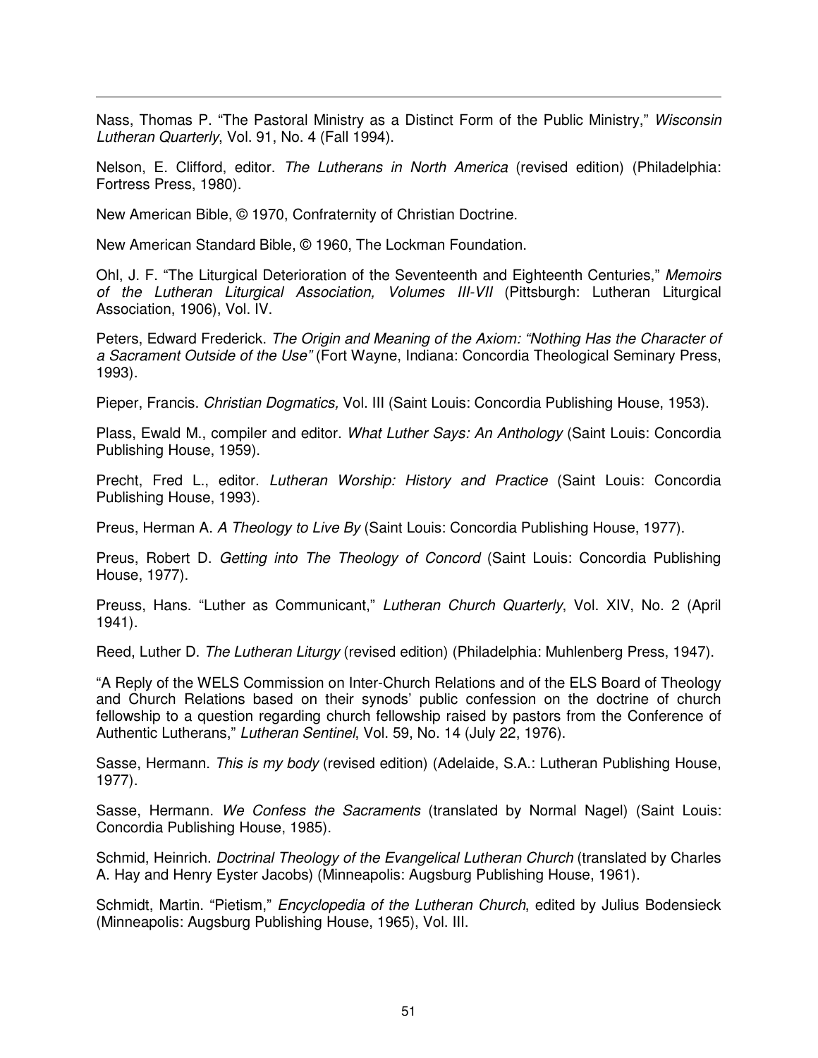Nass, Thomas P. "The Pastoral Ministry as a Distinct Form of the Public Ministry," *Wisconsin Lutheran Quarterly*, Vol. 91, No. 4 (Fall 1994).

Nelson, E. Clifford, editor. *The Lutherans in North America* (revised edition) (Philadelphia: Fortress Press, 1980).

New American Bible, © 1970, Confraternity of Christian Doctrine.

New American Standard Bible, © 1960, The Lockman Foundation.

Ohl, J. F. "The Liturgical Deterioration of the Seventeenth and Eighteenth Centuries," *Memoirs of the Lutheran Liturgical Association, Volumes III-VII* (Pittsburgh: Lutheran Liturgical Association, 1906), Vol. IV.

Peters, Edward Frederick. *The Origin and Meaning of the Axiom: "Nothing Has the Character of a Sacrament Outside of the Use"* (Fort Wayne, Indiana: Concordia Theological Seminary Press, 1993).

Pieper, Francis. *Christian Dogmatics,* Vol. III (Saint Louis: Concordia Publishing House, 1953).

Plass, Ewald M., compiler and editor. *What Luther Says: An Anthology* (Saint Louis: Concordia Publishing House, 1959).

Precht, Fred L., editor. *Lutheran Worship: History and Practice* (Saint Louis: Concordia Publishing House, 1993).

Preus, Herman A. *A Theology to Live By* (Saint Louis: Concordia Publishing House, 1977).

Preus, Robert D. *Getting into The Theology of Concord* (Saint Louis: Concordia Publishing House, 1977).

Preuss, Hans. "Luther as Communicant," *Lutheran Church Quarterly*, Vol. XIV, No. 2 (April 1941).

Reed, Luther D. *The Lutheran Liturgy* (revised edition) (Philadelphia: Muhlenberg Press, 1947).

"A Reply of the WELS Commission on Inter-Church Relations and of the ELS Board of Theology and Church Relations based on their synods' public confession on the doctrine of church fellowship to a question regarding church fellowship raised by pastors from the Conference of Authentic Lutherans," *Lutheran Sentinel*, Vol. 59, No. 14 (July 22, 1976).

Sasse, Hermann. *This is my body* (revised edition) (Adelaide, S.A.: Lutheran Publishing House, 1977).

Sasse, Hermann. *We Confess the Sacraments* (translated by Normal Nagel) (Saint Louis: Concordia Publishing House, 1985).

Schmid, Heinrich. *Doctrinal Theology of the Evangelical Lutheran Church* (translated by Charles A. Hay and Henry Eyster Jacobs) (Minneapolis: Augsburg Publishing House, 1961).

Schmidt, Martin. "Pietism," *Encyclopedia of the Lutheran Church*, edited by Julius Bodensieck (Minneapolis: Augsburg Publishing House, 1965), Vol. III.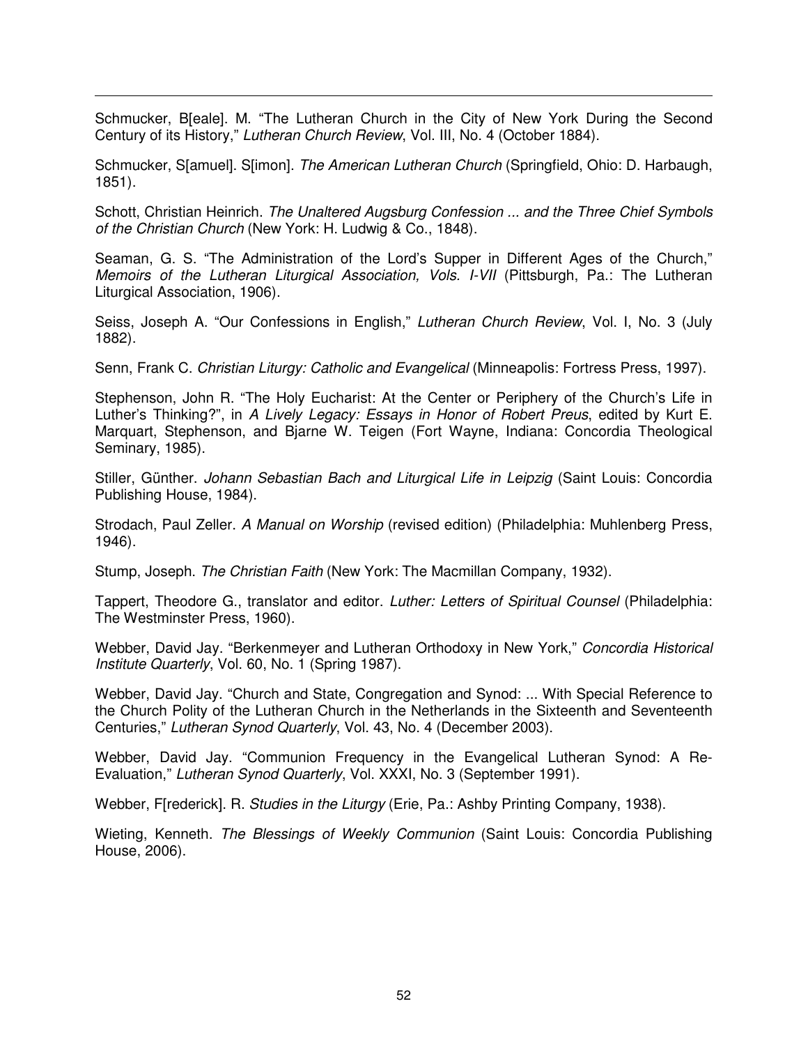Schmucker, B[eale]. M. “The Lutheran Church in the City of New York During the Second Century of its History,” *Lutheran Church Review*, Vol. III, No. 4 (October 1884).

Schmucker, S[amuel]. S[imon]. *The American Lutheran Church* (Springfield, Ohio: D. Harbaugh, 1851).

Schott, Christian Heinrich. *The Unaltered Augsburg Confession ... and the Three Chief Symbols of the Christian Church* (New York: H. Ludwig & Co., 1848).

Seaman, G. S. “The Administration of the Lord’s Supper in Different Ages of the Church,” *Memoirs of the Lutheran Liturgical Association, Vols. I-VII* (Pittsburgh, Pa.: The Lutheran Liturgical Association, 1906).

Seiss, Joseph A. “Our Confessions in English,” *Lutheran Church Review*, Vol. I, No. 3 (July 1882).

Senn, Frank C. *Christian Liturgy: Catholic and Evangelical* (Minneapolis: Fortress Press, 1997).

Stephenson, John R. “The Holy Eucharist: At the Center or Periphery of the Church’s Life in Luther’s Thinking?”, in *A Lively Legacy: Essays in Honor of Robert Preus*, edited by Kurt E. Marquart, Stephenson, and Bjarne W. Teigen (Fort Wayne, Indiana: Concordia Theological Seminary, 1985).

Stiller, Günther. *Johann Sebastian Bach and Liturgical Life in Leipzig* (Saint Louis: Concordia Publishing House, 1984).

Strodach, Paul Zeller. *A Manual on Worship* (revised edition) (Philadelphia: Muhlenberg Press, 1946).

Stump, Joseph. *The Christian Faith* (New York: The Macmillan Company, 1932).

Tappert, Theodore G., translator and editor. *Luther: Letters of Spiritual Counsel* (Philadelphia: The Westminster Press, 1960).

Webber, David Jay. “Berkenmeyer and Lutheran Orthodoxy in New York,” *Concordia Historical Institute Quarterly*, Vol. 60, No. 1 (Spring 1987).

Webber, David Jay. “Church and State, Congregation and Synod: ... With Special Reference to the Church Polity of the Lutheran Church in the Netherlands in the Sixteenth and Seventeenth Centuries,” *Lutheran Synod Quarterly*, Vol. 43, No. 4 (December 2003).

Webber, David Jay. “Communion Frequency in the Evangelical Lutheran Synod: A Re-Evaluation,” *Lutheran Synod Quarterly*, Vol. XXXI, No. 3 (September 1991).

Webber, F[rederick]. R. *Studies in the Liturgy* (Erie, Pa.: Ashby Printing Company, 1938).

Wieting, Kenneth. *The Blessings of Weekly Communion* (Saint Louis: Concordia Publishing House, 2006).